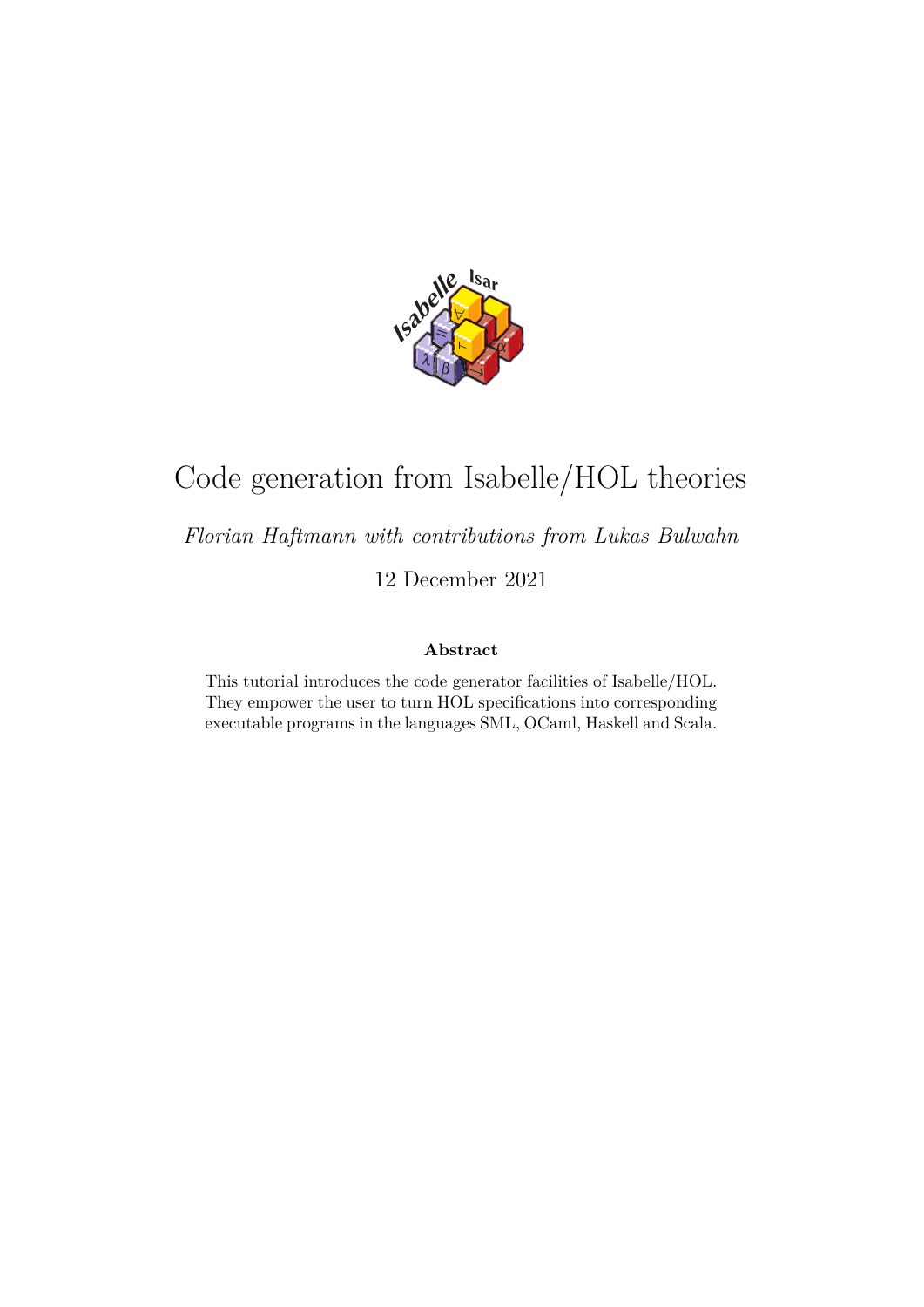# Code generation from Isabelle/HOL theories

*Florian Haftmann with contributions from Lukas Bulwahn*

12 December 2021

**Abstract**

This tutorial introduces the code generator facilities of Isabelle/HOL. They empower the user to turn HOL specifications into corresponding executable programs in the languages SML, OCaml, Haskell and Scala.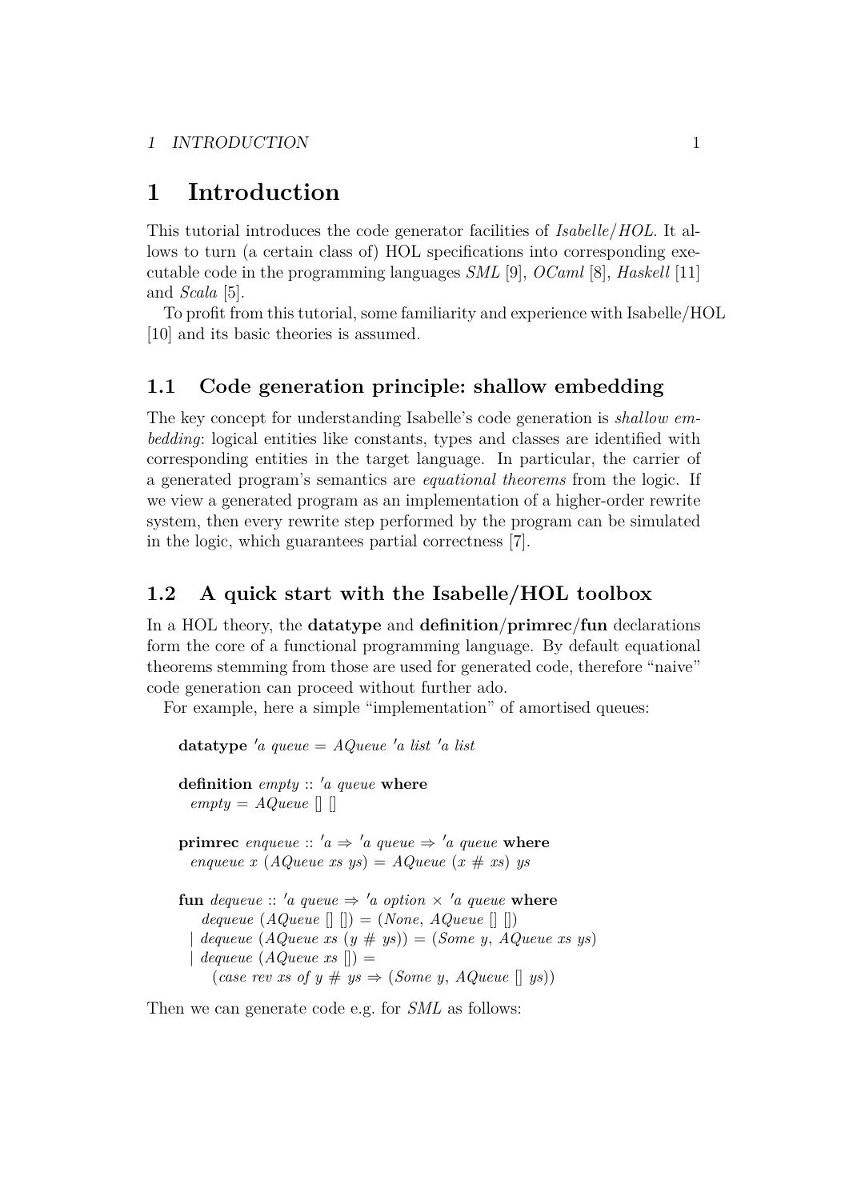# 1 Introduction

This tutorial introduces the code generator facilities of *Isabelle/HOL*. It allows to turn (a certain class of) HOL specifications into corresponding executable code in the programming languages *SML* [9], *OCaml* [8], *Haskell* [11] and *Scala* [5].

To profit from this tutorial, some familiarity and experience with Isabelle/HOL [10] and its basic theories is assumed.

## 1.1 Code generation principle: shallow embedding

The key concept for understanding Isabelle's code generation is *shallow embedding*: logical entities like constants, types and classes are identified with corresponding entities in the target language. In particular, the carrier of a generated program's semantics are *equational theorems* from the logic. If we view a generated program as an implementation of a higher-order rewrite system, then every rewrite step performed by the program can be simulated in the logic, which guarantees partial correctness [7].

## 1.2 A quick start with the Isabelle/HOL toolbox

In a HOL theory, the **datatype** and **definition**/**primrec**/**fun** declarations form the core of a functional programming language. By default equational theorems stemming from those are used for generated code, therefore "naive" code generation can proceed without further ado.

For example, here a simple "implementation" of amortised queues:

```
datatype 'a queue = AQueue 'a list 'a list

definition empty :: 'a queue where
  empty = AQueue [] []

primrec enqueue :: 'a ⇒ 'a queue ⇒ 'a queue where
  enqueue x (AQueue xs ys) = AQueue (x # xs) ys

fun dequeue :: 'a queue ⇒ 'a option × 'a queue where
    dequeue (AQueue [] []) = (None, AQueue [] [])
  | dequeue (AQueue xs (y # ys)) = (Some y, AQueue xs ys)
  | dequeue (AQueue xs []) =
      (case rev xs of y # ys ⇒ (Some y, AQueue [] ys))
```

Then we can generate code e.g. for *SML* as follows: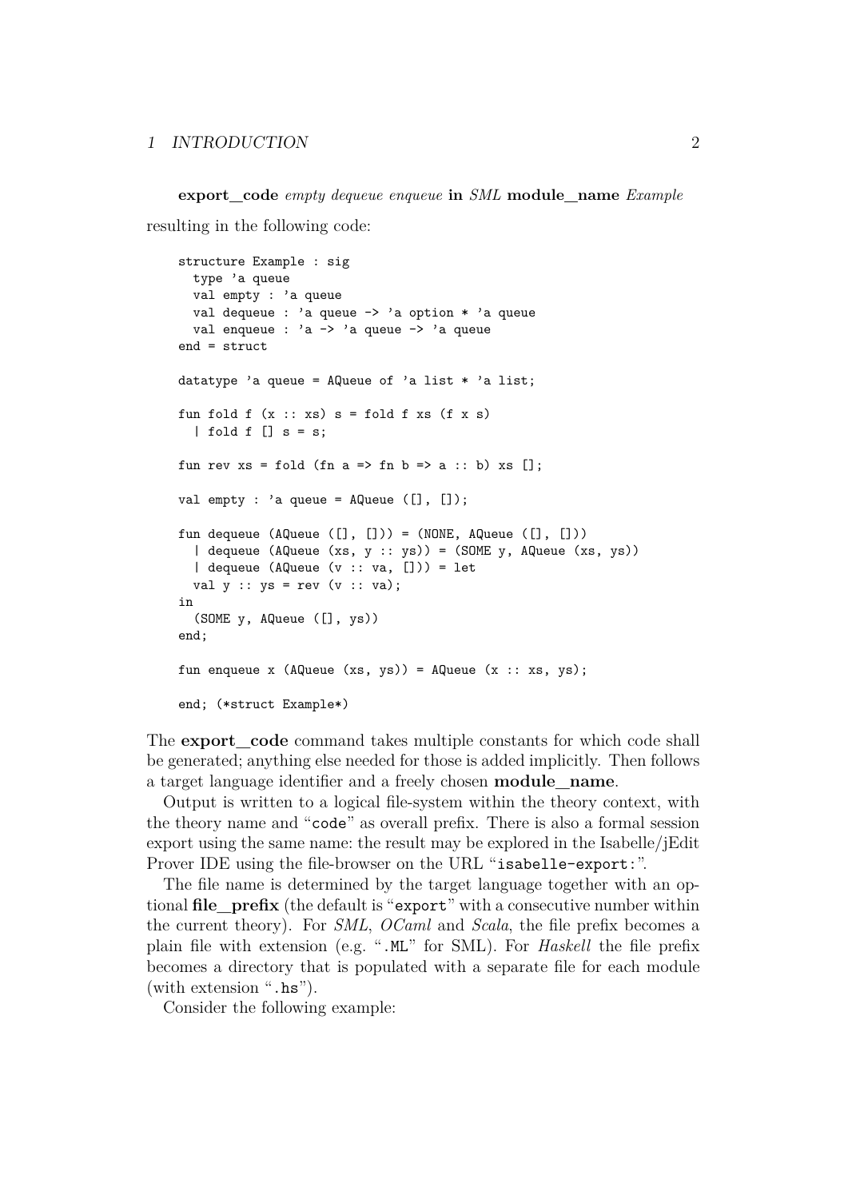**export_code** *empty dequeue enqueue* **in** *SML* **module_name** *Example*

resulting in the following code:

```
structure Example : sig
  type 'a queue
  val empty : 'a queue
  val dequeue : 'a queue -> 'a option * 'a queue
  val enqueue : 'a -> 'a queue -> 'a queue
end = struct

datatype 'a queue = AQueue of 'a list * 'a list;

fun fold f (x :: xs) s = fold f xs (f x s)
  | fold f [] s = s;

fun rev xs = fold (fn a => fn b => a :: b) xs [];

val empty : 'a queue = AQueue ([], []);

fun dequeue (AQueue ([], [])) = (NONE, AQueue ([], []))
  | dequeue (AQueue (xs, y :: ys)) = (SOME y, AQueue (xs, ys))
  | dequeue (AQueue (v :: va, [])) = let
  val y :: ys = rev (v :: va);
in
  (SOME y, AQueue ([], ys))
end;

fun enqueue x (AQueue (xs, ys)) = AQueue (x :: xs, ys);

end; (*struct Example*)
```

The **export_code** command takes multiple constants for which code shall be generated; anything else needed for those is added implicitly. Then follows a target language identifier and a freely chosen **module_name**.

Output is written to a logical file-system within the theory context, with the theory name and "`code`" as overall prefix. There is also a formal session export using the same name: the result may be explored in the Isabelle/jEdit Prover IDE using the file-browser on the URL "`isabelle-export:`".

The file name is determined by the target language together with an optional **file_prefix** (the default is "`export`" with a consecutive number within the current theory). For *SML*, *OCaml* and *Scala*, the file prefix becomes a plain file with extension (e.g. "`.ML`" for SML). For *Haskell* the file prefix becomes a directory that is populated with a separate file for each module (with extension "`.hs`").

Consider the following example: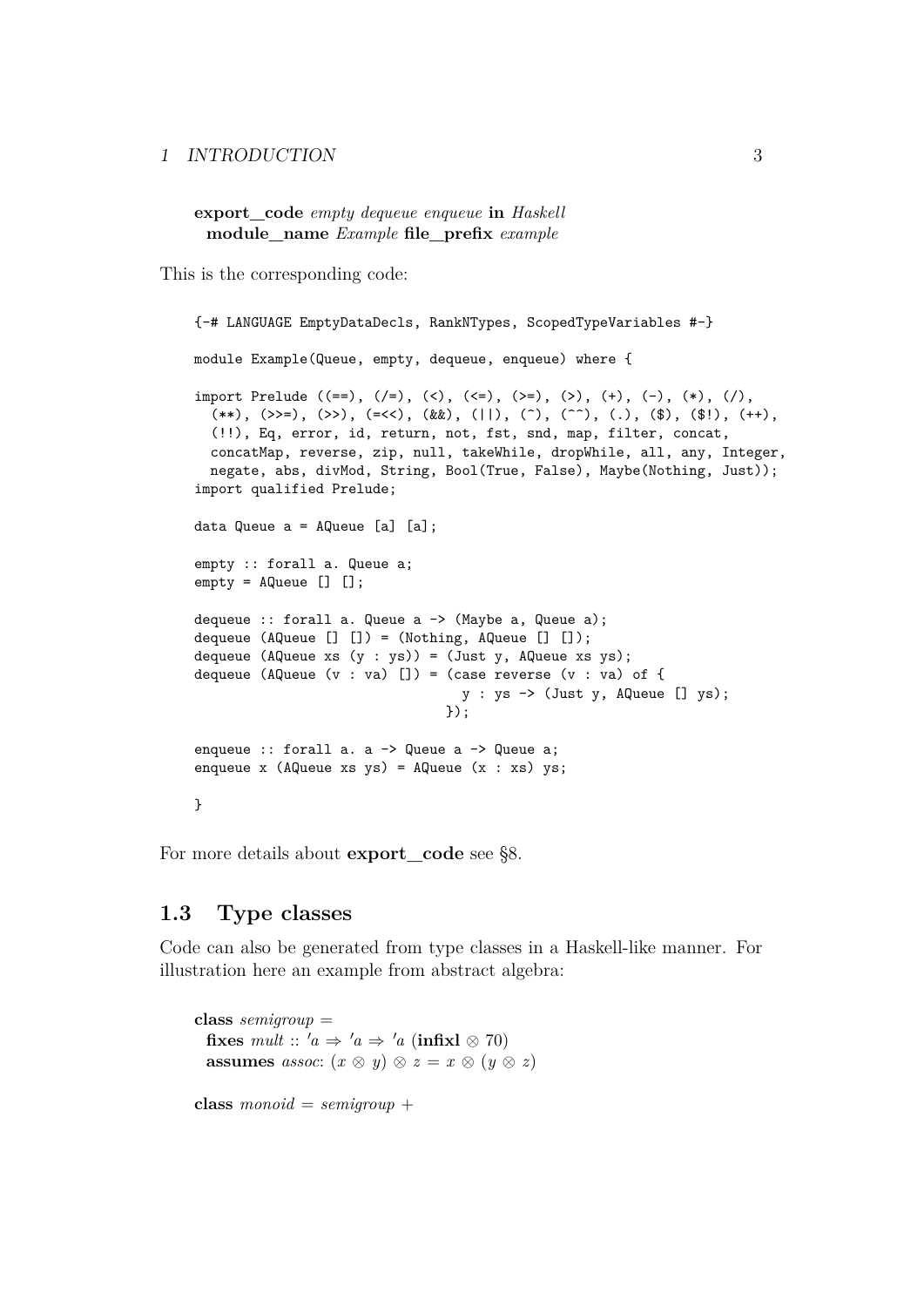**export_code** *empty dequeue enqueue* **in** *Haskell*
  **module_name** *Example* **file_prefix** *example*

This is the corresponding code:

```
{-# LANGUAGE EmptyDataDecls, RankNTypes, ScopedTypeVariables #-}

module Example(Queue, empty, dequeue, enqueue) where {

import Prelude ((==), (/=), (<), (<=), (>=), (>), (+), (-), (*), (/),
  (**), (>>=), (>>), (=<<), (&&), (||), (^), (^^), (.), ($), ($!), (++),
  (!!), Eq, error, id, return, not, fst, snd, map, filter, concat,
  concatMap, reverse, zip, null, takeWhile, dropWhile, all, any, Integer,
  negate, abs, divMod, String, Bool(True, False), Maybe(Nothing, Just));
import qualified Prelude;

data Queue a = AQueue [a] [a];

empty :: forall a. Queue a;
empty = AQueue [] [];

dequeue :: forall a. Queue a -> (Maybe a, Queue a);
dequeue (AQueue [] []) = (Nothing, AQueue [] []);
dequeue (AQueue xs (y : ys)) = (Just y, AQueue xs ys);
dequeue (AQueue (v : va) []) = (case reverse (v : va) of {
                                  y : ys -> (Just y, AQueue [] ys);
                                });

enqueue :: forall a. a -> Queue a -> Queue a;
enqueue x (AQueue xs ys) = AQueue (x : xs) ys;

}
```

For more details about **export_code** see §8.

## 1.3 Type classes

Code can also be generated from type classes in a Haskell-like manner. For illustration here an example from abstract algebra:

**class** *semigroup* =
  **fixes** *mult* :: $'a \Rightarrow 'a \Rightarrow 'a$ (**infixl** $\otimes$ 70)
  **assumes** *assoc*: $(x \otimes y) \otimes z = x \otimes (y \otimes z)$

**class** *monoid* = *semigroup* +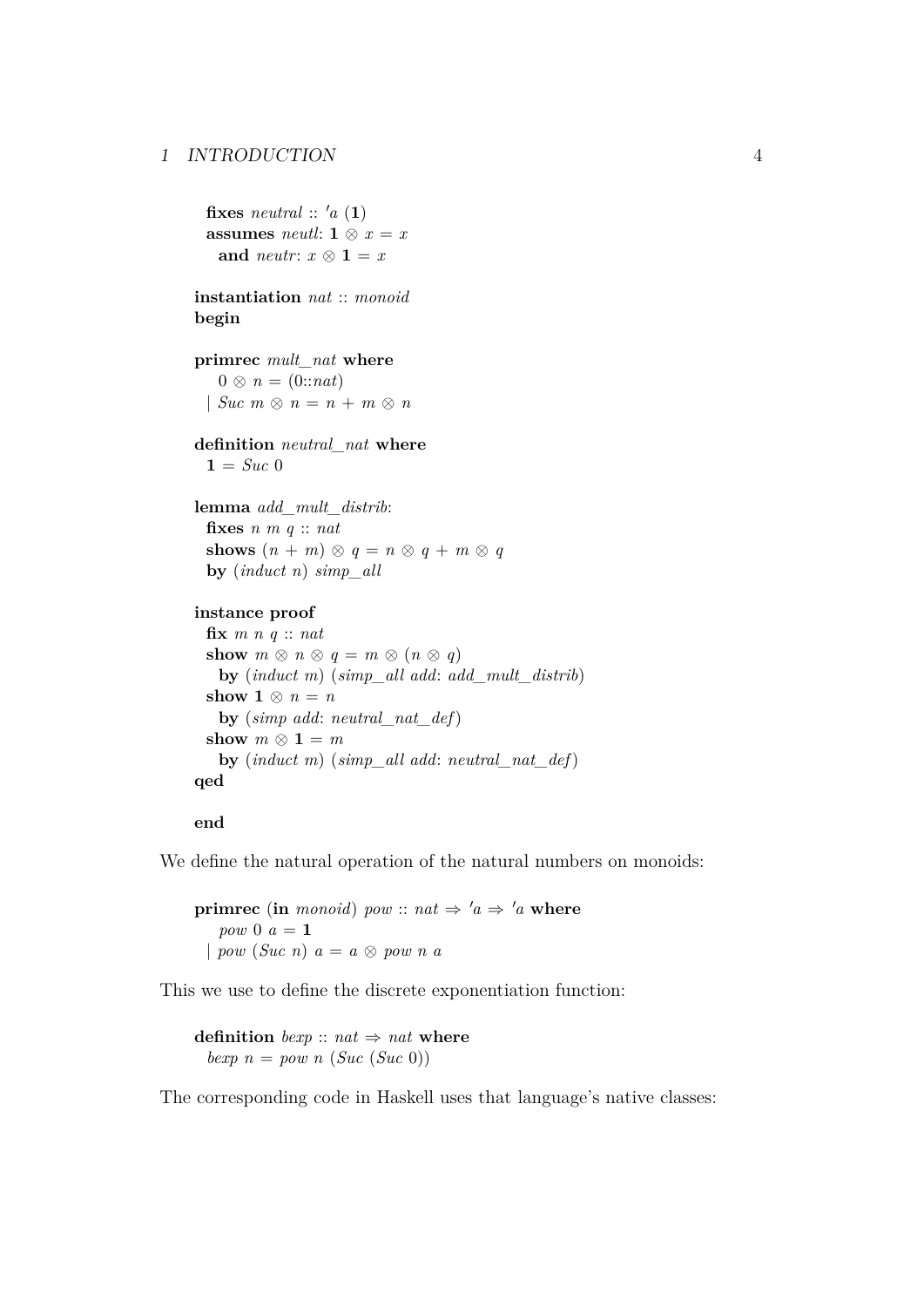```
  fixes neutral :: 'a (1)
  assumes neutl: 1 ⊗ x = x
    and neutr: x ⊗ 1 = x

instantiation nat :: monoid
begin

primrec mult_nat where
    0 ⊗ n = (0::nat)
  | Suc m ⊗ n = n + m ⊗ n

definition neutral_nat where
  1 = Suc 0

lemma add_mult_distrib:
  fixes n m q :: nat
  shows (n + m) ⊗ q = n ⊗ q + m ⊗ q
  by (induct n) simp_all

instance proof
  fix m n q :: nat
  show m ⊗ n ⊗ q = m ⊗ (n ⊗ q)
    by (induct m) (simp_all add: add_mult_distrib)
  show 1 ⊗ n = n
    by (simp add: neutral_nat_def)
  show m ⊗ 1 = m
    by (induct m) (simp_all add: neutral_nat_def)
qed

end
```

We define the natural operation of the natural numbers on monoids:

```
primrec (in monoid) pow :: nat ⇒ 'a ⇒ 'a where
    pow 0 a = 1
  | pow (Suc n) a = a ⊗ pow n a
```

This we use to define the discrete exponentiation function:

```
definition bexp :: nat ⇒ nat where
  bexp n = pow n (Suc (Suc 0))
```

The corresponding code in Haskell uses that language's native classes: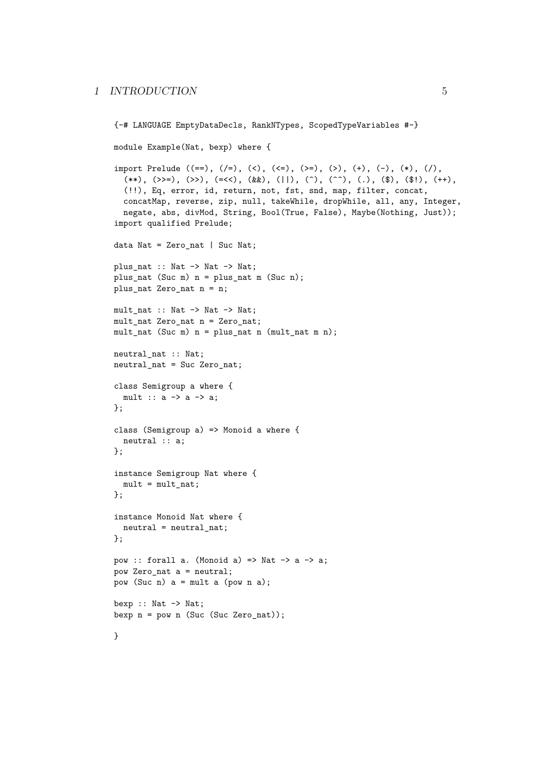```
{-# LANGUAGE EmptyDataDecls, RankNTypes, ScopedTypeVariables #-}

module Example(Nat, bexp) where {

import Prelude ((==), (/=), (<), (<=), (>=), (>), (+), (-), (*), (/),
  (**), (>>=), (>>), (=<<), (&&), (||), (^), (^^), (.), ($), ($!), (++),
  (!!), Eq, error, id, return, not, fst, snd, map, filter, concat,
  concatMap, reverse, zip, null, takeWhile, dropWhile, all, any, Integer,
  negate, abs, divMod, String, Bool(True, False), Maybe(Nothing, Just));
import qualified Prelude;

data Nat = Zero_nat | Suc Nat;

plus_nat :: Nat -> Nat -> Nat;
plus_nat (Suc m) n = plus_nat m (Suc n);
plus_nat Zero_nat n = n;

mult_nat :: Nat -> Nat -> Nat;
mult_nat Zero_nat n = Zero_nat;
mult_nat (Suc m) n = plus_nat n (mult_nat m n);

neutral_nat :: Nat;
neutral_nat = Suc Zero_nat;

class Semigroup a where {
  mult :: a -> a -> a;
};

class (Semigroup a) => Monoid a where {
  neutral :: a;
};

instance Semigroup Nat where {
  mult = mult_nat;
};

instance Monoid Nat where {
  neutral = neutral_nat;
};

pow :: forall a. (Monoid a) => Nat -> a -> a;
pow Zero_nat a = neutral;
pow (Suc n) a = mult a (pow n a);

bexp :: Nat -> Nat;
bexp n = pow n (Suc (Suc Zero_nat));

}
```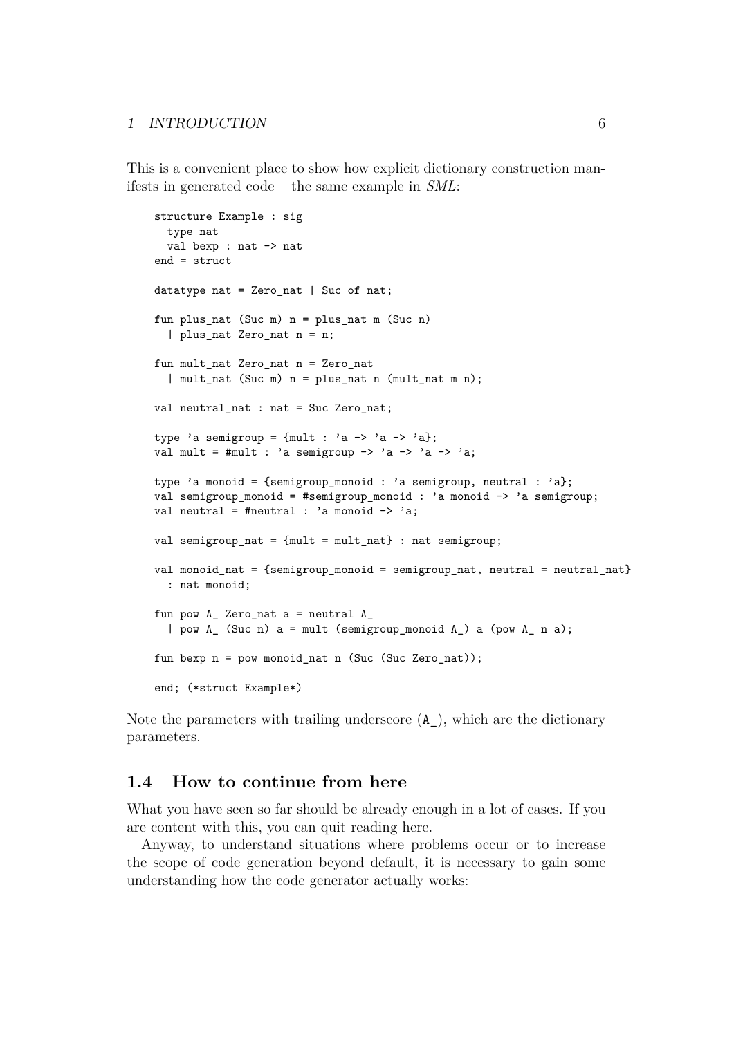This is a convenient place to show how explicit dictionary construction manifests in generated code – the same example in *SML*:

```
structure Example : sig
  type nat
  val bexp : nat -> nat
end = struct

datatype nat = Zero_nat | Suc of nat;

fun plus_nat (Suc m) n = plus_nat m (Suc n)
  | plus_nat Zero_nat n = n;

fun mult_nat Zero_nat n = Zero_nat
  | mult_nat (Suc m) n = plus_nat n (mult_nat m n);

val neutral_nat : nat = Suc Zero_nat;

type 'a semigroup = {mult : 'a -> 'a -> 'a};
val mult = #mult : 'a semigroup -> 'a -> 'a -> 'a;

type 'a monoid = {semigroup_monoid : 'a semigroup, neutral : 'a};
val semigroup_monoid = #semigroup_monoid : 'a monoid -> 'a semigroup;
val neutral = #neutral : 'a monoid -> 'a;

val semigroup_nat = {mult = mult_nat} : nat semigroup;

val monoid_nat = {semigroup_monoid = semigroup_nat, neutral = neutral_nat}
  : nat monoid;

fun pow A_ Zero_nat a = neutral A_
  | pow A_ (Suc n) a = mult (semigroup_monoid A_) a (pow A_ n a);

fun bexp n = pow monoid_nat n (Suc (Suc Zero_nat));

end; (*struct Example*)
```

Note the parameters with trailing underscore (`A_`), which are the dictionary parameters.

## 1.4 How to continue from here

What you have seen so far should be already enough in a lot of cases. If you are content with this, you can quit reading here.

Anyway, to understand situations where problems occur or to increase the scope of code generation beyond default, it is necessary to gain some understanding how the code generator actually works: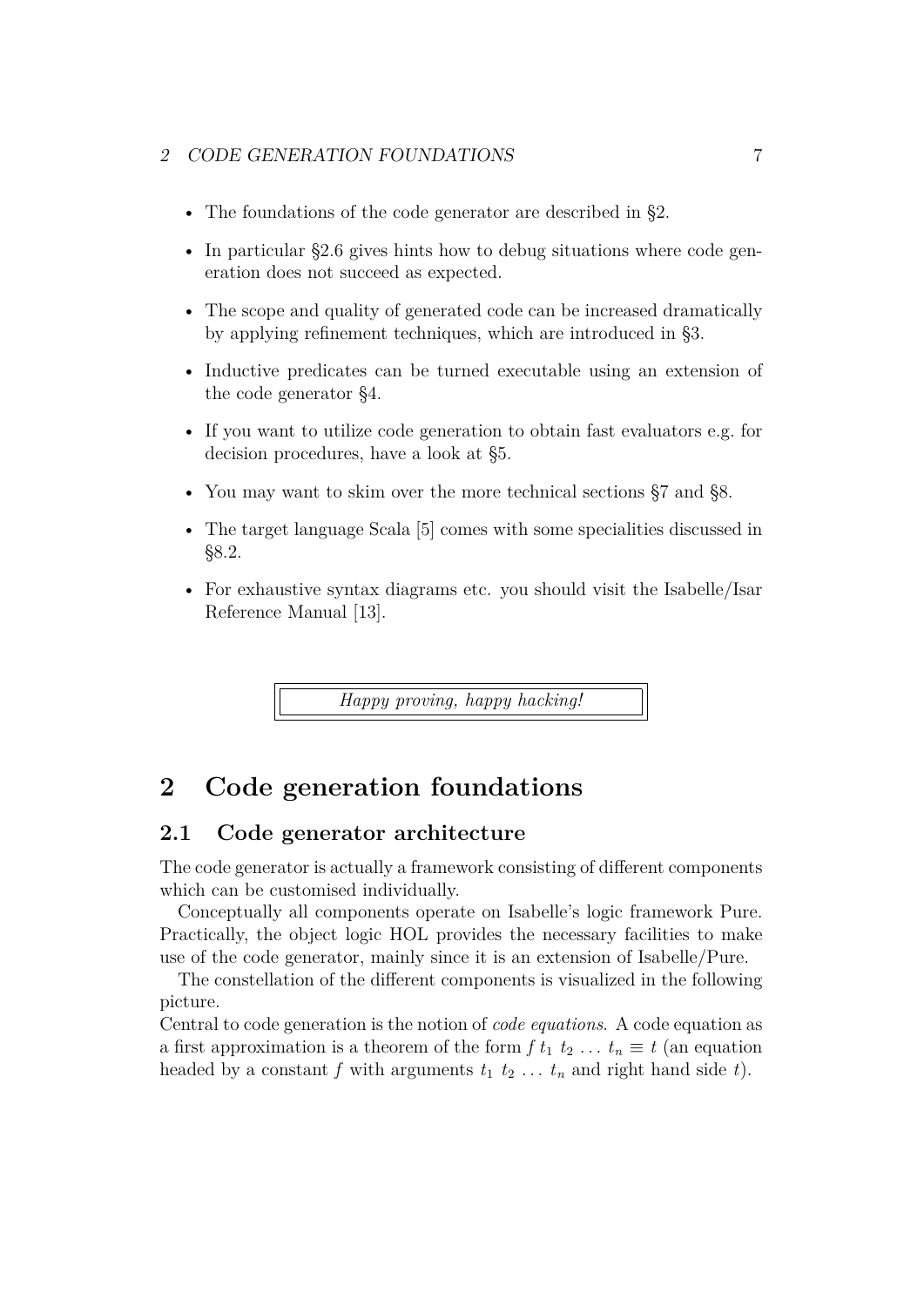- The foundations of the code generator are described in §2.
- In particular §2.6 gives hints how to debug situations where code generation does not succeed as expected.
- The scope and quality of generated code can be increased dramatically by applying refinement techniques, which are introduced in §3.
- Inductive predicates can be turned executable using an extension of the code generator §4.
- If you want to utilize code generation to obtain fast evaluators e.g. for decision procedures, have a look at §5.
- You may want to skim over the more technical sections §7 and §8.
- The target language Scala [5] comes with some specialities discussed in §8.2.
- For exhaustive syntax diagrams etc. you should visit the Isabelle/Isar Reference Manual [13].

*Happy proving, happy hacking!*

# 2 Code generation foundations

## 2.1 Code generator architecture

The code generator is actually a framework consisting of different components which can be customised individually.

Conceptually all components operate on Isabelle's logic framework Pure. Practically, the object logic HOL provides the necessary facilities to make use of the code generator, mainly since it is an extension of Isabelle/Pure.

The constellation of the different components is visualized in the following picture.

Central to code generation is the notion of *code equations*. A code equation as a first approximation is a theorem of the form $f\ t_1\ t_2\ \ldots\ t_n \equiv t$ (an equation headed by a constant $f$ with arguments $t_1\ t_2\ \ldots\ t_n$ and right hand side $t$).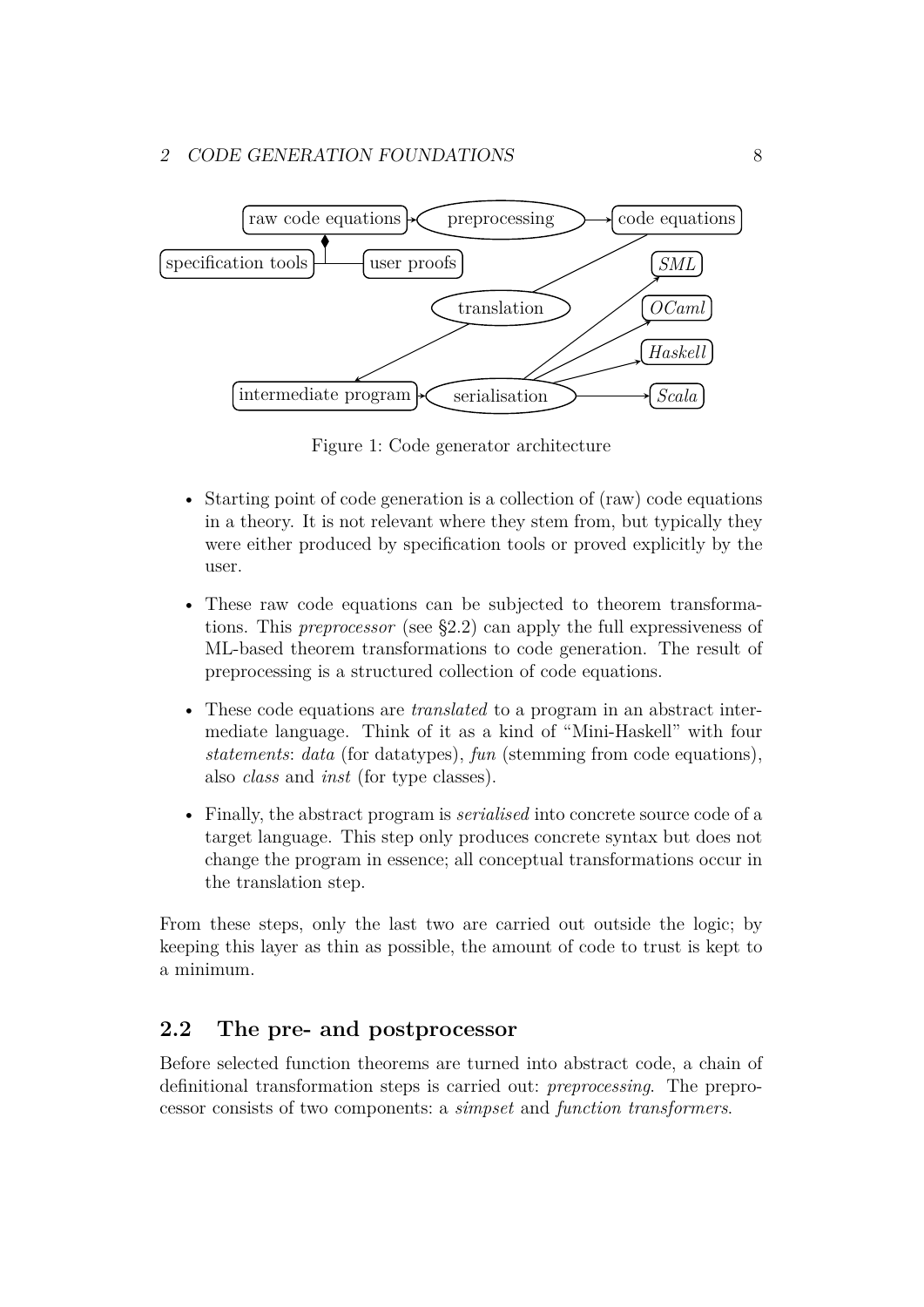Figure 1: Code generator architecture

- Starting point of code generation is a collection of (raw) code equations in a theory. It is not relevant where they stem from, but typically they were either produced by specification tools or proved explicitly by the user.
- These raw code equations can be subjected to theorem transformations. This *preprocessor* (see §2.2) can apply the full expressiveness of ML-based theorem transformations to code generation. The result of preprocessing is a structured collection of code equations.
- These code equations are *translated* to a program in an abstract intermediate language. Think of it as a kind of "Mini-Haskell" with four *statements*: *data* (for datatypes), *fun* (stemming from code equations), also *class* and *inst* (for type classes).
- Finally, the abstract program is *serialised* into concrete source code of a target language. This step only produces concrete syntax but does not change the program in essence; all conceptual transformations occur in the translation step.

From these steps, only the last two are carried out outside the logic; by keeping this layer as thin as possible, the amount of code to trust is kept to a minimum.

## 2.2 The pre- and postprocessor

Before selected function theorems are turned into abstract code, a chain of definitional transformation steps is carried out: *preprocessing*. The preprocessor consists of two components: a *simpset* and *function transformers*.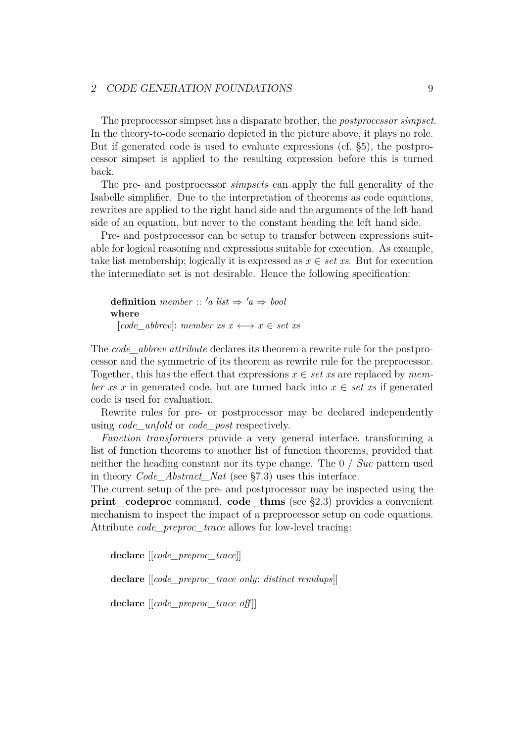The preprocessor simpset has a disparate brother, the *postprocessor simpset*. In the theory-to-code scenario depicted in the picture above, it plays no role. But if generated code is used to evaluate expressions (cf. §5), the postprocessor simpset is applied to the resulting expression before this is turned back.

The pre- and postprocessor *simpsets* can apply the full generality of the Isabelle simplifier. Due to the interpretation of theorems as code equations, rewrites are applied to the right hand side and the arguments of the left hand side of an equation, but never to the constant heading the left hand side.

Pre- and postprocessor can be setup to transfer between expressions suitable for logical reasoning and expressions suitable for execution. As example, take list membership; logically it is expressed as $x \in set\ xs$. But for execution the intermediate set is not desirable. Hence the following specification:

**definition** *member* :: *'a list* ⇒ *'a* ⇒ *bool*
**where**
  [*code_abbrev*]: *member xs x* ⟷ *x* ∈ *set xs*

The *code_abbrev attribute* declares its theorem a rewrite rule for the postprocessor and the symmetric of its theorem as rewrite rule for the preprocessor. Together, this has the effect that expressions $x \in set\ xs$ are replaced by *member xs x* in generated code, but are turned back into $x \in set\ xs$ if generated code is used for evaluation.

Rewrite rules for pre- or postprocessor may be declared independently using *code_unfold* or *code_post* respectively.

*Function transformers* provide a very general interface, transforming a list of function theorems to another list of function theorems, provided that neither the heading constant nor its type change. The 0 / *Suc* pattern used in theory *Code_Abstract_Nat* (see §7.3) uses this interface.
The current setup of the pre- and postprocessor may be inspected using the **print_codeproc** command. **code_thms** (see §2.3) provides a convenient mechanism to inspect the impact of a preprocessor setup on code equations. Attribute *code_preproc_trace* allows for low-level tracing:

**declare** [[*code_preproc_trace*]]

**declare** [[*code_preproc_trace only*: *distinct remdups*]]

**declare** [[*code_preproc_trace off*]]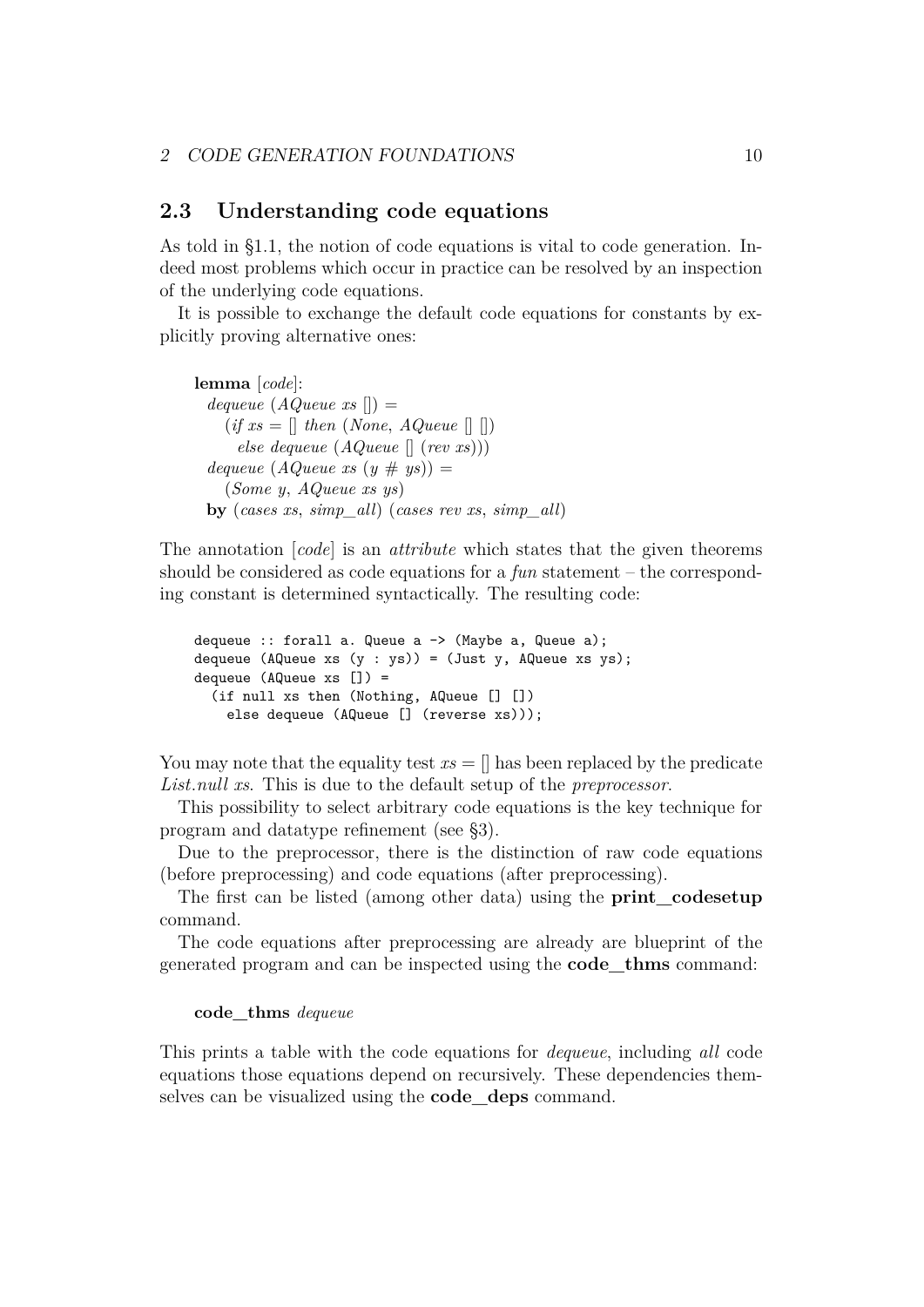## 2.3 Understanding code equations

As told in §1.1, the notion of code equations is vital to code generation. Indeed most problems which occur in practice can be resolved by an inspection of the underlying code equations.

It is possible to exchange the default code equations for constants by explicitly proving alternative ones:

```
lemma [code]:
  dequeue (AQueue xs []) =
    (if xs = [] then (None, AQueue [] [])
      else dequeue (AQueue [] (rev xs)))
  dequeue (AQueue xs (y # ys)) =
    (Some y, AQueue xs ys)
  by (cases xs, simp_all) (cases rev xs, simp_all)
```

The annotation [*code*] is an *attribute* which states that the given theorems should be considered as code equations for a *fun* statement – the corresponding constant is determined syntactically. The resulting code:

```
dequeue :: forall a. Queue a -> (Maybe a, Queue a);
dequeue (AQueue xs (y : ys)) = (Just y, AQueue xs ys);
dequeue (AQueue xs []) =
  (if null xs then (Nothing, AQueue [] [])
    else dequeue (AQueue [] (reverse xs)));
```

You may note that the equality test *xs* = [] has been replaced by the predicate *List.null xs*. This is due to the default setup of the *preprocessor*.

This possibility to select arbitrary code equations is the key technique for program and datatype refinement (see §3).

Due to the preprocessor, there is the distinction of raw code equations (before preprocessing) and code equations (after preprocessing).

The first can be listed (among other data) using the **print_codesetup** command.

The code equations after preprocessing are already are blueprint of the generated program and can be inspected using the **code_thms** command:

```
code_thms dequeue
```

This prints a table with the code equations for *dequeue*, including *all* code equations those equations depend on recursively. These dependencies themselves can be visualized using the **code_deps** command.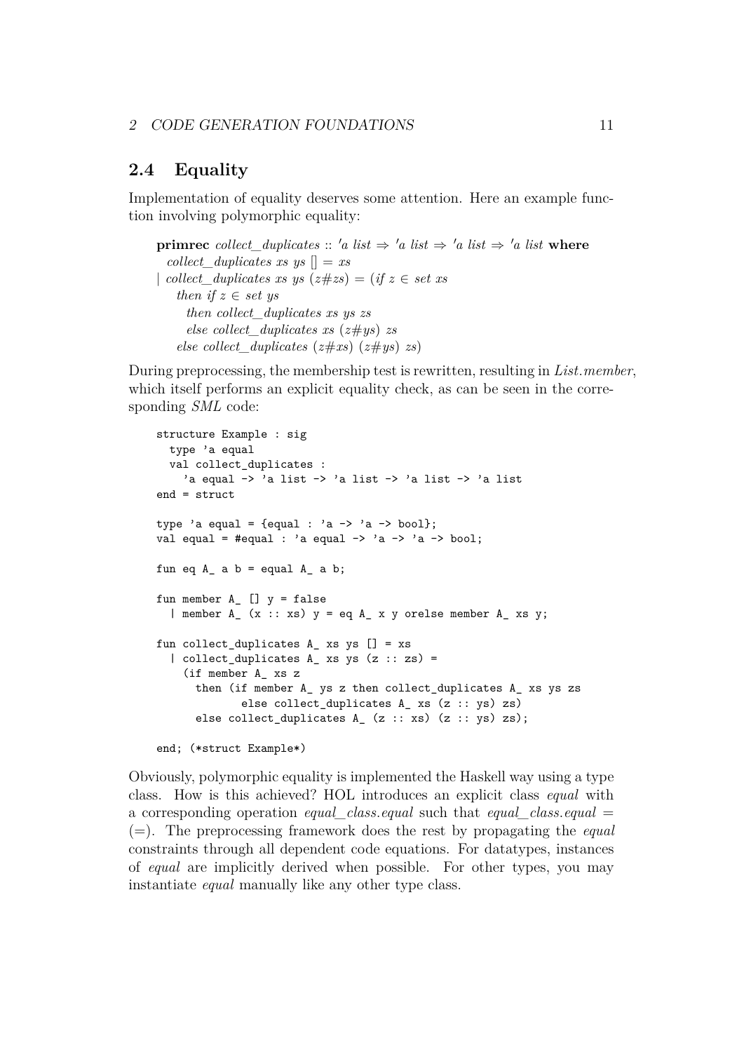## 2.4 Equality

Implementation of equality deserves some attention. Here an example function involving polymorphic equality:

**primrec** *collect_duplicates* :: *'a list* ⇒ *'a list* ⇒ *'a list* ⇒ *'a list* **where**
  *collect_duplicates xs ys* [] = *xs*
| *collect_duplicates xs ys* (*z*#*zs*) = (*if z* ∈ *set xs*
    *then if z* ∈ *set ys*
      *then collect_duplicates xs ys zs*
      *else collect_duplicates xs* (*z*#*ys*) *zs*
    *else collect_duplicates* (*z*#*xs*) (*z*#*ys*) *zs*)

During preprocessing, the membership test is rewritten, resulting in *List.member*, which itself performs an explicit equality check, as can be seen in the corresponding *SML* code:

```
structure Example : sig
  type 'a equal
  val collect_duplicates :
    'a equal -> 'a list -> 'a list -> 'a list -> 'a list
end = struct

type 'a equal = {equal : 'a -> 'a -> bool};
val equal = #equal : 'a equal -> 'a -> 'a -> bool;

fun eq A_ a b = equal A_ a b;

fun member A_ [] y = false
  | member A_ (x :: xs) y = eq A_ x y orelse member A_ xs y;

fun collect_duplicates A_ xs ys [] = xs
  | collect_duplicates A_ xs ys (z :: zs) =
    (if member A_ xs z
      then (if member A_ ys z then collect_duplicates A_ xs ys zs
             else collect_duplicates A_ xs (z :: ys) zs)
      else collect_duplicates A_ (z :: xs) (z :: ys) zs);

end; (*struct Example*)
```

Obviously, polymorphic equality is implemented the Haskell way using a type class. How is this achieved? HOL introduces an explicit class *equal* with a corresponding operation *equal_class.equal* such that *equal_class.equal* = (=). The preprocessing framework does the rest by propagating the *equal* constraints through all dependent code equations. For datatypes, instances of *equal* are implicitly derived when possible. For other types, you may instantiate *equal* manually like any other type class.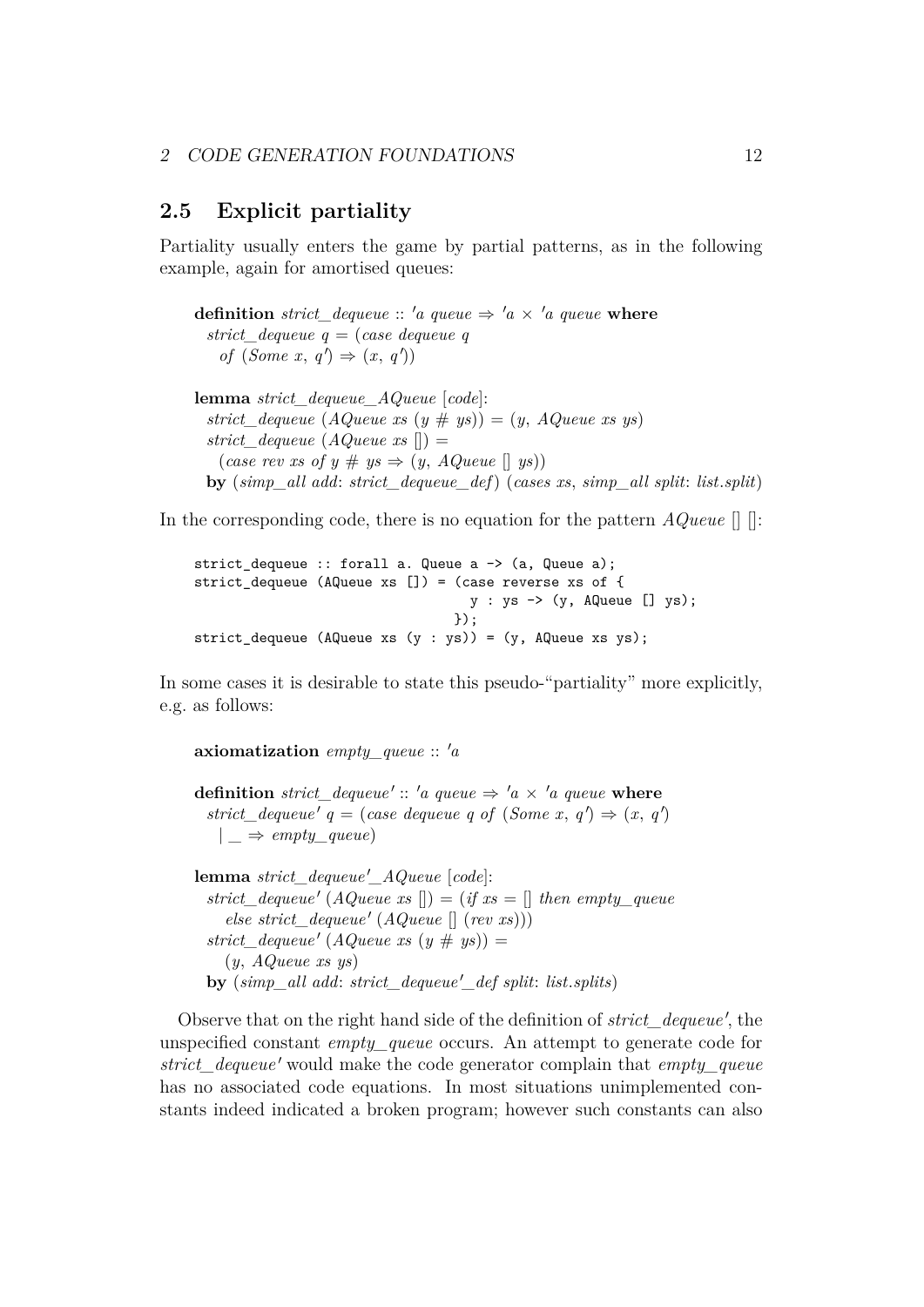## 2.5 Explicit partiality

Partiality usually enters the game by partial patterns, as in the following example, again for amortised queues:

```
definition strict_dequeue :: 'a queue ⇒ 'a × 'a queue where
  strict_dequeue q = (case dequeue q
    of (Some x, q') ⇒ (x, q'))

lemma strict_dequeue_AQueue [code]:
  strict_dequeue (AQueue xs (y # ys)) = (y, AQueue xs ys)
  strict_dequeue (AQueue xs []) =
    (case rev xs of y # ys ⇒ (y, AQueue [] ys))
  by (simp_all add: strict_dequeue_def) (cases xs, simp_all split: list.split)
```

In the corresponding code, there is no equation for the pattern *AQueue* [] []:

```
strict_dequeue :: forall a. Queue a -> (a, Queue a);
strict_dequeue (AQueue xs []) = (case reverse xs of {
                                   y : ys -> (y, AQueue [] ys);
                                 });
strict_dequeue (AQueue xs (y : ys)) = (y, AQueue xs ys);
```

In some cases it is desirable to state this pseudo-"partiality" more explicitly, e.g. as follows:

```
axiomatization empty_queue :: 'a

definition strict_dequeue' :: 'a queue ⇒ 'a × 'a queue where
  strict_dequeue' q = (case dequeue q of (Some x, q') ⇒ (x, q')
    | _ ⇒ empty_queue)

lemma strict_dequeue'_AQueue [code]:
  strict_dequeue' (AQueue xs []) = (if xs = [] then empty_queue
    else strict_dequeue' (AQueue [] (rev xs)))
  strict_dequeue' (AQueue xs (y # ys)) =
    (y, AQueue xs ys)
  by (simp_all add: strict_dequeue'_def split: list.splits)
```

Observe that on the right hand side of the definition of *strict_dequeue'*, the unspecified constant *empty_queue* occurs. An attempt to generate code for *strict_dequeue'* would make the code generator complain that *empty_queue* has no associated code equations. In most situations unimplemented constants indeed indicated a broken program; however such constants can also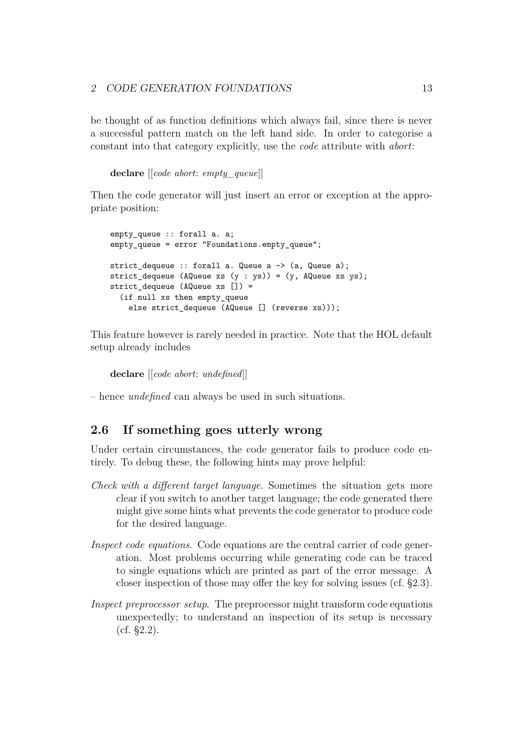be thought of as function definitions which always fail, since there is never a successful pattern match on the left hand side. In order to categorise a constant into that category explicitly, use the *code* attribute with *abort*:

**declare** [[*code abort*: *empty_queue*]]

Then the code generator will just insert an error or exception at the appropriate position:

```
empty_queue :: forall a. a;
empty_queue = error "Foundations.empty_queue";

strict_dequeue :: forall a. Queue a -> (a, Queue a);
strict_dequeue (AQueue xs (y : ys)) = (y, AQueue xs ys);
strict_dequeue (AQueue xs []) =
  (if null xs then empty_queue
    else strict_dequeue (AQueue [] (reverse xs)));
```

This feature however is rarely needed in practice. Note that the HOL default setup already includes

**declare** [[*code abort*: *undefined*]]

– hence *undefined* can always be used in such situations.

## 2.6 If something goes utterly wrong

Under certain circumstances, the code generator fails to produce code entirely. To debug these, the following hints may prove helpful:

*Check with a different target language.* Sometimes the situation gets more clear if you switch to another target language; the code generated there might give some hints what prevents the code generator to produce code for the desired language.

*Inspect code equations.* Code equations are the central carrier of code generation. Most problems occurring while generating code can be traced to single equations which are printed as part of the error message. A closer inspection of those may offer the key for solving issues (cf. §2.3).

*Inspect preprocessor setup.* The preprocessor might transform code equations unexpectedly; to understand an inspection of its setup is necessary (cf. §2.2).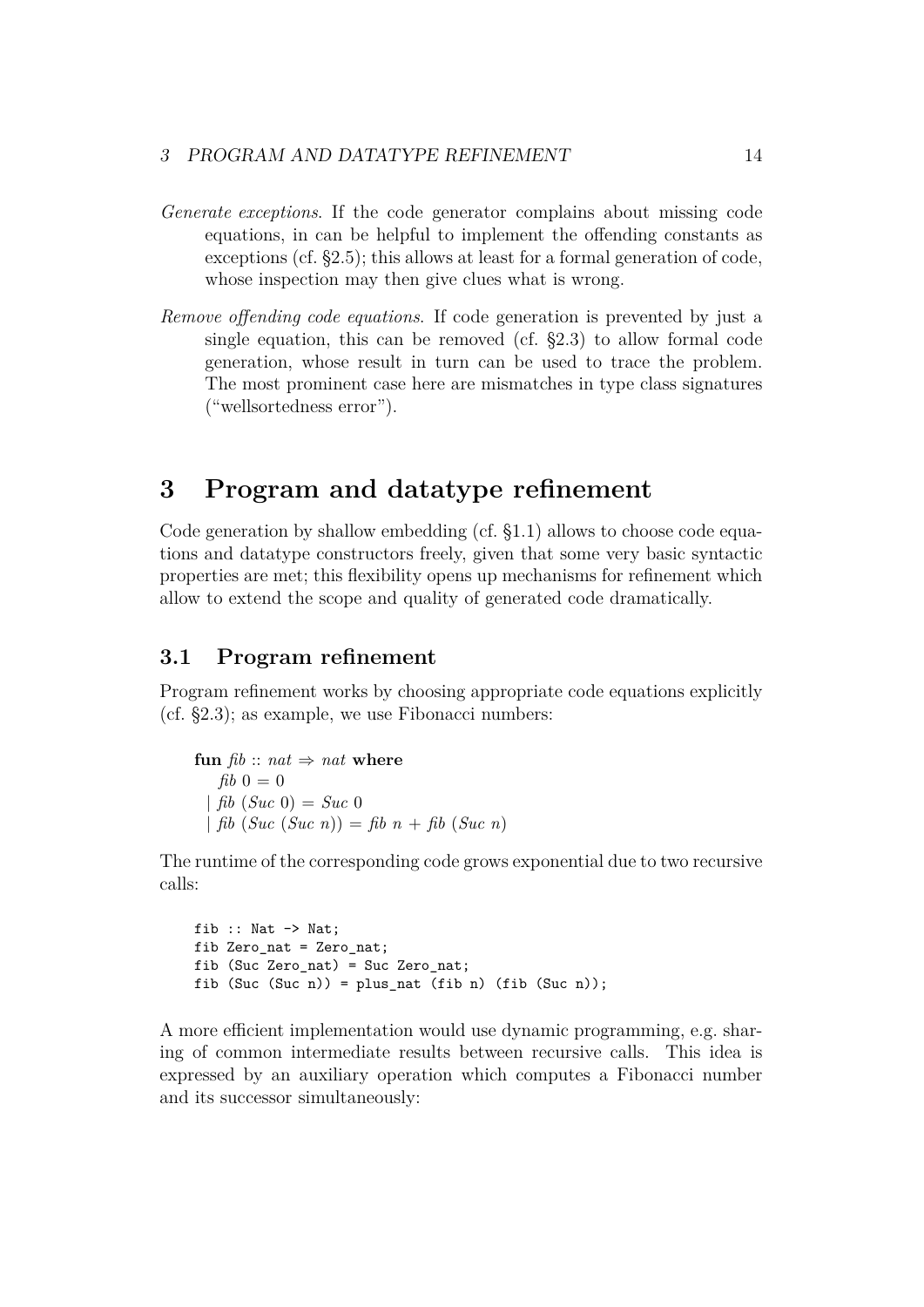*Generate exceptions*. If the code generator complains about missing code equations, in can be helpful to implement the offending constants as exceptions (cf. §2.5); this allows at least for a formal generation of code, whose inspection may then give clues what is wrong.

*Remove offending code equations*. If code generation is prevented by just a single equation, this can be removed (cf. §2.3) to allow formal code generation, whose result in turn can be used to trace the problem. The most prominent case here are mismatches in type class signatures ("wellsortedness error").

# 3 Program and datatype refinement

Code generation by shallow embedding (cf. §1.1) allows to choose code equations and datatype constructors freely, given that some very basic syntactic properties are met; this flexibility opens up mechanisms for refinement which allow to extend the scope and quality of generated code dramatically.

## 3.1 Program refinement

Program refinement works by choosing appropriate code equations explicitly (cf. §2.3); as example, we use Fibonacci numbers:

**fun** *fib* :: *nat* ⇒ *nat* **where**
  *fib* 0 = 0
| *fib* (*Suc* 0) = *Suc* 0
| *fib* (*Suc* (*Suc* *n*)) = *fib* *n* + *fib* (*Suc* *n*)

The runtime of the corresponding code grows exponential due to two recursive calls:

```
fib :: Nat -> Nat;
fib Zero_nat = Zero_nat;
fib (Suc Zero_nat) = Suc Zero_nat;
fib (Suc (Suc n)) = plus_nat (fib n) (fib (Suc n));
```

A more efficient implementation would use dynamic programming, e.g. sharing of common intermediate results between recursive calls. This idea is expressed by an auxiliary operation which computes a Fibonacci number and its successor simultaneously: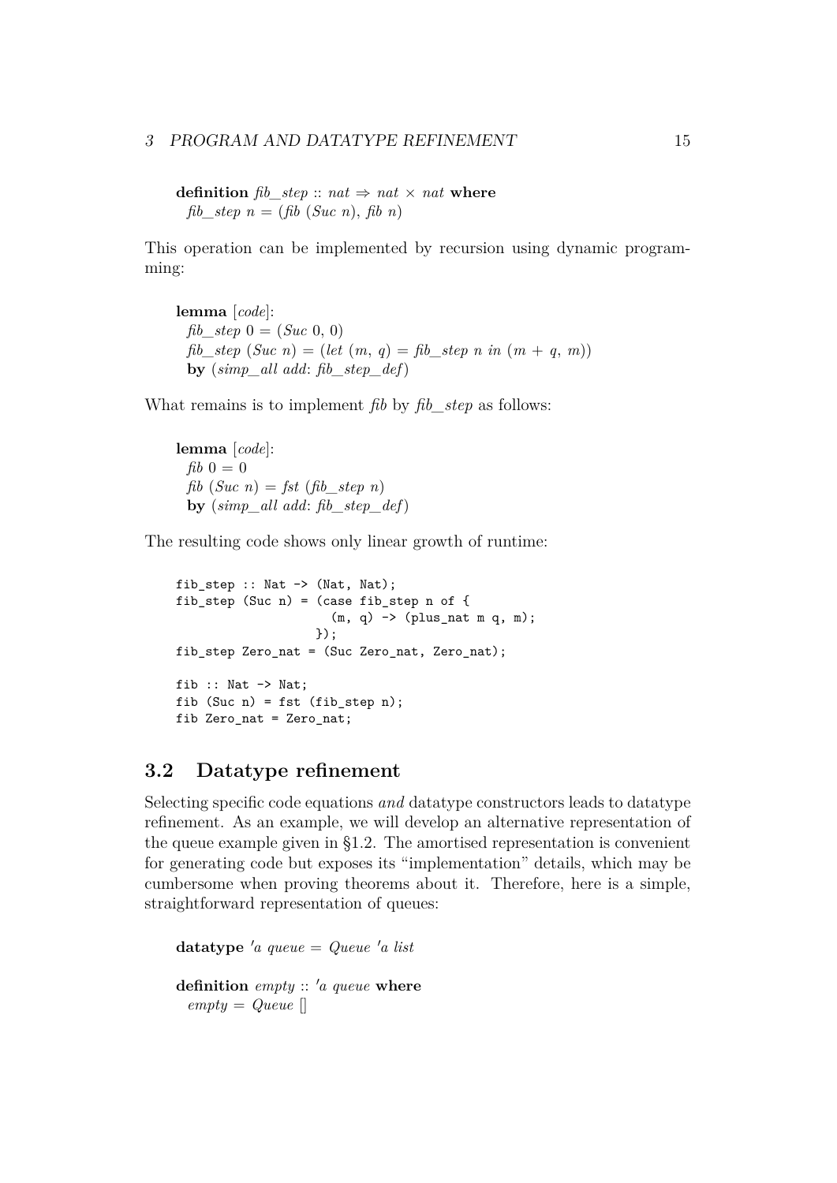**definition** *fib_step* :: *nat* ⇒ *nat* × *nat* **where**
  *fib_step n* = (*fib* (*Suc n*), *fib n*)

This operation can be implemented by recursion using dynamic programming:

**lemma** [*code*]:
  *fib_step* 0 = (*Suc* 0, 0)
  *fib_step* (*Suc n*) = (*let* (*m*, *q*) = *fib_step n in* (*m* + *q*, *m*))
  **by** (*simp_all add*: *fib_step_def*)

What remains is to implement *fib* by *fib_step* as follows:

**lemma** [*code*]:
  *fib* 0 = 0
  *fib* (*Suc n*) = *fst* (*fib_step n*)
  **by** (*simp_all add*: *fib_step_def*)

The resulting code shows only linear growth of runtime:

```
fib_step :: Nat -> (Nat, Nat);
fib_step (Suc n) = (case fib_step n of {
                     (m, q) -> (plus_nat m q, m);
                   });
fib_step Zero_nat = (Suc Zero_nat, Zero_nat);

fib :: Nat -> Nat;
fib (Suc n) = fst (fib_step n);
fib Zero_nat = Zero_nat;
```

## 3.2 Datatype refinement

Selecting specific code equations *and* datatype constructors leads to datatype refinement. As an example, we will develop an alternative representation of the queue example given in §1.2. The amortised representation is convenient for generating code but exposes its "implementation" details, which may be cumbersome when proving theorems about it. Therefore, here is a simple, straightforward representation of queues:

**datatype** *'a queue* = *Queue 'a list*

**definition** *empty* :: *'a queue* **where**
  *empty* = *Queue* []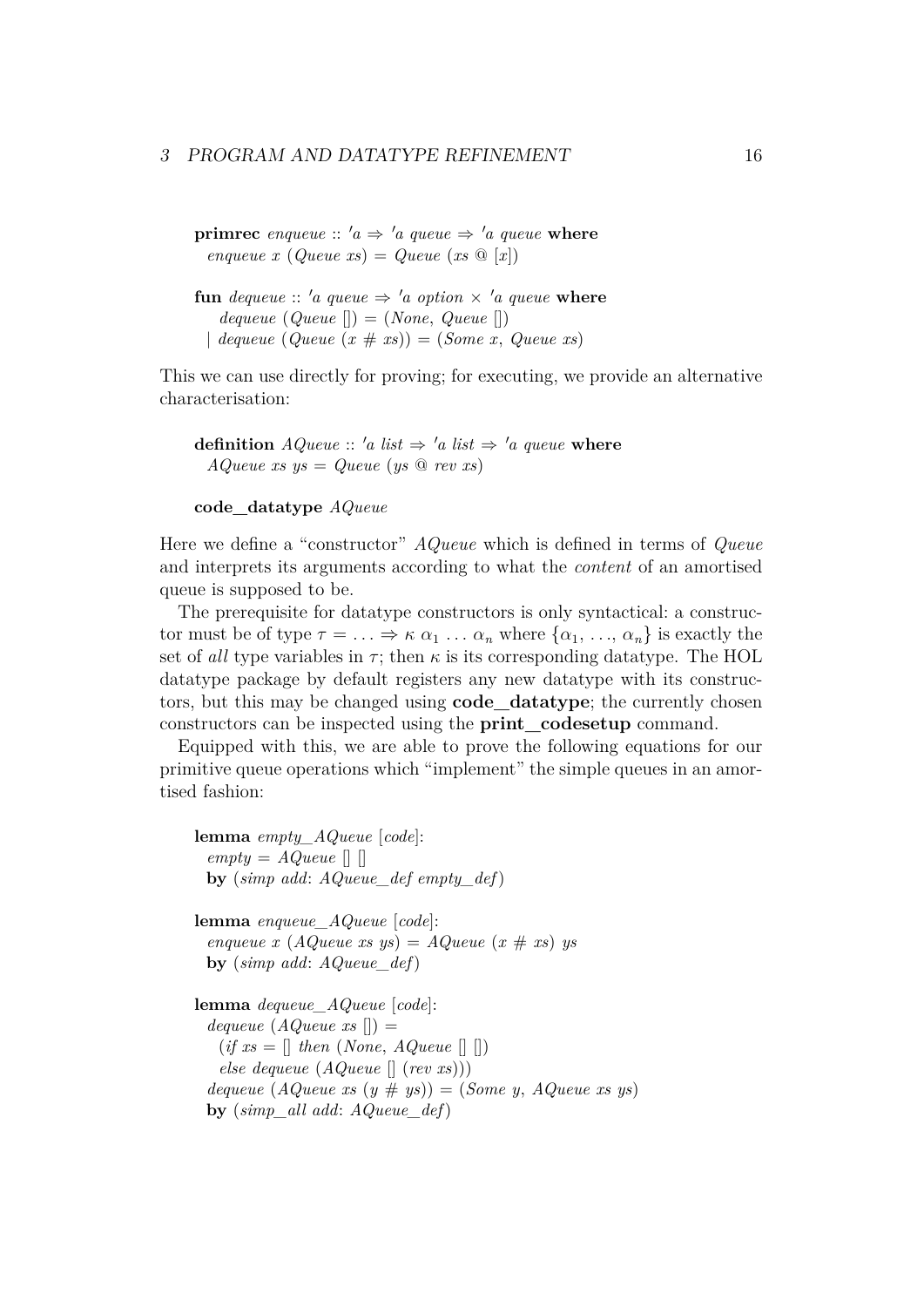```
primrec enqueue :: 'a ⇒ 'a queue ⇒ 'a queue where
  enqueue x (Queue xs) = Queue (xs @ [x])

fun dequeue :: 'a queue ⇒ 'a option × 'a queue where
    dequeue (Queue []) = (None, Queue [])
  | dequeue (Queue (x # xs)) = (Some x, Queue xs)
```

This we can use directly for proving; for executing, we provide an alternative characterisation:

```
definition AQueue :: 'a list ⇒ 'a list ⇒ 'a queue where
  AQueue xs ys = Queue (ys @ rev xs)

code_datatype AQueue
```

Here we define a "constructor" *AQueue* which is defined in terms of *Queue* and interprets its arguments according to what the *content* of an amortised queue is supposed to be.

The prerequisite for datatype constructors is only syntactical: a constructor must be of type $\tau = \ldots \Rightarrow \kappa\ \alpha_1\ \ldots\ \alpha_n$ where $\{\alpha_1, \ldots, \alpha_n\}$ is exactly the set of *all* type variables in $\tau$; then $\kappa$ is its corresponding datatype. The HOL datatype package by default registers any new datatype with its constructors, but this may be changed using **code_datatype**; the currently chosen constructors can be inspected using the **print_codesetup** command.

Equipped with this, we are able to prove the following equations for our primitive queue operations which "implement" the simple queues in an amortised fashion:

```
lemma empty_AQueue [code]:
  empty = AQueue [] []
  by (simp add: AQueue_def empty_def)

lemma enqueue_AQueue [code]:
  enqueue x (AQueue xs ys) = AQueue (x # xs) ys
  by (simp add: AQueue_def)

lemma dequeue_AQueue [code]:
  dequeue (AQueue xs []) =
    (if xs = [] then (None, AQueue [] [])
    else dequeue (AQueue [] (rev xs)))
  dequeue (AQueue xs (y # ys)) = (Some y, AQueue xs ys)
  by (simp_all add: AQueue_def)
```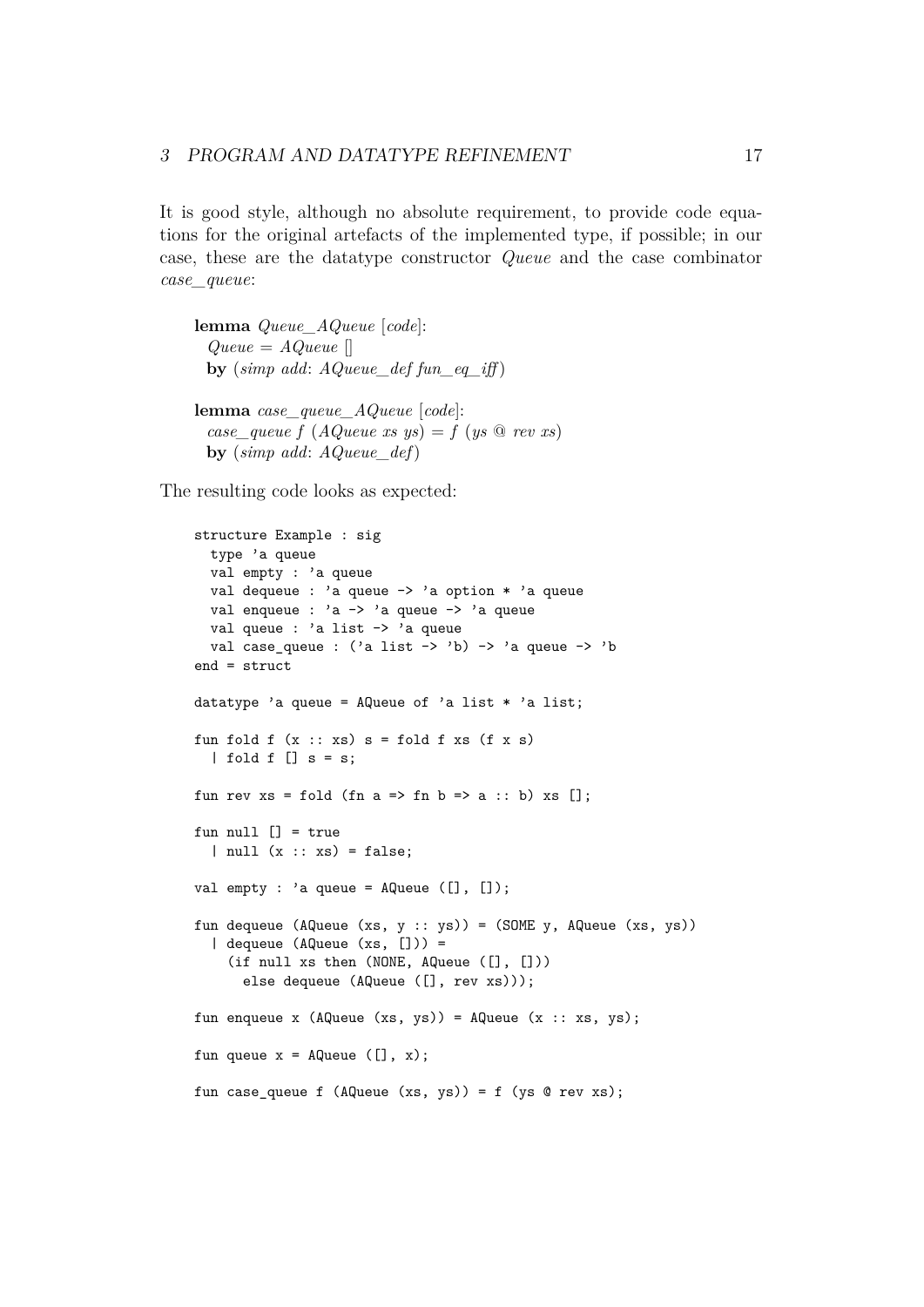It is good style, although no absolute requirement, to provide code equations for the original artefacts of the implemented type, if possible; in our case, these are the datatype constructor *Queue* and the case combinator *case_queue*:

**lemma** *Queue_AQueue* [*code*]:
  *Queue* = *AQueue* []
  **by** (*simp add*: *AQueue_def fun_eq_iff*)

**lemma** *case_queue_AQueue* [*code*]:
  *case_queue f* (*AQueue xs ys*) = *f* (*ys* @ *rev xs*)
  **by** (*simp add*: *AQueue_def*)

The resulting code looks as expected:

```
structure Example : sig
  type 'a queue
  val empty : 'a queue
  val dequeue : 'a queue -> 'a option * 'a queue
  val enqueue : 'a -> 'a queue -> 'a queue
  val queue : 'a list -> 'a queue
  val case_queue : ('a list -> 'b) -> 'a queue -> 'b
end = struct

datatype 'a queue = AQueue of 'a list * 'a list;

fun fold f (x :: xs) s = fold f xs (f x s)
  | fold f [] s = s;

fun rev xs = fold (fn a => fn b => a :: b) xs [];

fun null [] = true
  | null (x :: xs) = false;

val empty : 'a queue = AQueue ([], []);

fun dequeue (AQueue (xs, y :: ys)) = (SOME y, AQueue (xs, ys))
  | dequeue (AQueue (xs, [])) =
    (if null xs then (NONE, AQueue ([], []))
      else dequeue (AQueue ([], rev xs)));

fun enqueue x (AQueue (xs, ys)) = AQueue (x :: xs, ys);

fun queue x = AQueue ([], x);

fun case_queue f (AQueue (xs, ys)) = f (ys @ rev xs);
```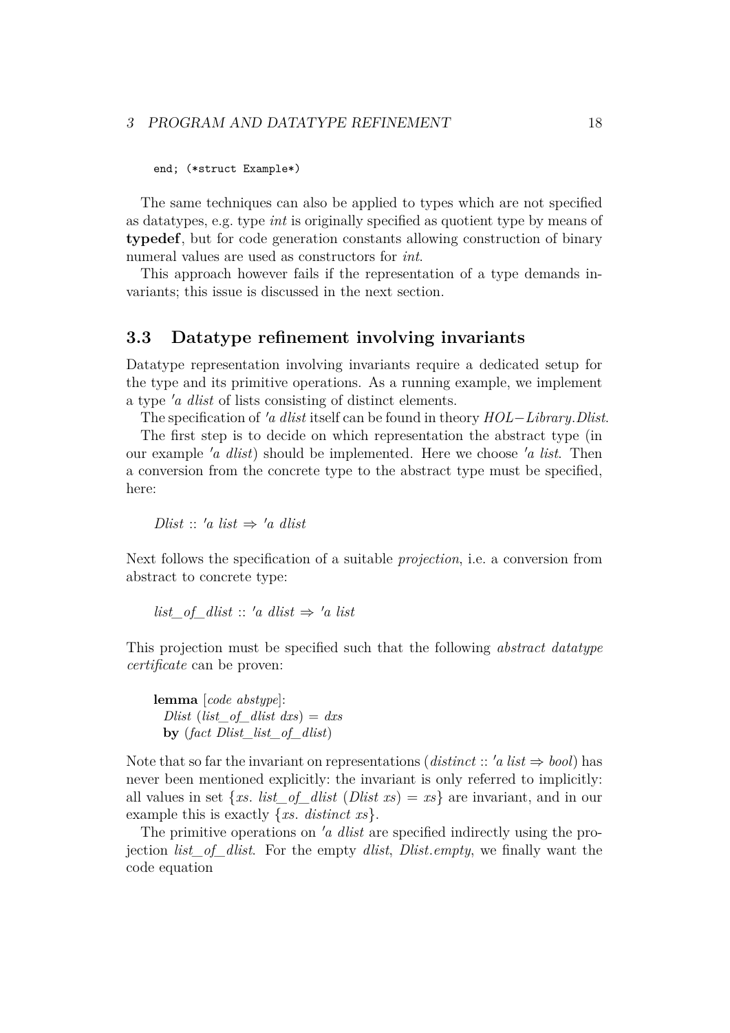```
end; (*struct Example*)
```

The same techniques can also be applied to types which are not specified as datatypes, e.g. type *int* is originally specified as quotient type by means of **typedef**, but for code generation constants allowing construction of binary numeral values are used as constructors for *int*.

This approach however fails if the representation of a type demands invariants; this issue is discussed in the next section.

## 3.3 Datatype refinement involving invariants

Datatype representation involving invariants require a dedicated setup for the type and its primitive operations. As a running example, we implement a type *'a dlist* of lists consisting of distinct elements.

The specification of *'a dlist* itself can be found in theory *HOL−Library.Dlist*.

The first step is to decide on which representation the abstract type (in our example *'a dlist*) should be implemented. Here we choose *'a list*. Then a conversion from the concrete type to the abstract type must be specified, here:

*Dlist* :: *'a list* ⇒ *'a dlist*

Next follows the specification of a suitable *projection*, i.e. a conversion from abstract to concrete type:

*list_of_dlist* :: *'a dlist* ⇒ *'a list*

This projection must be specified such that the following *abstract datatype certificate* can be proven:

**lemma** [*code abstype*]:
  *Dlist* (*list_of_dlist dxs*) = *dxs*
  **by** (*fact Dlist_list_of_dlist*)

Note that so far the invariant on representations (*distinct* :: *'a list* ⇒ *bool*) has never been mentioned explicitly: the invariant is only referred to implicitly: all values in set {*xs*. *list_of_dlist* (*Dlist xs*) = *xs*} are invariant, and in our example this is exactly {*xs*. *distinct xs*}.

The primitive operations on *'a dlist* are specified indirectly using the projection *list_of_dlist*. For the empty *dlist*, *Dlist.empty*, we finally want the code equation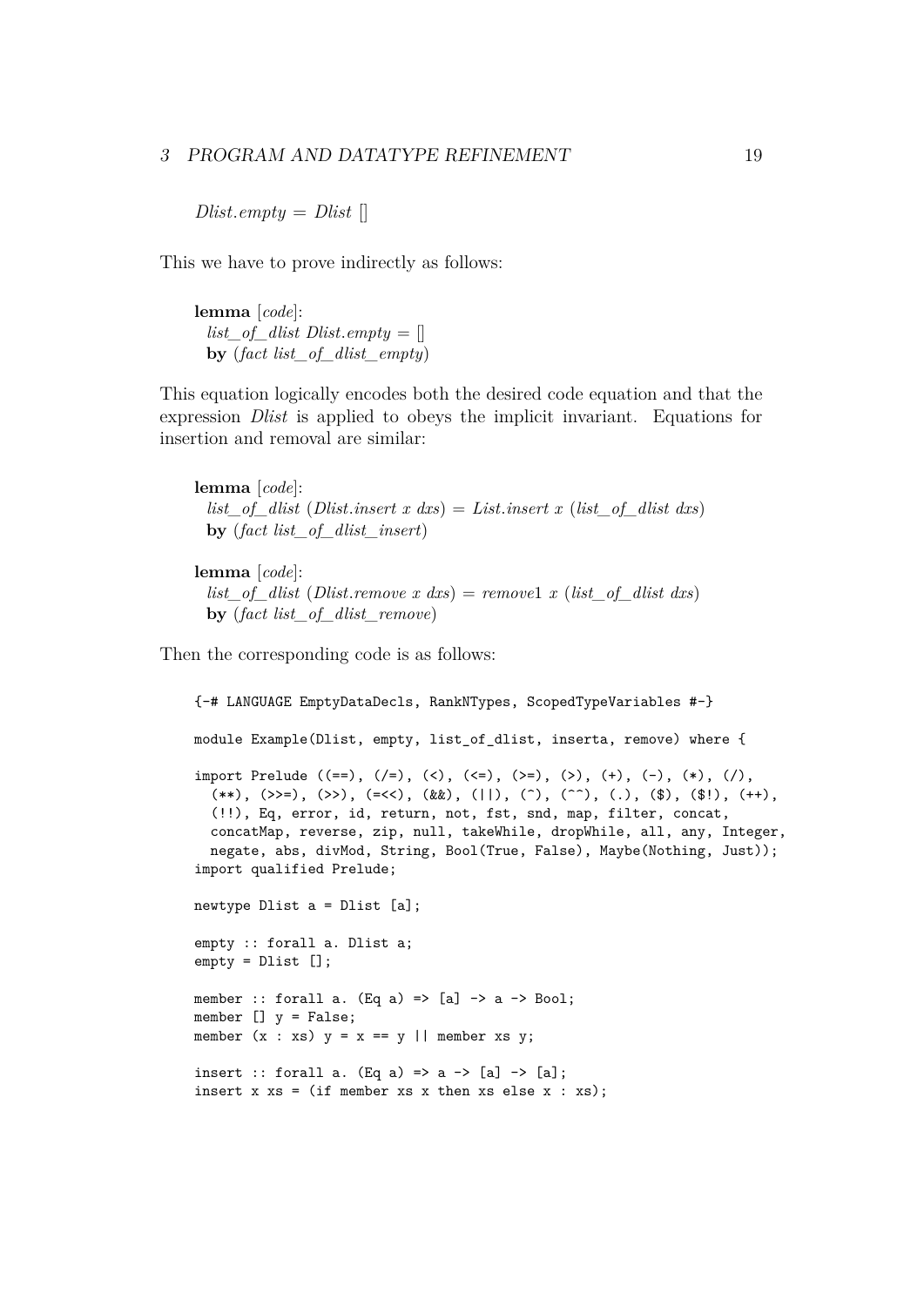*Dlist.empty* = *Dlist* []

This we have to prove indirectly as follows:

```
lemma [code]:
  list_of_dlist Dlist.empty = []
  by (fact list_of_dlist_empty)
```

This equation logically encodes both the desired code equation and that the expression *Dlist* is applied to obeys the implicit invariant. Equations for insertion and removal are similar:

```
lemma [code]:
  list_of_dlist (Dlist.insert x dxs) = List.insert x (list_of_dlist dxs)
  by (fact list_of_dlist_insert)

lemma [code]:
  list_of_dlist (Dlist.remove x dxs) = remove1 x (list_of_dlist dxs)
  by (fact list_of_dlist_remove)
```

Then the corresponding code is as follows:

```
{-# LANGUAGE EmptyDataDecls, RankNTypes, ScopedTypeVariables #-}

module Example(Dlist, empty, list_of_dlist, inserta, remove) where {

import Prelude ((==), (/=), (<), (<=), (>=), (>), (+), (-), (*), (/),
  (**), (>>=), (>>), (=<<), (&&), (||), (^), (^^), (.), ($), ($!), (++),
  (!!), Eq, error, id, return, not, fst, snd, map, filter, concat,
  concatMap, reverse, zip, null, takeWhile, dropWhile, all, any, Integer,
  negate, abs, divMod, String, Bool(True, False), Maybe(Nothing, Just));
import qualified Prelude;

newtype Dlist a = Dlist [a];

empty :: forall a. Dlist a;
empty = Dlist [];

member :: forall a. (Eq a) => [a] -> a -> Bool;
member [] y = False;
member (x : xs) y = x == y || member xs y;

insert :: forall a. (Eq a) => a -> [a] -> [a];
insert x xs = (if member xs x then xs else x : xs);
```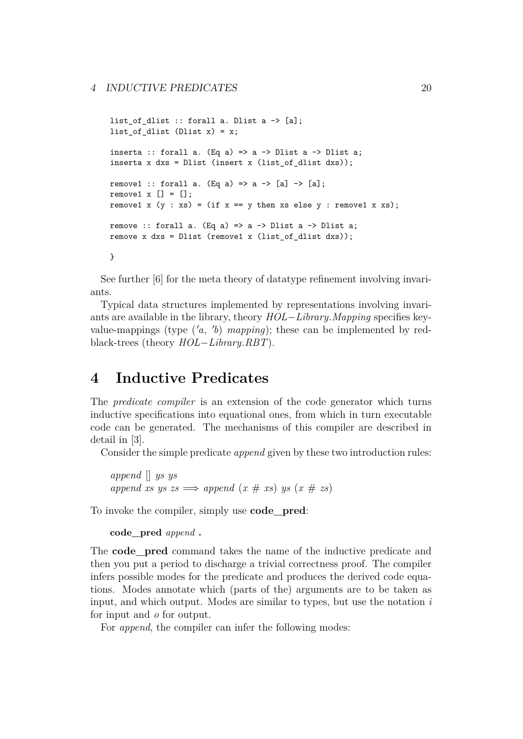```
list_of_dlist :: forall a. Dlist a -> [a];
list_of_dlist (Dlist x) = x;

inserta :: forall a. (Eq a) => a -> Dlist a -> Dlist a;
inserta x dxs = Dlist (insert x (list_of_dlist dxs));

remove1 :: forall a. (Eq a) => a -> [a] -> [a];
remove1 x [] = [];
remove1 x (y : xs) = (if x == y then xs else y : remove1 x xs);

remove :: forall a. (Eq a) => a -> Dlist a -> Dlist a;
remove x dxs = Dlist (remove1 x (list_of_dlist dxs));

}
```

See further [6] for the meta theory of datatype refinement involving invariants.

Typical data structures implemented by representations involving invariants are available in the library, theory *HOL−Library.Mapping* specifies key-value-mappings (type $('a,\ 'b)$ *mapping*); these can be implemented by red-black-trees (theory *HOL−Library.RBT*).

# 4 Inductive Predicates

The *predicate compiler* is an extension of the code generator which turns inductive specifications into equational ones, from which in turn executable code can be generated. The mechanisms of this compiler are described in detail in [3].

Consider the simple predicate *append* given by these two introduction rules:

*append* [] *ys ys*
*append xs ys zs* $\Longrightarrow$ *append* $(x \# xs)$ *ys* $(x \# zs)$

To invoke the compiler, simply use **code_pred**:

**code_pred** *append* **.**

The **code_pred** command takes the name of the inductive predicate and then you put a period to discharge a trivial correctness proof. The compiler infers possible modes for the predicate and produces the derived code equations. Modes annotate which (parts of the) arguments are to be taken as input, and which output. Modes are similar to types, but use the notation $i$ for input and $o$ for output.

For *append*, the compiler can infer the following modes: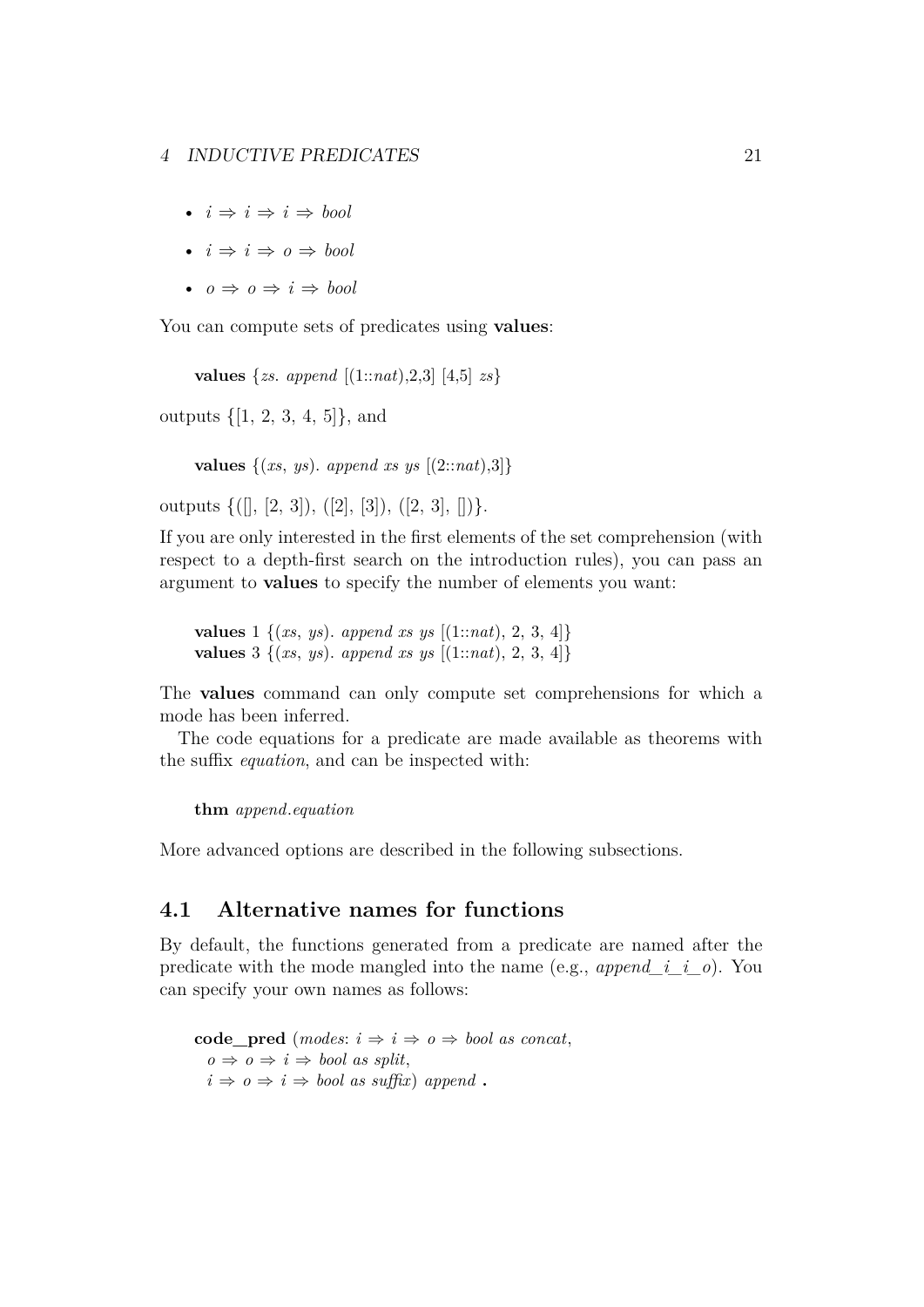- $i \Rightarrow i \Rightarrow i \Rightarrow bool$
- $i \Rightarrow i \Rightarrow o \Rightarrow bool$
- $o \Rightarrow o \Rightarrow i \Rightarrow bool$

You can compute sets of predicates using **values**:

```
values {zs. append [(1::nat),2,3] [4,5] zs}
```

outputs {[1, 2, 3, 4, 5]}, and

```
values {(xs, ys). append xs ys [(2::nat),3]}
```

outputs {([], [2, 3]), ([2], [3]), ([2, 3], [])}.

If you are only interested in the first elements of the set comprehension (with respect to a depth-first search on the introduction rules), you can pass an argument to **values** to specify the number of elements you want:

```
values 1 {(xs, ys). append xs ys [(1::nat), 2, 3, 4]}
values 3 {(xs, ys). append xs ys [(1::nat), 2, 3, 4]}
```

The **values** command can only compute set comprehensions for which a mode has been inferred.

The code equations for a predicate are made available as theorems with the suffix *equation*, and can be inspected with:

```
thm append.equation
```

More advanced options are described in the following subsections.

## 4.1 Alternative names for functions

By default, the functions generated from a predicate are named after the predicate with the mode mangled into the name (e.g., *append_i_i_o*). You can specify your own names as follows:

```
code_pred (modes: i ⇒ i ⇒ o ⇒ bool as concat,
  o ⇒ o ⇒ i ⇒ bool as split,
  i ⇒ o ⇒ i ⇒ bool as suffix) append .
```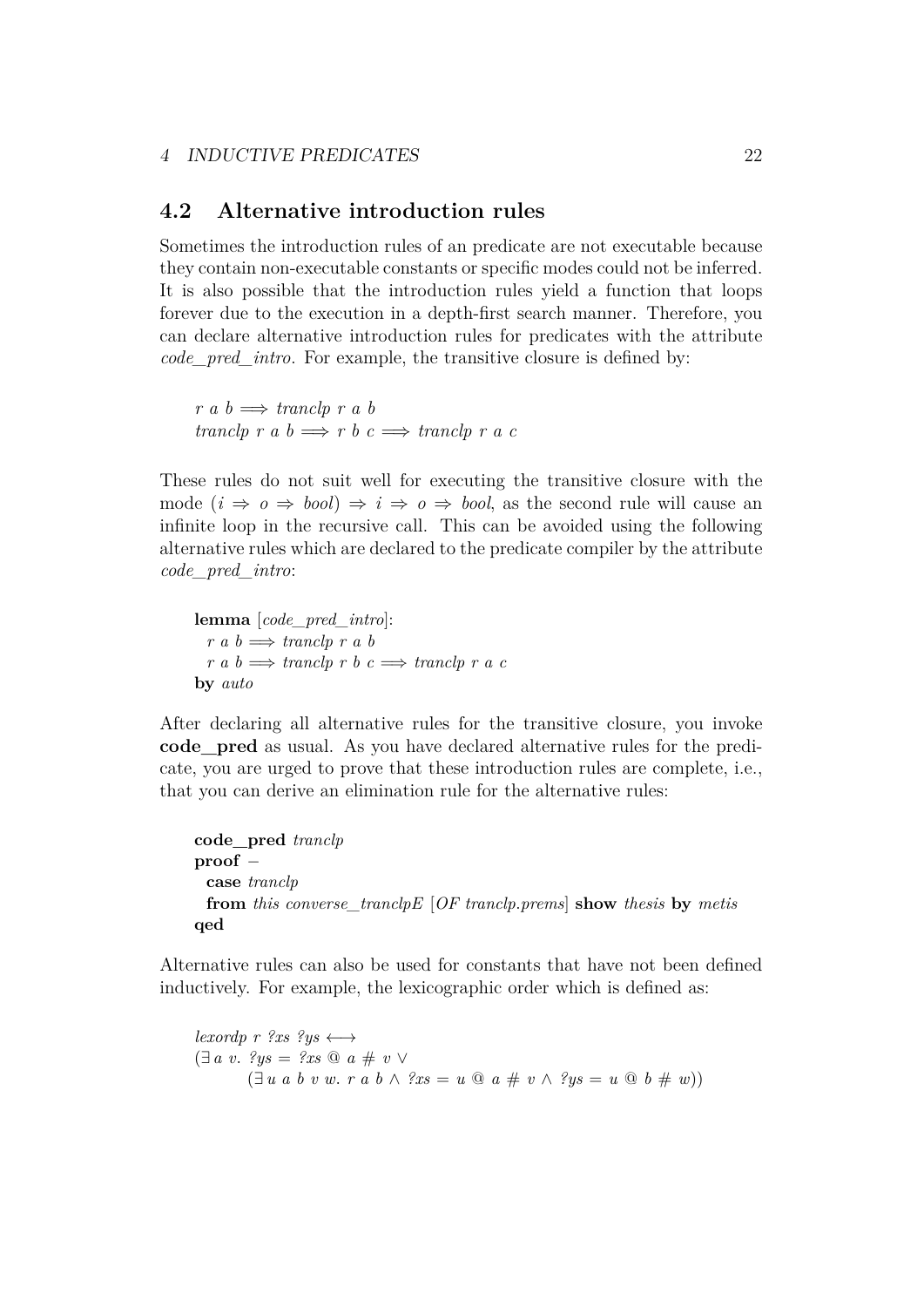## 4.2 Alternative introduction rules

Sometimes the introduction rules of an predicate are not executable because they contain non-executable constants or specific modes could not be inferred. It is also possible that the introduction rules yield a function that loops forever due to the execution in a depth-first search manner. Therefore, you can declare alternative introduction rules for predicates with the attribute *code_pred_intro*. For example, the transitive closure is defined by:

```
r a b ⟹ tranclp r a b
tranclp r a b ⟹ r b c ⟹ tranclp r a c
```

These rules do not suit well for executing the transitive closure with the mode $(i \Rightarrow o \Rightarrow bool) \Rightarrow i \Rightarrow o \Rightarrow bool$, as the second rule will cause an infinite loop in the recursive call. This can be avoided using the following alternative rules which are declared to the predicate compiler by the attribute *code_pred_intro*:

```
lemma [code_pred_intro]:
  r a b ⟹ tranclp r a b
  r a b ⟹ tranclp r b c ⟹ tranclp r a c
by auto
```

After declaring all alternative rules for the transitive closure, you invoke **code_pred** as usual. As you have declared alternative rules for the predicate, you are urged to prove that these introduction rules are complete, i.e., that you can derive an elimination rule for the alternative rules:

```
code_pred tranclp
proof –
  case tranclp
  from this converse_tranclpE [OF tranclp.prems] show thesis by metis
qed
```

Alternative rules can also be used for constants that have not been defined inductively. For example, the lexicographic order which is defined as:

```
lexordp r ?xs ?ys ⟷
(∃ a v. ?ys = ?xs @ a # v ∨
      (∃ u a b v w. r a b ∧ ?xs = u @ a # v ∧ ?ys = u @ b # w))
```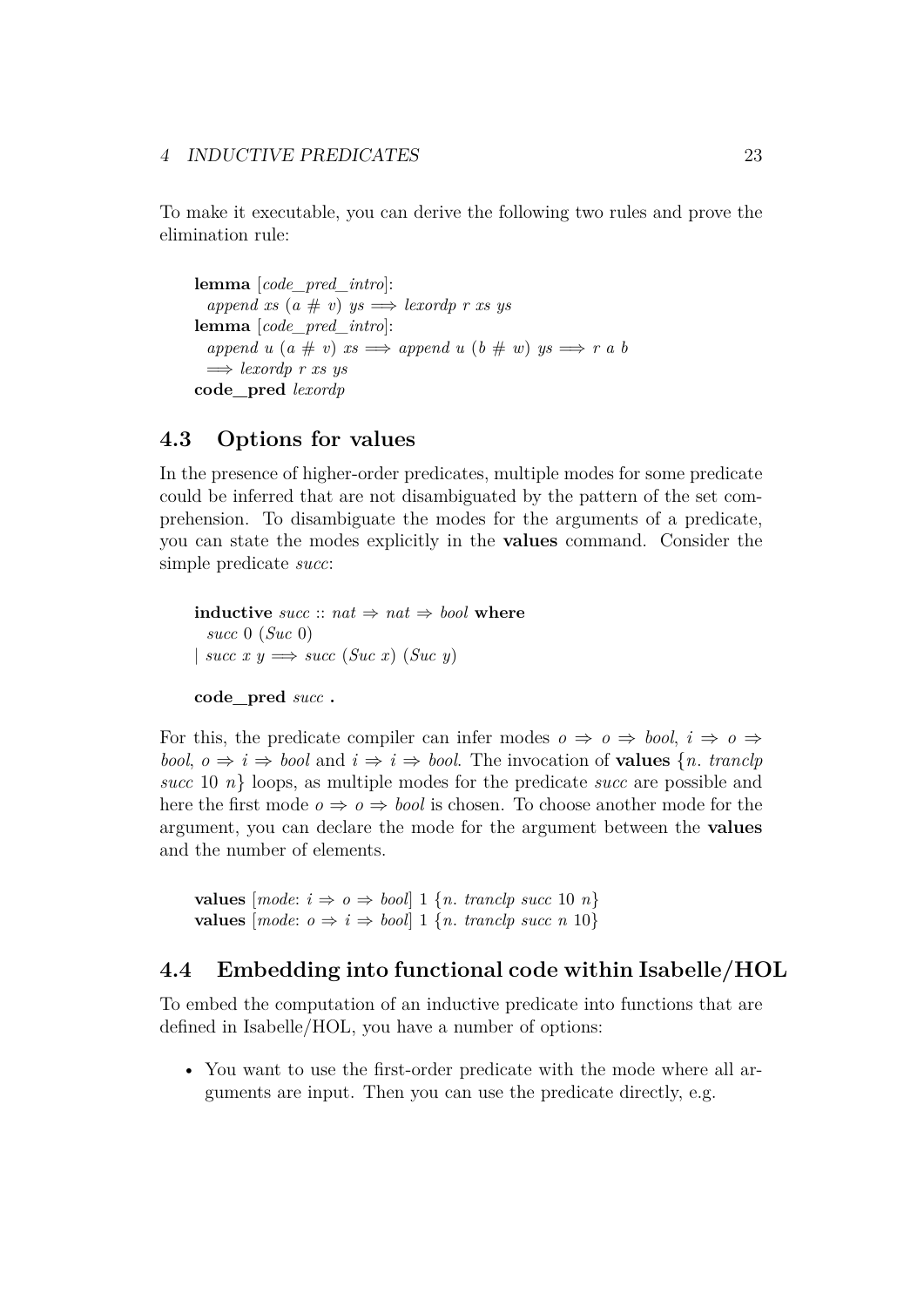To make it executable, you can derive the following two rules and prove the elimination rule:

```
lemma [code_pred_intro]:
  append xs (a # v) ys ⟹ lexordp r xs ys
lemma [code_pred_intro]:
  append u (a # v) xs ⟹ append u (b # w) ys ⟹ r a b
  ⟹ lexordp r xs ys
code_pred lexordp
```

## 4.3 Options for values

In the presence of higher-order predicates, multiple modes for some predicate could be inferred that are not disambiguated by the pattern of the set comprehension. To disambiguate the modes for the arguments of a predicate, you can state the modes explicitly in the **values** command. Consider the simple predicate *succ*:

```
inductive succ :: nat ⇒ nat ⇒ bool where
  succ 0 (Suc 0)
| succ x y ⟹ succ (Suc x) (Suc y)

code_pred succ .
```

For this, the predicate compiler can infer modes *o* ⇒ *o* ⇒ *bool*, *i* ⇒ *o* ⇒ *bool*, *o* ⇒ *i* ⇒ *bool* and *i* ⇒ *i* ⇒ *bool*. The invocation of **values** {*n. tranclp succ* 10 *n*} loops, as multiple modes for the predicate *succ* are possible and here the first mode *o* ⇒ *o* ⇒ *bool* is chosen. To choose another mode for the argument, you can declare the mode for the argument between the **values** and the number of elements.

```
values [mode: i ⇒ o ⇒ bool] 1 {n. tranclp succ 10 n}
values [mode: o ⇒ i ⇒ bool] 1 {n. tranclp succ n 10}
```

## 4.4 Embedding into functional code within Isabelle/HOL

To embed the computation of an inductive predicate into functions that are defined in Isabelle/HOL, you have a number of options:

- You want to use the first-order predicate with the mode where all arguments are input. Then you can use the predicate directly, e.g.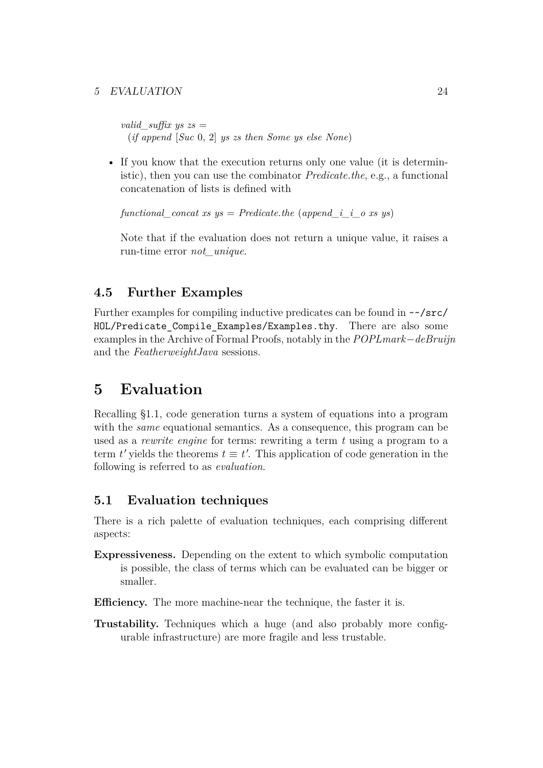*valid_suffix ys zs* =
  (*if append* [*Suc* 0, 2] *ys zs then Some ys else None*)

- If you know that the execution returns only one value (it is deterministic), then you can use the combinator *Predicate.the*, e.g., a functional concatenation of lists is defined with

  *functional_concat xs ys* = *Predicate.the* (*append_i_i_o xs ys*)

  Note that if the evaluation does not return a unique value, it raises a run-time error *not_unique*.

### 4.5 Further Examples

Further examples for compiling inductive predicates can be found in `~~/src/HOL/Predicate_Compile_Examples/Examples.thy`. There are also some examples in the Archive of Formal Proofs, notably in the *POPLmark−deBruijn* and the *FeatherweightJava* sessions.

## 5 Evaluation

Recalling §1.1, code generation turns a system of equations into a program with the *same* equational semantics. As a consequence, this program can be used as a *rewrite engine* for terms: rewriting a term $t$ using a program to a term $t'$ yields the theorems $t \equiv t'$. This application of code generation in the following is referred to as *evaluation*.

### 5.1 Evaluation techniques

There is a rich palette of evaluation techniques, each comprising different aspects:

**Expressiveness.** Depending on the extent to which symbolic computation is possible, the class of terms which can be evaluated can be bigger or smaller.

**Efficiency.** The more machine-near the technique, the faster it is.

**Trustability.** Techniques which a huge (and also probably more configurable infrastructure) are more fragile and less trustable.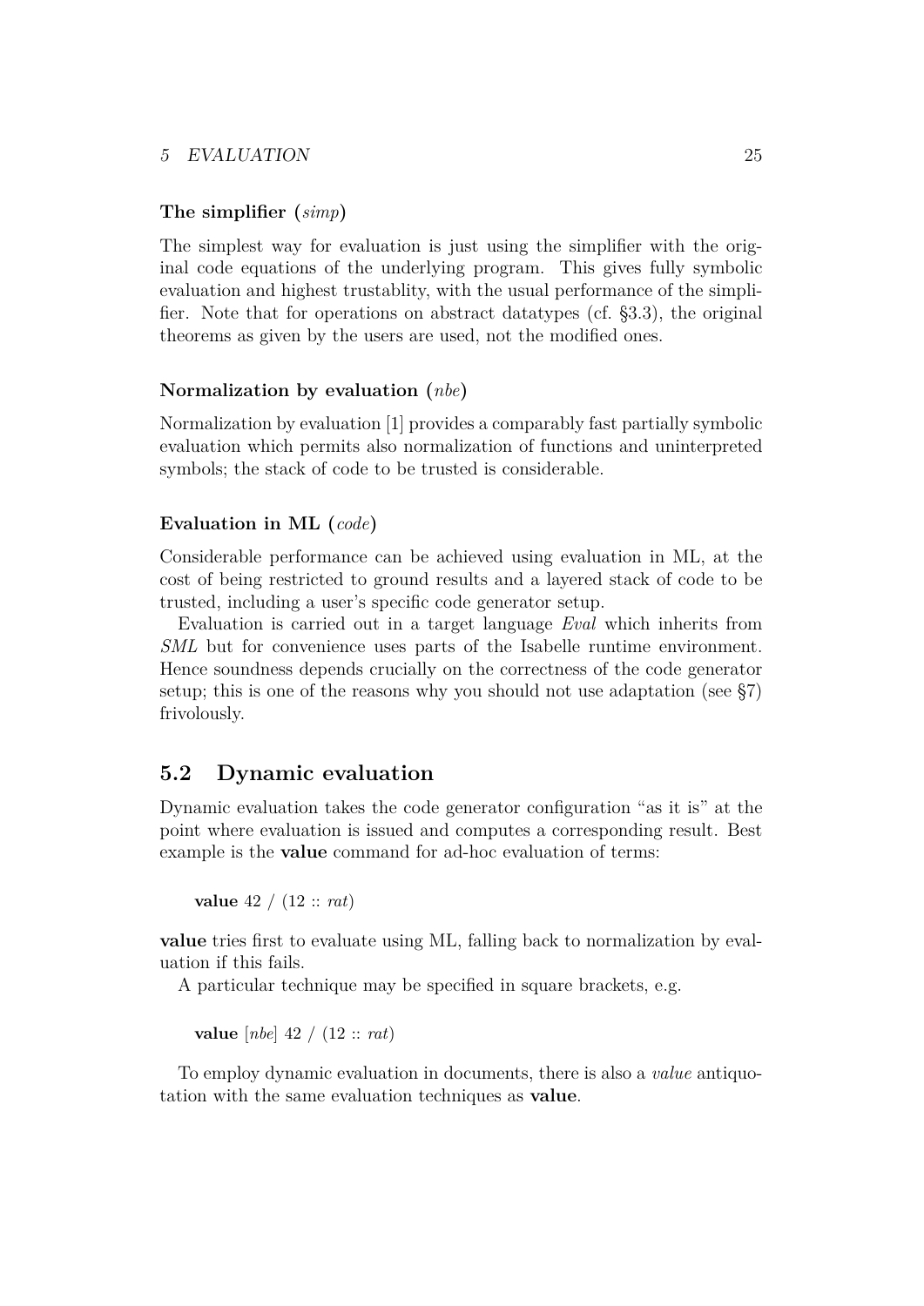#### The simplifier (*simp*)

The simplest way for evaluation is just using the simplifier with the original code equations of the underlying program. This gives fully symbolic evaluation and highest trustablity, with the usual performance of the simplifier. Note that for operations on abstract datatypes (cf. §3.3), the original theorems as given by the users are used, not the modified ones.

#### Normalization by evaluation (*nbe*)

Normalization by evaluation [1] provides a comparably fast partially symbolic evaluation which permits also normalization of functions and uninterpreted symbols; the stack of code to be trusted is considerable.

#### Evaluation in ML (*code*)

Considerable performance can be achieved using evaluation in ML, at the cost of being restricted to ground results and a layered stack of code to be trusted, including a user's specific code generator setup.

Evaluation is carried out in a target language *Eval* which inherits from *SML* but for convenience uses parts of the Isabelle runtime environment. Hence soundness depends crucially on the correctness of the code generator setup; this is one of the reasons why you should not use adaptation (see §7) frivolously.

## 5.2 Dynamic evaluation

Dynamic evaluation takes the code generator configuration "as it is" at the point where evaluation is issued and computes a corresponding result. Best example is the **value** command for ad-hoc evaluation of terms:

```
value 42 / (12 :: rat)
```

**value** tries first to evaluate using ML, falling back to normalization by evaluation if this fails.

A particular technique may be specified in square brackets, e.g.

```
value [nbe] 42 / (12 :: rat)
```

To employ dynamic evaluation in documents, there is also a *value* antiquotation with the same evaluation techniques as **value**.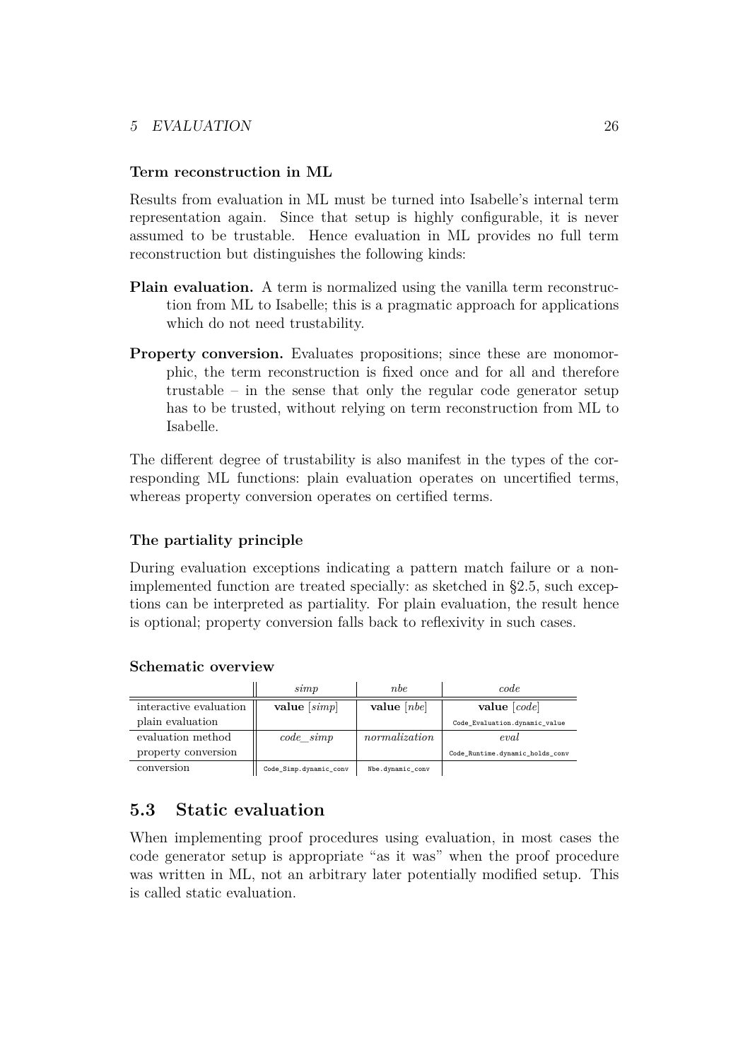### Term reconstruction in ML

Results from evaluation in ML must be turned into Isabelle's internal term representation again. Since that setup is highly configurable, it is never assumed to be trustable. Hence evaluation in ML provides no full term reconstruction but distinguishes the following kinds:

**Plain evaluation.** A term is normalized using the vanilla term reconstruction from ML to Isabelle; this is a pragmatic approach for applications which do not need trustability.

**Property conversion.** Evaluates propositions; since these are monomorphic, the term reconstruction is fixed once and for all and therefore trustable – in the sense that only the regular code generator setup has to be trusted, without relying on term reconstruction from ML to Isabelle.

The different degree of trustability is also manifest in the types of the corresponding ML functions: plain evaluation operates on uncertified terms, whereas property conversion operates on certified terms.

### The partiality principle

During evaluation exceptions indicating a pattern match failure or a non-implemented function are treated specially: as sketched in §2.5, such exceptions can be interpreted as partiality. For plain evaluation, the result hence is optional; property conversion falls back to reflexivity in such cases.

### Schematic overview

| | *simp* | *nbe* | *code* |
|---|---|---|---|
| interactive evaluation | **value** [*simp*] | **value** [*nbe*] | **value** [*code*] |
| plain evaluation | | | `Code_Evaluation.dynamic_value` |
| evaluation method | *code_simp* | *normalization* | *eval* |
| property conversion | | | `Code_Runtime.dynamic_holds_conv` |
| conversion | `Code_Simp.dynamic_conv` | `Nbe.dynamic_conv` | |

## 5.3 Static evaluation

When implementing proof procedures using evaluation, in most cases the code generator setup is appropriate "as it was" when the proof procedure was written in ML, not an arbitrary later potentially modified setup. This is called static evaluation.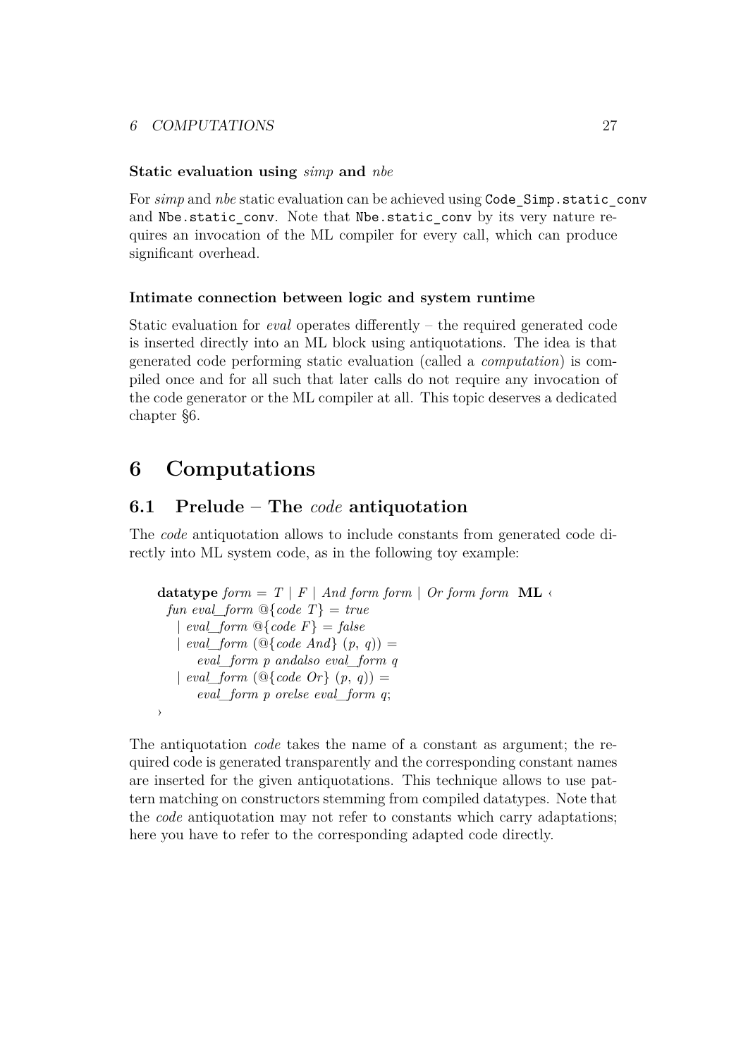### Static evaluation using *simp* and *nbe*

For *simp* and *nbe* static evaluation can be achieved using `Code_Simp.static_conv` and `Nbe.static_conv`. Note that `Nbe.static_conv` by its very nature requires an invocation of the ML compiler for every call, which can produce significant overhead.

### Intimate connection between logic and system runtime

Static evaluation for *eval* operates differently – the required generated code is inserted directly into an ML block using antiquotations. The idea is that generated code performing static evaluation (called a *computation*) is compiled once and for all such that later calls do not require any invocation of the code generator or the ML compiler at all. This topic deserves a dedicated chapter §6.

# 6 Computations

## 6.1 Prelude – The *code* antiquotation

The *code* antiquotation allows to include constants from generated code directly into ML system code, as in the following toy example:

```
datatype form = T | F | And form form | Or form form  ML ‹
  fun eval_form @{code T} = true
    | eval_form @{code F} = false
    | eval_form (@{code And} (p, q)) =
        eval_form p andalso eval_form q
    | eval_form (@{code Or} (p, q)) =
        eval_form p orelse eval_form q;
›
```

The antiquotation *code* takes the name of a constant as argument; the required code is generated transparently and the corresponding constant names are inserted for the given antiquotations. This technique allows to use pattern matching on constructors stemming from compiled datatypes. Note that the *code* antiquotation may not refer to constants which carry adaptations; here you have to refer to the corresponding adapted code directly.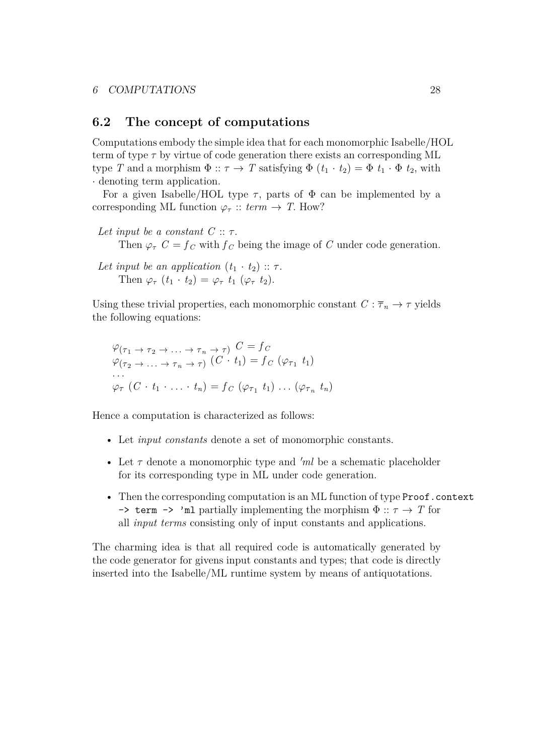## 6.2 The concept of computations

Computations embody the simple idea that for each monomorphic Isabelle/HOL term of type $\tau$ by virtue of code generation there exists an corresponding ML type $T$ and a morphism $\Phi :: \tau \rightarrow T$ satisfying $\Phi\ (t_1 \cdot t_2) = \Phi\ t_1 \cdot \Phi\ t_2$, with $\cdot$ denoting term application.

For a given Isabelle/HOL type $\tau$, parts of $\Phi$ can be implemented by a corresponding ML function $\varphi_\tau :: \mathit{term} \rightarrow T$. How?

*Let input be a constant $C :: \tau$.*
Then $\varphi_\tau\ C = f_C$ with $f_C$ being the image of $C$ under code generation.

*Let input be an application $(t_1 \cdot t_2) :: \tau$.*
Then $\varphi_\tau\ (t_1 \cdot t_2) = \varphi_\tau\ t_1\ (\varphi_\tau\ t_2)$.

Using these trivial properties, each monomorphic constant $C : \overline{\tau}_n \rightarrow \tau$ yields the following equations:

$$\varphi_{(\tau_1 \rightarrow \tau_2 \rightarrow \ldots \rightarrow \tau_n \rightarrow \tau)}\ C = f_C$$
$$\varphi_{(\tau_2 \rightarrow \ldots \rightarrow \tau_n \rightarrow \tau)}\ (C \cdot t_1) = f_C\ (\varphi_{\tau_1}\ t_1)$$
$$\ldots$$
$$\varphi_\tau\ (C \cdot t_1 \cdot \ldots \cdot t_n) = f_C\ (\varphi_{\tau_1}\ t_1)\ \ldots\ (\varphi_{\tau_n}\ t_n)$$

Hence a computation is characterized as follows:

- Let *input constants* denote a set of monomorphic constants.
- Let $\tau$ denote a monomorphic type and *'ml* be a schematic placeholder for its corresponding type in ML under code generation.
- Then the corresponding computation is an ML function of type `Proof.context -> term -> 'ml` partially implementing the morphism $\Phi :: \tau \rightarrow T$ for all *input terms* consisting only of input constants and applications.

The charming idea is that all required code is automatically generated by the code generator for givens input constants and types; that code is directly inserted into the Isabelle/ML runtime system by means of antiquotations.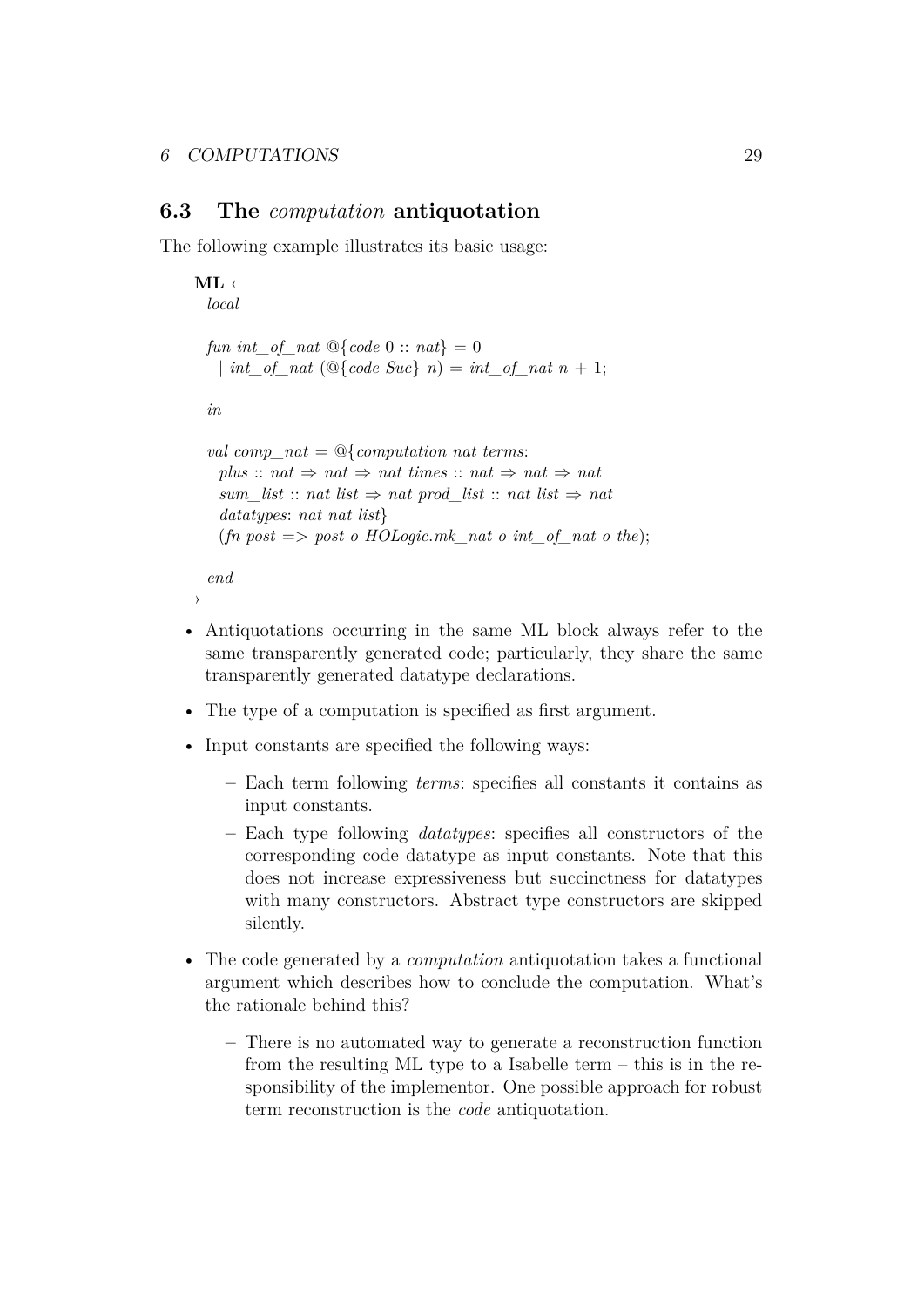## 6.3 The *computation* antiquotation

The following example illustrates its basic usage:

```
ML ‹
  local

  fun int_of_nat @{code 0 :: nat} = 0
    | int_of_nat (@{code Suc} n) = int_of_nat n + 1;

  in

  val comp_nat = @{computation nat terms:
    plus :: nat ⇒ nat ⇒ nat times :: nat ⇒ nat ⇒ nat
    sum_list :: nat list ⇒ nat prod_list :: nat list ⇒ nat
    datatypes: nat nat list}
    (fn post => post o HOLogic.mk_nat o int_of_nat o the);

  end
›
```

- Antiquotations occurring in the same ML block always refer to the same transparently generated code; particularly, they share the same transparently generated datatype declarations.
- The type of a computation is specified as first argument.
- Input constants are specified the following ways:
  - Each term following *terms*: specifies all constants it contains as input constants.
  - Each type following *datatypes*: specifies all constructors of the corresponding code datatype as input constants. Note that this does not increase expressiveness but succinctness for datatypes with many constructors. Abstract type constructors are skipped silently.
- The code generated by a *computation* antiquotation takes a functional argument which describes how to conclude the computation. What's the rationale behind this?
  - There is no automated way to generate a reconstruction function from the resulting ML type to a Isabelle term – this is in the responsibility of the implementor. One possible approach for robust term reconstruction is the *code* antiquotation.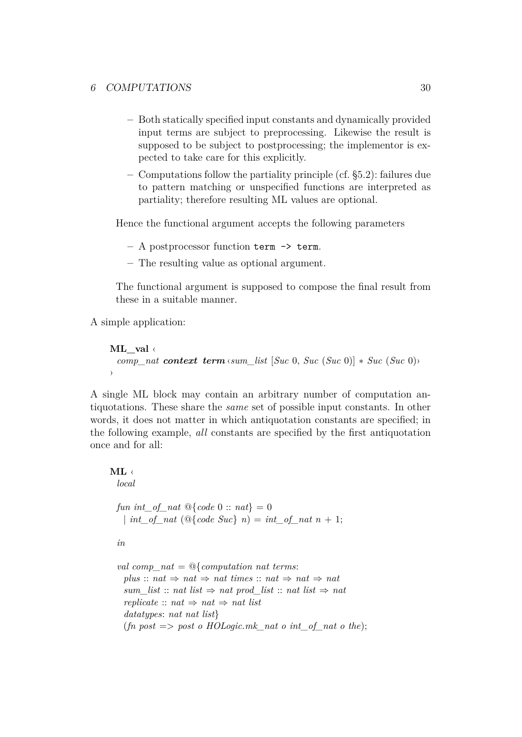- Both statically specified input constants and dynamically provided input terms are subject to preprocessing. Likewise the result is supposed to be subject to postprocessing; the implementor is expected to take care for this explicitly.
   - Computations follow the partiality principle (cf. §5.2): failures due to pattern matching or unspecified functions are interpreted as partiality; therefore resulting ML values are optional.

  Hence the functional argument accepts the following parameters

   - A postprocessor function `term -> term`.
   - The resulting value as optional argument.

  The functional argument is supposed to compose the final result from these in a suitable manner.

A simple application:

```
ML_val ‹
  comp_nat context term ‹sum_list [Suc 0, Suc (Suc 0)] * Suc (Suc 0)›
›
```

A single ML block may contain an arbitrary number of computation antiquotations. These share the *same* set of possible input constants. In other words, it does not matter in which antiquotation constants are specified; in the following example, *all* constants are specified by the first antiquotation once and for all:

```
ML ‹
  local

  fun int_of_nat @{code 0 :: nat} = 0
    | int_of_nat (@{code Suc} n) = int_of_nat n + 1;

  in

  val comp_nat = @{computation nat terms:
    plus :: nat ⇒ nat ⇒ nat times :: nat ⇒ nat ⇒ nat
    sum_list :: nat list ⇒ nat prod_list :: nat list ⇒ nat
    replicate :: nat ⇒ nat ⇒ nat list
    datatypes: nat nat list}
    (fn post => post o HOLogic.mk_nat o int_of_nat o the);
```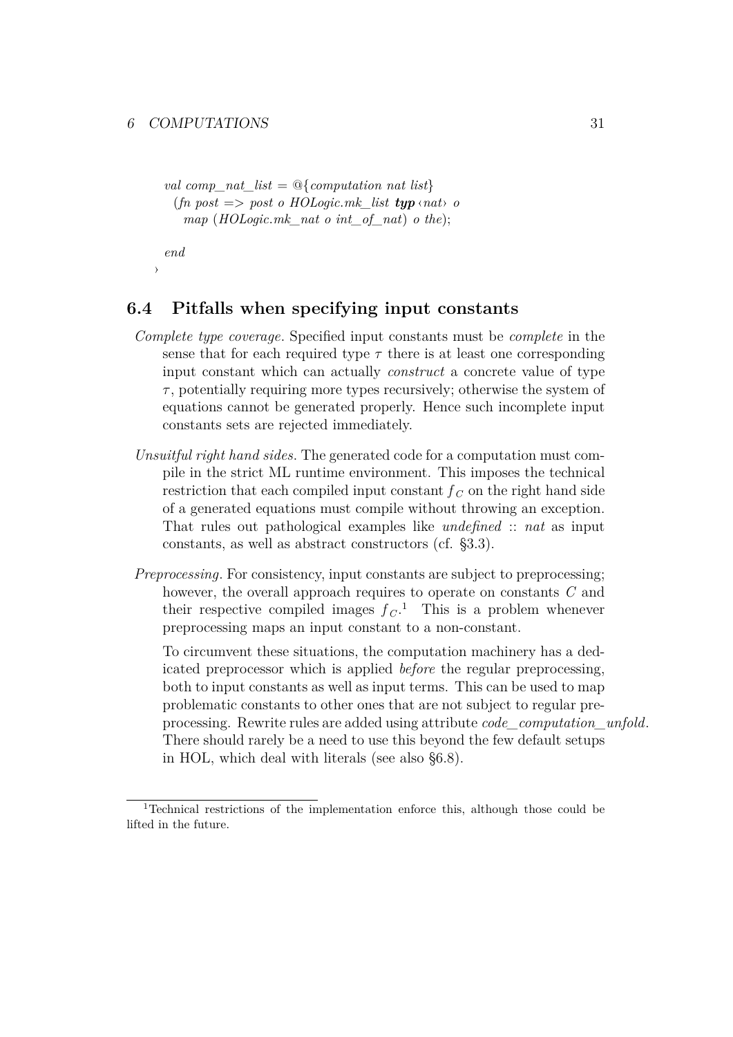```
val comp_nat_list = @{computation nat list}
  (fn post => post o HOLogic.mk_list typ ‹nat› o
    map (HOLogic.mk_nat o int_of_nat) o the);

end
›
```

## 6.4 Pitfalls when specifying input constants

*Complete type coverage.* Specified input constants must be *complete* in the sense that for each required type $\tau$ there is at least one corresponding input constant which can actually *construct* a concrete value of type $\tau$, potentially requiring more types recursively; otherwise the system of equations cannot be generated properly. Hence such incomplete input constants sets are rejected immediately.

*Unsuitful right hand sides.* The generated code for a computation must compile in the strict ML runtime environment. This imposes the technical restriction that each compiled input constant $f_C$ on the right hand side of a generated equations must compile without throwing an exception. That rules out pathological examples like *undefined* :: *nat* as input constants, as well as abstract constructors (cf. §3.3).

*Preprocessing.* For consistency, input constants are subject to preprocessing; however, the overall approach requires to operate on constants $C$ and their respective compiled images $f_C$.[1] This is a problem whenever preprocessing maps an input constant to a non-constant.

To circumvent these situations, the computation machinery has a dedicated preprocessor which is applied *before* the regular preprocessing, both to input constants as well as input terms. This can be used to map problematic constants to other ones that are not subject to regular preprocessing. Rewrite rules are added using attribute *code_computation_unfold*. There should rarely be a need to use this beyond the few default setups in HOL, which deal with literals (see also §6.8).

[1] Technical restrictions of the implementation enforce this, although those could be lifted in the future.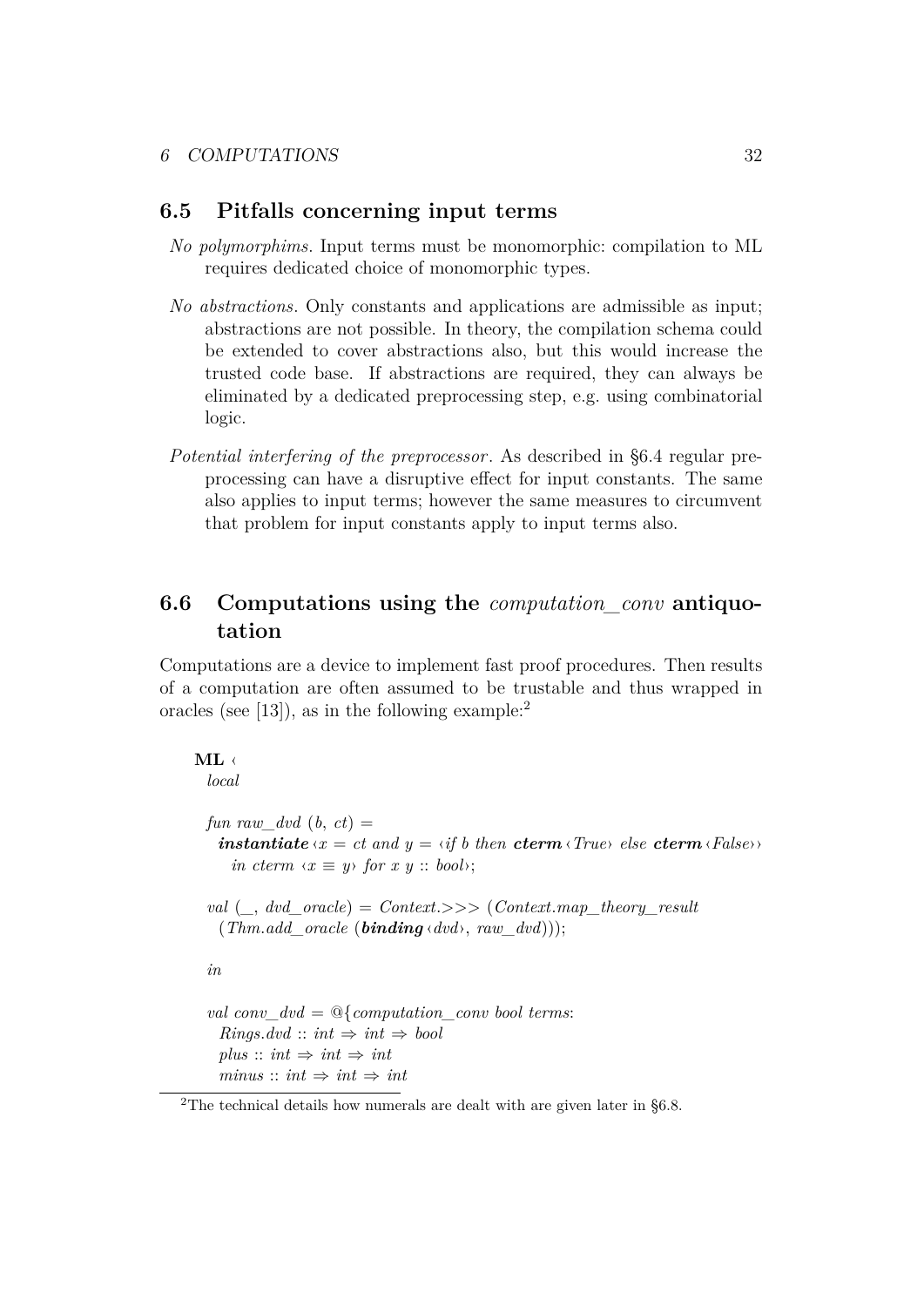## 6.5 Pitfalls concerning input terms

*No polymorphims.* Input terms must be monomorphic: compilation to ML requires dedicated choice of monomorphic types.

*No abstractions.* Only constants and applications are admissible as input; abstractions are not possible. In theory, the compilation schema could be extended to cover abstractions also, but this would increase the trusted code base. If abstractions are required, they can always be eliminated by a dedicated preprocessing step, e.g. using combinatorial logic.

*Potential interfering of the preprocessor.* As described in §6.4 regular preprocessing can have a disruptive effect for input constants. The same also applies to input terms; however the same measures to circumvent that problem for input constants apply to input terms also.

## 6.6 Computations using the *computation_conv* antiquotation

Computations are a device to implement fast proof procedures. Then results of a computation are often assumed to be trustable and thus wrapped in oracles (see [13]), as in the following example:[2]

```
ML ‹
  local

  fun raw_dvd (b, ct) =
    instantiate ‹x = ct and y = ‹if b then cterm ‹True› else cterm ‹False››
      in cterm ‹x ≡ y› for x y :: bool›;

  val (_, dvd_oracle) = Context.>>> (Context.map_theory_result
    (Thm.add_oracle (binding ‹dvd›, raw_dvd)));

  in

  val conv_dvd = @{computation_conv bool terms:
    Rings.dvd :: int ⇒ int ⇒ bool
    plus :: int ⇒ int ⇒ int
    minus :: int ⇒ int ⇒ int
```

[2] The technical details how numerals are dealt with are given later in §6.8.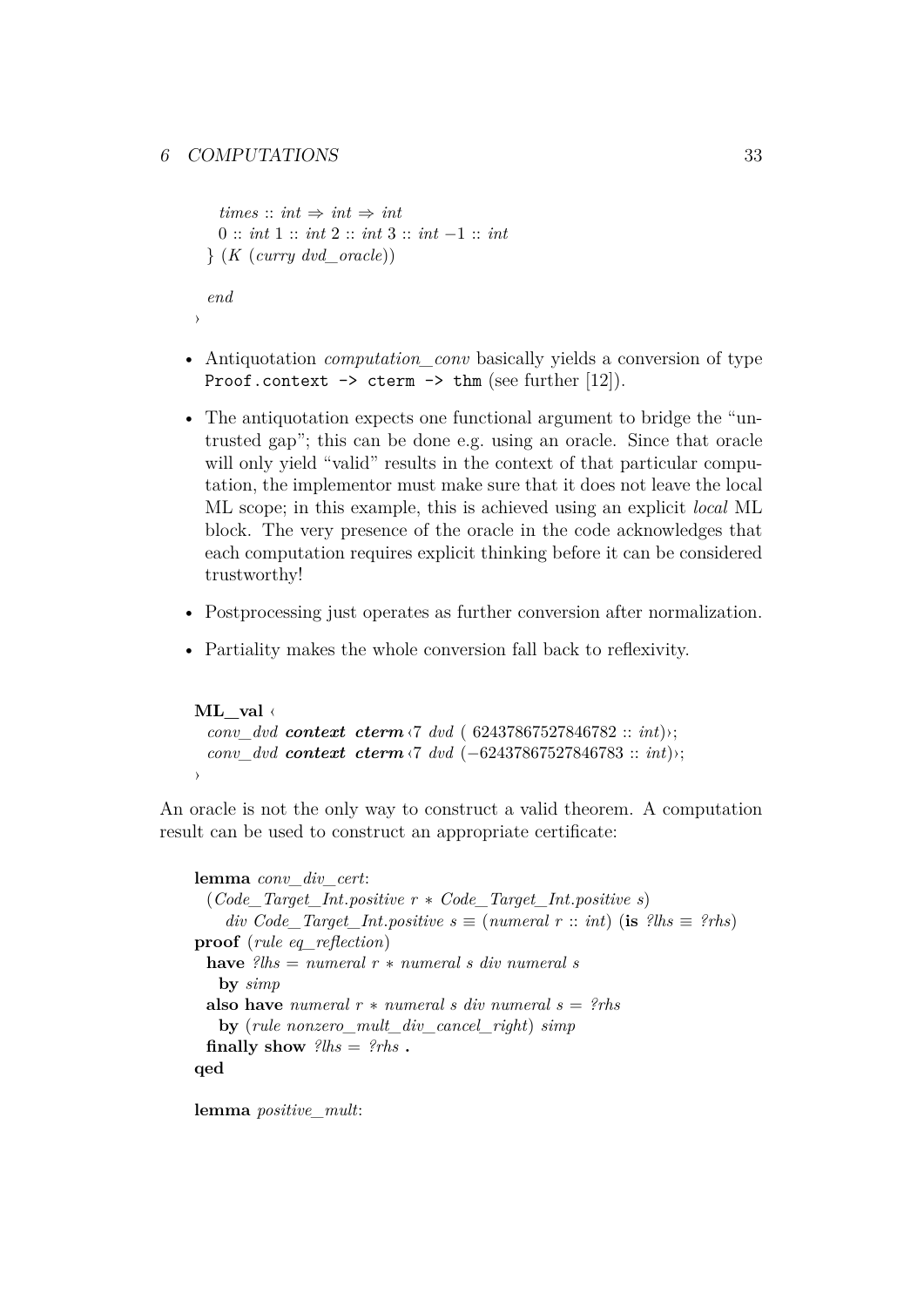```
    times :: int ⇒ int ⇒ int
    0 :: int 1 :: int 2 :: int 3 :: int −1 :: int
  } (K (curry dvd_oracle))

  end
›
```

- Antiquotation *computation_conv* basically yields a conversion of type `Proof.context -> cterm -> thm` (see further [12]).
- The antiquotation expects one functional argument to bridge the "untrusted gap"; this can be done e.g. using an oracle. Since that oracle will only yield "valid" results in the context of that particular computation, the implementor must make sure that it does not leave the local ML scope; in this example, this is achieved using an explicit *local* ML block. The very presence of the oracle in the code acknowledges that each computation requires explicit thinking before it can be considered trustworthy!
- Postprocessing just operates as further conversion after normalization.
- Partiality makes the whole conversion fall back to reflexivity.

```
ML_val ‹
  conv_dvd context cterm ‹7 dvd ( 62437867527846782 :: int)›;
  conv_dvd context cterm ‹7 dvd (−62437867527846783 :: int)›;
›
```

An oracle is not the only way to construct a valid theorem. A computation result can be used to construct an appropriate certificate:

```
lemma conv_div_cert:
  (Code_Target_Int.positive r ∗ Code_Target_Int.positive s)
     div Code_Target_Int.positive s ≡ (numeral r :: int) (is ?lhs ≡ ?rhs)
proof (rule eq_reflection)
  have ?lhs = numeral r ∗ numeral s div numeral s
    by simp
  also have numeral r ∗ numeral s div numeral s = ?rhs
    by (rule nonzero_mult_div_cancel_right) simp
  finally show ?lhs = ?rhs .
qed

lemma positive_mult:
```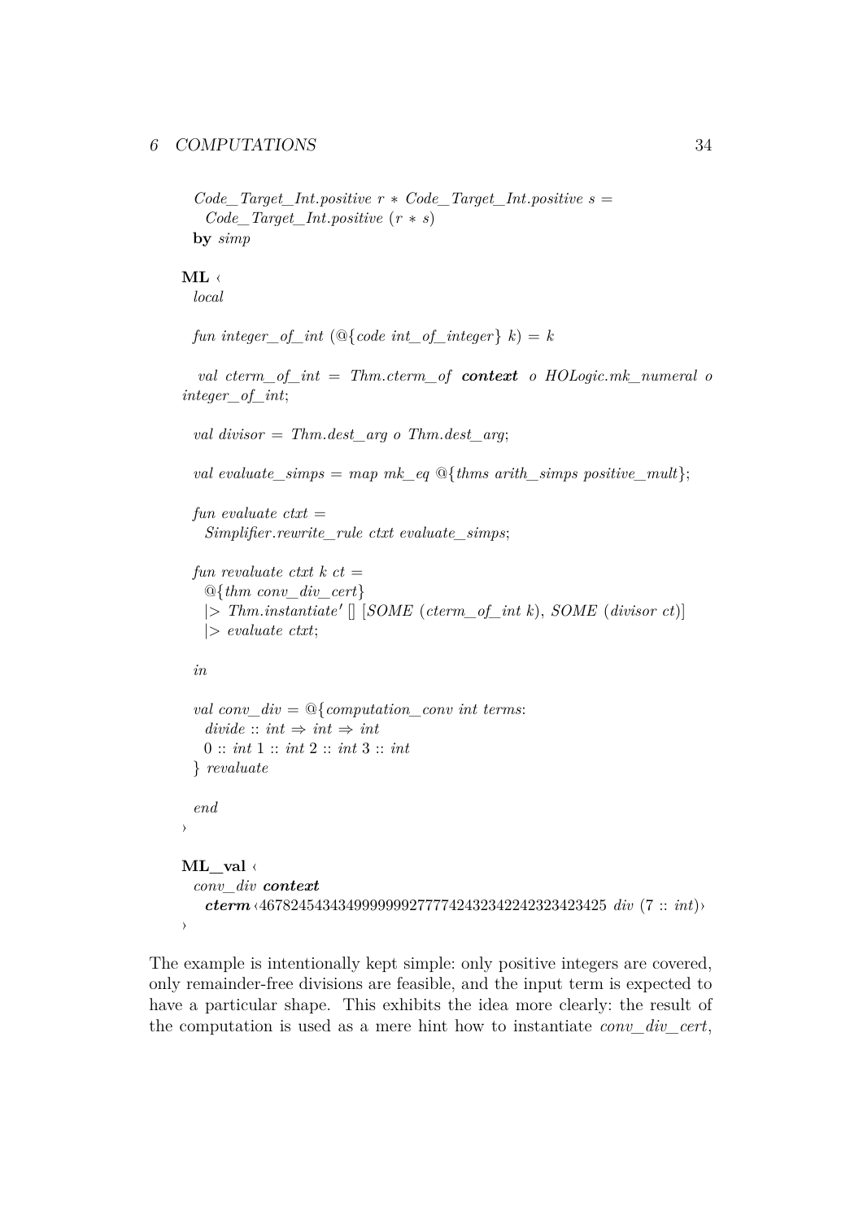```
  Code_Target_Int.positive r * Code_Target_Int.positive s =
    Code_Target_Int.positive (r * s)
  by simp

ML ‹
  local

  fun integer_of_int (@{code int_of_integer} k) = k

  val cterm_of_int = Thm.cterm_of context o HOLogic.mk_numeral o integer_of_int;

  val divisor = Thm.dest_arg o Thm.dest_arg;

  val evaluate_simps = map mk_eq @{thms arith_simps positive_mult};

  fun evaluate ctxt =
    Simplifier.rewrite_rule ctxt evaluate_simps;

  fun revaluate ctxt k ct =
    @{thm conv_div_cert}
    |> Thm.instantiate' [] [SOME (cterm_of_int k), SOME (divisor ct)]
    |> evaluate ctxt;

  in

  val conv_div = @{computation_conv int terms:
    divide :: int ⇒ int ⇒ int
    0 :: int 1 :: int 2 :: int 3 :: int
  } revaluate

  end
›

ML_val ‹
  conv_div context
    cterm ‹46782454343499999992777742432342242323423425 div (7 :: int)›
›
```

The example is intentionally kept simple: only positive integers are covered, only remainder-free divisions are feasible, and the input term is expected to have a particular shape. This exhibits the idea more clearly: the result of the computation is used as a mere hint how to instantiate *conv_div_cert*,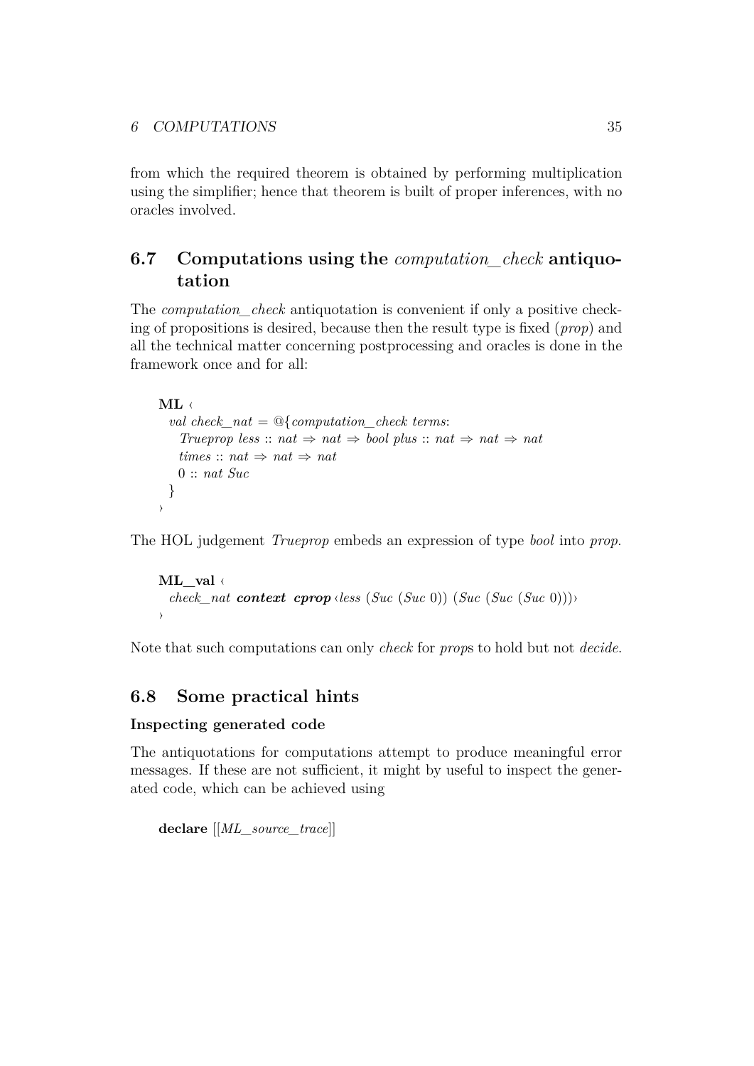from which the required theorem is obtained by performing multiplication using the simplifier; hence that theorem is built of proper inferences, with no oracles involved.

## 6.7 Computations using the *computation_check* antiquotation

The *computation_check* antiquotation is convenient if only a positive checking of propositions is desired, because then the result type is fixed (*prop*) and all the technical matter concerning postprocessing and oracles is done in the framework once and for all:

```
ML ‹
  val check_nat = @{computation_check terms:
    Trueprop less :: nat ⇒ nat ⇒ bool plus :: nat ⇒ nat ⇒ nat
    times :: nat ⇒ nat ⇒ nat
    0 :: nat Suc
  }
›
```

The HOL judgement *Trueprop* embeds an expression of type *bool* into *prop*.

```
ML_val ‹
  check_nat context cprop ‹less (Suc (Suc 0)) (Suc (Suc (Suc 0)))›
›
```

Note that such computations can only *check* for *prop*s to hold but not *decide*.

## 6.8 Some practical hints

### Inspecting generated code

The antiquotations for computations attempt to produce meaningful error messages. If these are not sufficient, it might by useful to inspect the generated code, which can be achieved using

```
declare [[ML_source_trace]]
```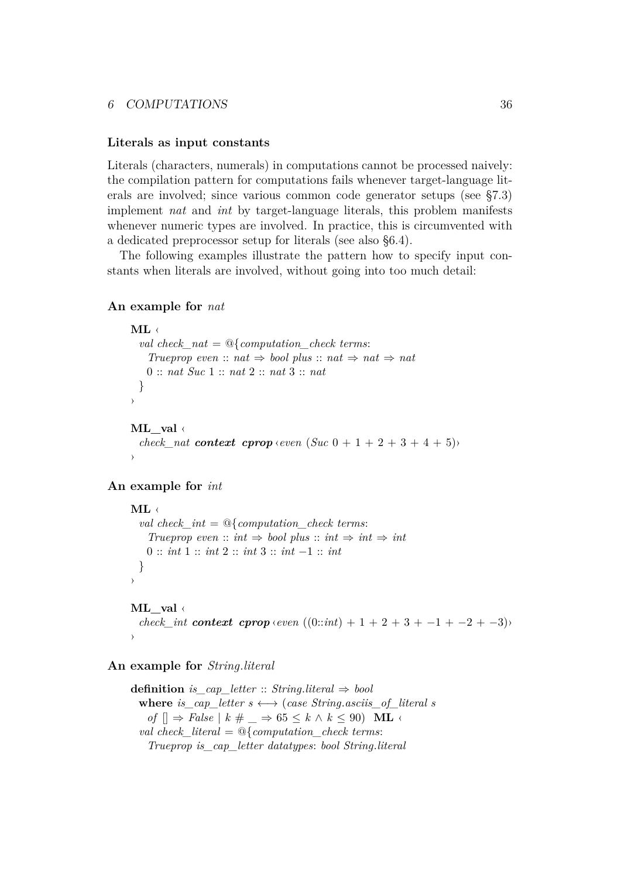### Literals as input constants

Literals (characters, numerals) in computations cannot be processed naively: the compilation pattern for computations fails whenever target-language literals are involved; since various common code generator setups (see §7.3) implement *nat* and *int* by target-language literals, this problem manifests whenever numeric types are involved. In practice, this is circumvented with a dedicated preprocessor setup for literals (see also §6.4).

The following examples illustrate the pattern how to specify input constants when literals are involved, without going into too much detail:

### An example for *nat*

```
ML ‹
  val check_nat = @{computation_check terms:
    Trueprop even :: nat ⇒ bool plus :: nat ⇒ nat ⇒ nat
    0 :: nat Suc 1 :: nat 2 :: nat 3 :: nat
  }
›

ML_val ‹
  check_nat context cprop ‹even (Suc 0 + 1 + 2 + 3 + 4 + 5)›
›
```

### An example for *int*

```
ML ‹
  val check_int = @{computation_check terms:
    Trueprop even :: int ⇒ bool plus :: int ⇒ int ⇒ int
    0 :: int 1 :: int 2 :: int 3 :: int −1 :: int
  }
›

ML_val ‹
  check_int context cprop ‹even ((0::int) + 1 + 2 + 3 + −1 + −2 + −3)›
›
```

### An example for *String.literal*

```
definition is_cap_letter :: String.literal ⇒ bool
  where is_cap_letter s ⟷ (case String.asciis_of_literal s
    of [] ⇒ False | k # _ ⇒ 65 ≤ k ∧ k ≤ 90)  ML ‹
  val check_literal = @{computation_check terms:
    Trueprop is_cap_letter datatypes: bool String.literal
```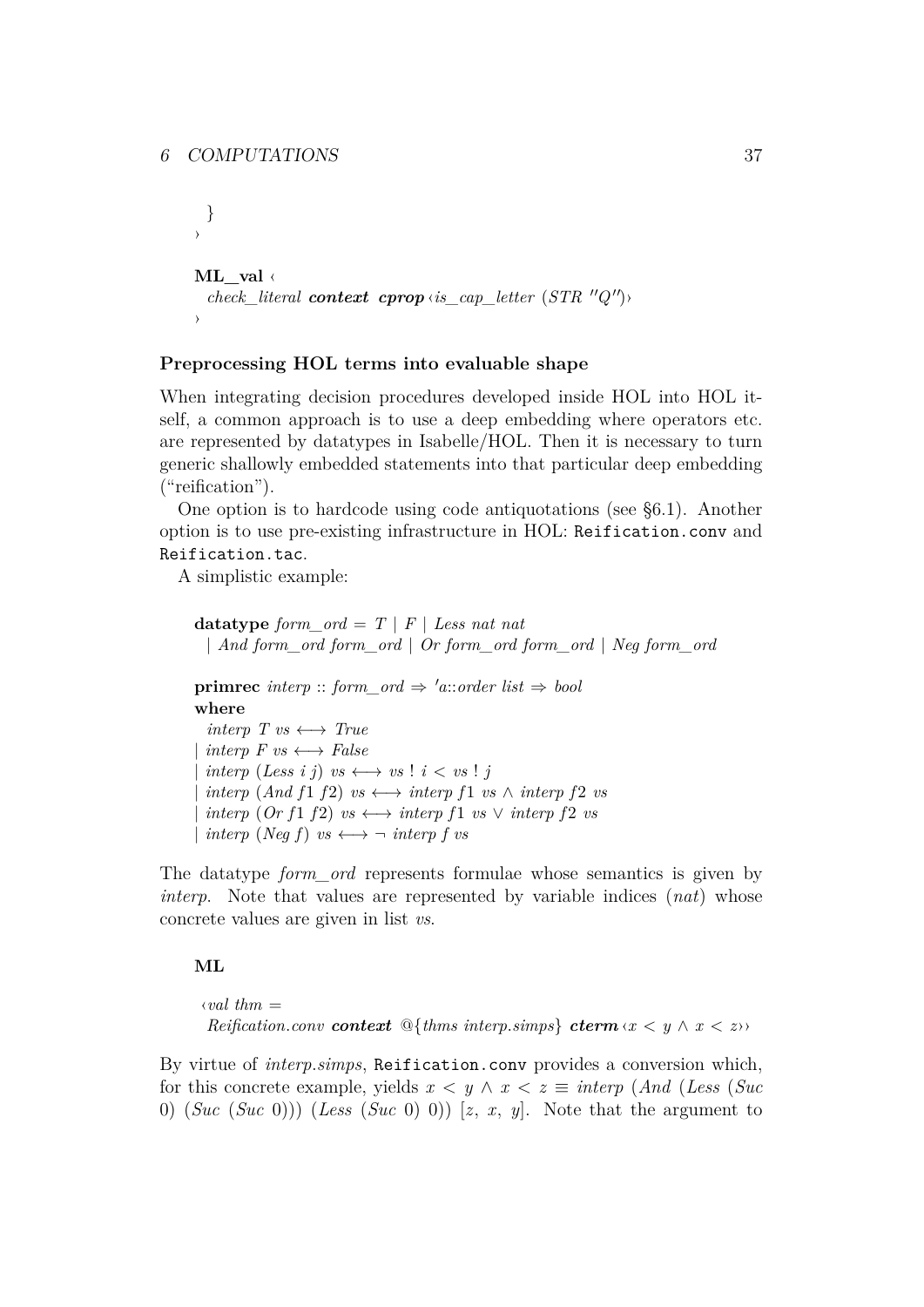```
  }
›

ML_val ‹
  check_literal context cprop ‹is_cap_letter (STR ''Q'')›
›
```

**Preprocessing HOL terms into evaluable shape**

When integrating decision procedures developed inside HOL into HOL itself, a common approach is to use a deep embedding where operators etc. are represented by datatypes in Isabelle/HOL. Then it is necessary to turn generic shallowly embedded statements into that particular deep embedding ("reification").

One option is to hardcode using code antiquotations (see §6.1). Another option is to use pre-existing infrastructure in HOL: `Reification.conv` and `Reification.tac`.

A simplistic example:

```
datatype form_ord = T | F | Less nat nat
  | And form_ord form_ord | Or form_ord form_ord | Neg form_ord

primrec interp :: form_ord ⇒ 'a::order list ⇒ bool
where
  interp T vs ⟷ True
| interp F vs ⟷ False
| interp (Less i j) vs ⟷ vs ! i < vs ! j
| interp (And f1 f2) vs ⟷ interp f1 vs ∧ interp f2 vs
| interp (Or f1 f2) vs ⟷ interp f1 vs ∨ interp f2 vs
| interp (Neg f) vs ⟷ ¬ interp f vs
```

The datatype *form_ord* represents formulae whose semantics is given by *interp*. Note that values are represented by variable indices (*nat*) whose concrete values are given in list *vs*.

```
ML

‹val thm =
  Reification.conv context @{thms interp.simps} cterm ‹x < y ∧ x < z››
```

By virtue of *interp.simps*, `Reification.conv` provides a conversion which, for this concrete example, yields $x < y \wedge x < z \equiv$ *interp* (*And* (*Less* (*Suc* 0) (*Suc* (*Suc* 0))) (*Less* (*Suc* 0) 0)) $[z, x, y]$. Note that the argument to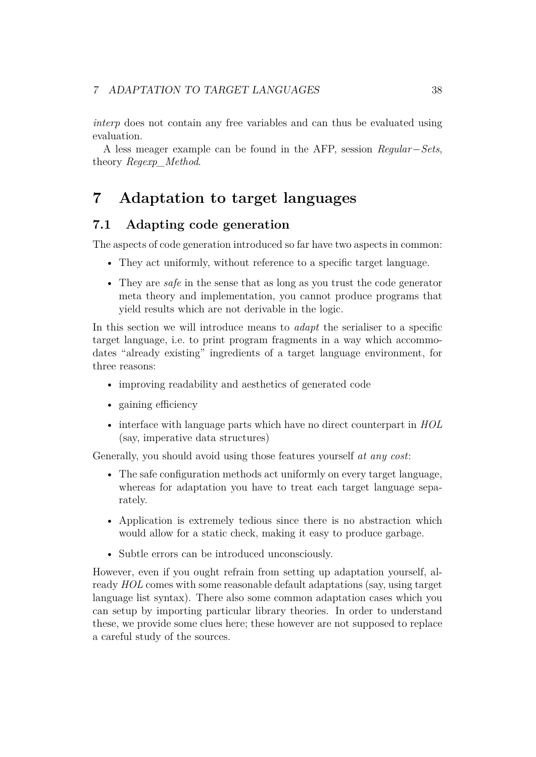*interp* does not contain any free variables and can thus be evaluated using evaluation.

A less meager example can be found in the AFP, session *Regular−Sets*, theory *Regexp_Method*.

# 7 Adaptation to target languages

## 7.1 Adapting code generation

The aspects of code generation introduced so far have two aspects in common:

- They act uniformly, without reference to a specific target language.
- They are *safe* in the sense that as long as you trust the code generator meta theory and implementation, you cannot produce programs that yield results which are not derivable in the logic.

In this section we will introduce means to *adapt* the serialiser to a specific target language, i.e. to print program fragments in a way which accommodates "already existing" ingredients of a target language environment, for three reasons:

- improving readability and aesthetics of generated code
- gaining efficiency
- interface with language parts which have no direct counterpart in *HOL* (say, imperative data structures)

Generally, you should avoid using those features yourself *at any cost*:

- The safe configuration methods act uniformly on every target language, whereas for adaptation you have to treat each target language separately.
- Application is extremely tedious since there is no abstraction which would allow for a static check, making it easy to produce garbage.
- Subtle errors can be introduced unconsciously.

However, even if you ought refrain from setting up adaptation yourself, already *HOL* comes with some reasonable default adaptations (say, using target language list syntax). There also some common adaptation cases which you can setup by importing particular library theories. In order to understand these, we provide some clues here; these however are not supposed to replace a careful study of the sources.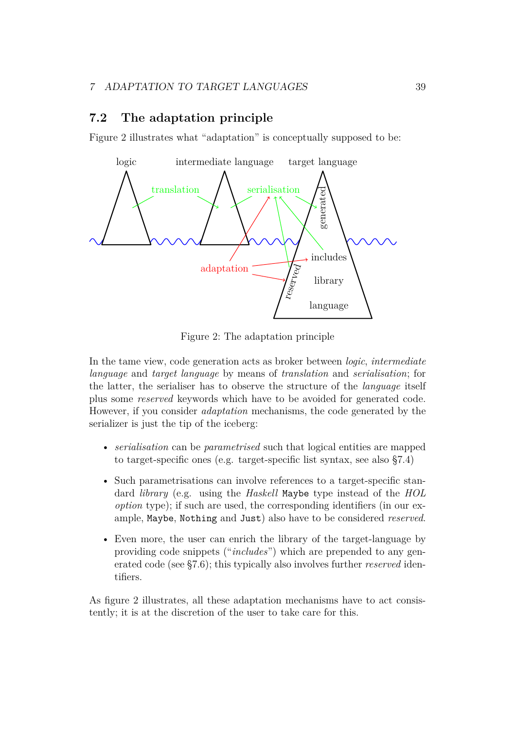## 7.2 The adaptation principle

Figure 2 illustrates what "adaptation" is conceptually supposed to be:

Figure 2: The adaptation principle

In the tame view, code generation acts as broker between *logic*, *intermediate language* and *target language* by means of *translation* and *serialisation*; for the latter, the serialiser has to observe the structure of the *language* itself plus some *reserved* keywords which have to be avoided for generated code. However, if you consider *adaptation* mechanisms, the code generated by the serializer is just the tip of the iceberg:

- *serialisation* can be *parametrised* such that logical entities are mapped to target-specific ones (e.g. target-specific list syntax, see also §7.4)
- Such parametrisations can involve references to a target-specific standard *library* (e.g. using the *Haskell* `Maybe` type instead of the *HOL option* type); if such are used, the corresponding identifiers (in our example, `Maybe`, `Nothing` and `Just`) also have to be considered *reserved*.
- Even more, the user can enrich the library of the target-language by providing code snippets ("*includes*") which are prepended to any generated code (see §7.6); this typically also involves further *reserved* identifiers.

As figure 2 illustrates, all these adaptation mechanisms have to act consistently; it is at the discretion of the user to take care for this.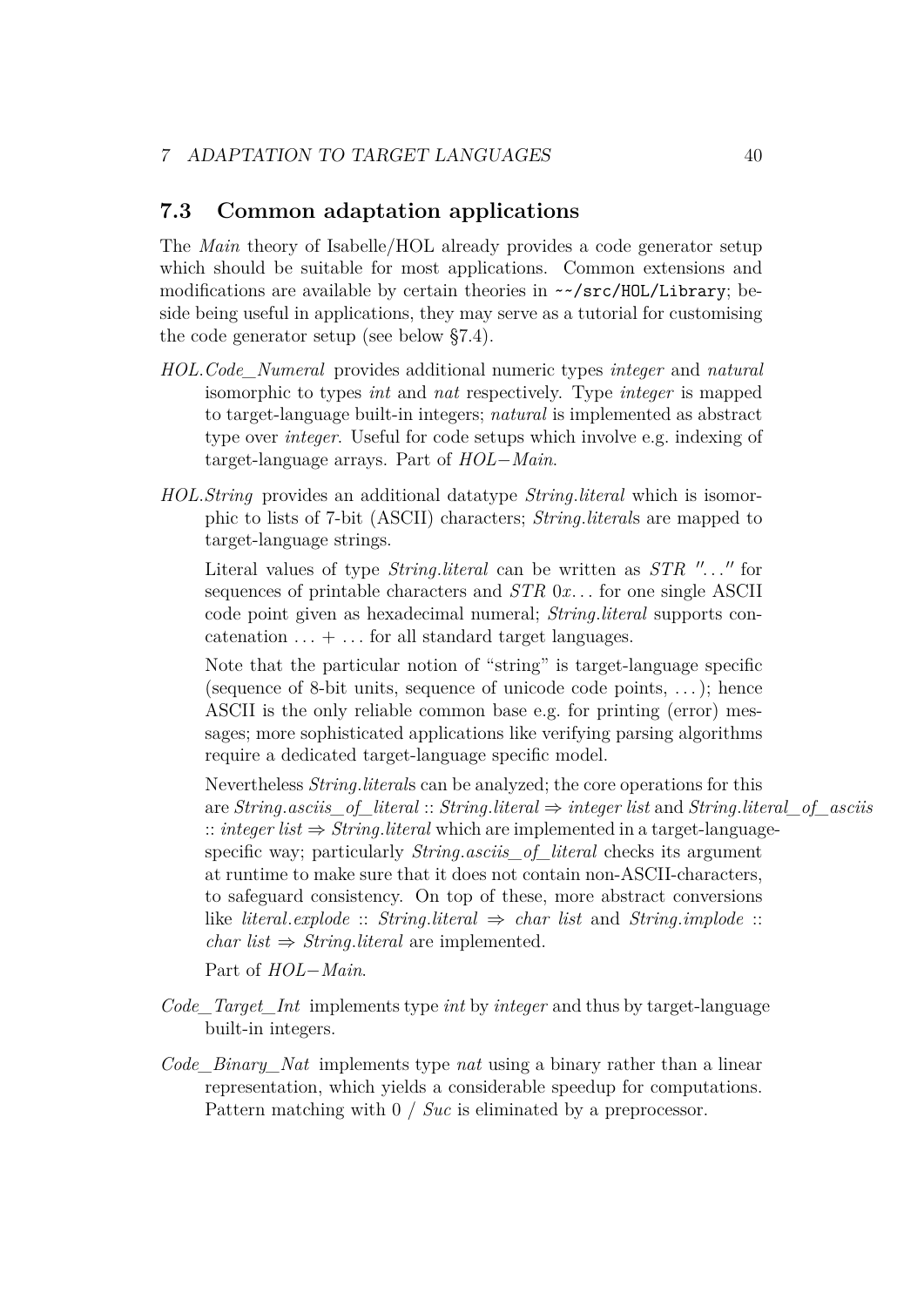## 7.3 Common adaptation applications

The *Main* theory of Isabelle/HOL already provides a code generator setup which should be suitable for most applications. Common extensions and modifications are available by certain theories in `~~/src/HOL/Library`; beside being useful in applications, they may serve as a tutorial for customising the code generator setup (see below §7.4).

*HOL.Code_Numeral* provides additional numeric types *integer* and *natural* isomorphic to types *int* and *nat* respectively. Type *integer* is mapped to target-language built-in integers; *natural* is implemented as abstract type over *integer*. Useful for code setups which involve e.g. indexing of target-language arrays. Part of *HOL−Main*.

*HOL.String* provides an additional datatype *String.literal* which is isomorphic to lists of 7-bit (ASCII) characters; *String.literal*s are mapped to target-language strings.

Literal values of type *String.literal* can be written as *STR* ″...″ for sequences of printable characters and *STR* 0*x*... for one single ASCII code point given as hexadecimal numeral; *String.literal* supports concatenation ... + ... for all standard target languages.

Note that the particular notion of "string" is target-language specific (sequence of 8-bit units, sequence of unicode code points, ...); hence ASCII is the only reliable common base e.g. for printing (error) messages; more sophisticated applications like verifying parsing algorithms require a dedicated target-language specific model.

Nevertheless *String.literal*s can be analyzed; the core operations for this are *String.asciis_of_literal* :: *String.literal* ⇒ *integer list* and *String.literal_of_asciis* :: *integer list* ⇒ *String.literal* which are implemented in a target-language-specific way; particularly *String.asciis_of_literal* checks its argument at runtime to make sure that it does not contain non-ASCII-characters, to safeguard consistency. On top of these, more abstract conversions like *literal.explode* :: *String.literal* ⇒ *char list* and *String.implode* :: *char list* ⇒ *String.literal* are implemented.

Part of *HOL−Main*.

*Code_Target_Int* implements type *int* by *integer* and thus by target-language built-in integers.

*Code_Binary_Nat* implements type *nat* using a binary rather than a linear representation, which yields a considerable speedup for computations. Pattern matching with 0 / *Suc* is eliminated by a preprocessor.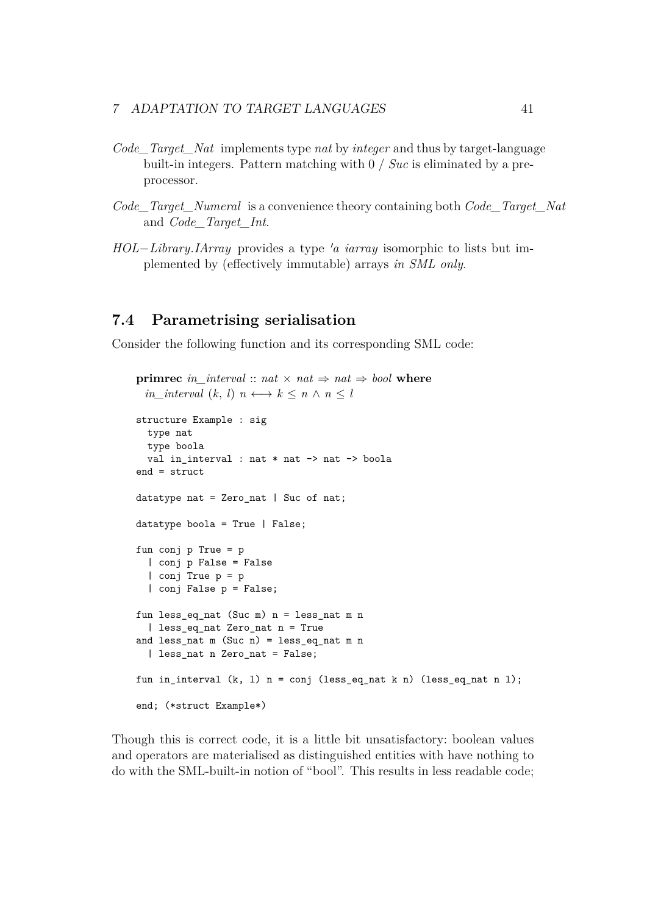*Code_Target_Nat* implements type *nat* by *integer* and thus by target-language built-in integers. Pattern matching with 0 / *Suc* is eliminated by a preprocessor.

*Code_Target_Numeral* is a convenience theory containing both *Code_Target_Nat* and *Code_Target_Int*.

*HOL−Library.IArray* provides a type *'a iarray* isomorphic to lists but implemented by (effectively immutable) arrays *in SML only*.

## 7.4 Parametrising serialisation

Consider the following function and its corresponding SML code:

**primrec** *in_interval* :: $nat \times nat \Rightarrow nat \Rightarrow bool$ **where**
*in_interval* $(k, l)\ n \longleftrightarrow k \leq n \wedge n \leq l$

```
structure Example : sig
  type nat
  type boola
  val in_interval : nat * nat -> nat -> boola
end = struct

datatype nat = Zero_nat | Suc of nat;

datatype boola = True | False;

fun conj p True = p
  | conj p False = False
  | conj True p = p
  | conj False p = False;

fun less_eq_nat (Suc m) n = less_nat m n
  | less_eq_nat Zero_nat n = True
and less_nat m (Suc n) = less_eq_nat m n
  | less_nat n Zero_nat = False;

fun in_interval (k, l) n = conj (less_eq_nat k n) (less_eq_nat n l);

end; (*struct Example*)
```

Though this is correct code, it is a little bit unsatisfactory: boolean values and operators are materialised as distinguished entities with have nothing to do with the SML-built-in notion of "bool". This results in less readable code;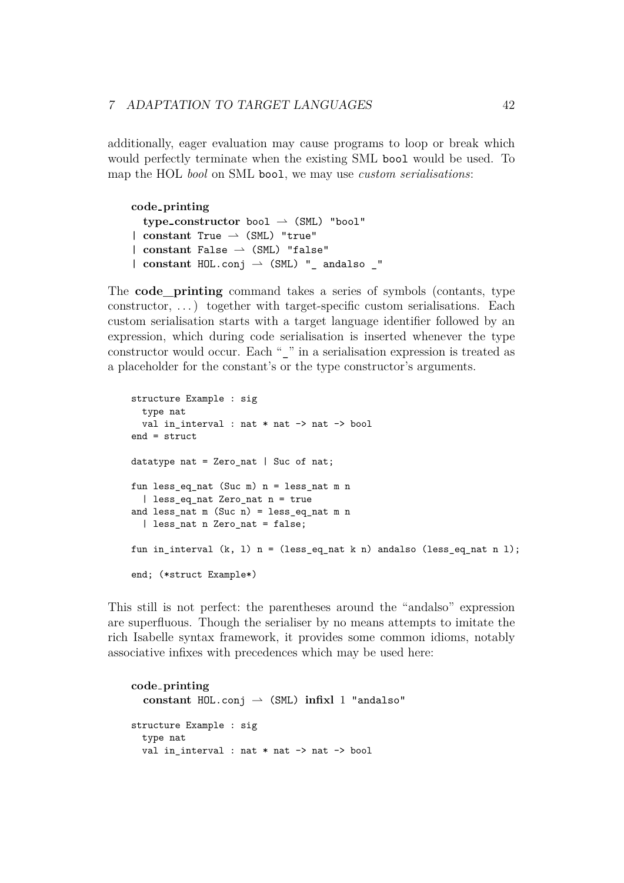additionally, eager evaluation may cause programs to loop or break which would perfectly terminate when the existing SML `bool` would be used. To map the HOL *bool* on SML `bool`, we may use *custom serialisations*:

```
code_printing
  type_constructor bool ⇀ (SML) "bool"
| constant True ⇀ (SML) "true"
| constant False ⇀ (SML) "false"
| constant HOL.conj ⇀ (SML) "_ andalso _"
```

The **code_printing** command takes a series of symbols (contants, type constructor, ...) together with target-specific custom serialisations. Each custom serialisation starts with a target language identifier followed by an expression, which during code serialisation is inserted whenever the type constructor would occur. Each "_" in a serialisation expression is treated as a placeholder for the constant's or the type constructor's arguments.

```
structure Example : sig
  type nat
  val in_interval : nat * nat -> nat -> bool
end = struct

datatype nat = Zero_nat | Suc of nat;

fun less_eq_nat (Suc m) n = less_nat m n
  | less_eq_nat Zero_nat n = true
and less_nat m (Suc n) = less_eq_nat m n
  | less_nat n Zero_nat = false;

fun in_interval (k, l) n = (less_eq_nat k n) andalso (less_eq_nat n l);

end; (*struct Example*)
```

This still is not perfect: the parentheses around the "andalso" expression are superfluous. Though the serialiser by no means attempts to imitate the rich Isabelle syntax framework, it provides some common idioms, notably associative infixes with precedences which may be used here:

```
code_printing
  constant HOL.conj ⇀ (SML) infixl 1 "andalso"
```

```
structure Example : sig
  type nat
  val in_interval : nat * nat -> nat -> bool
```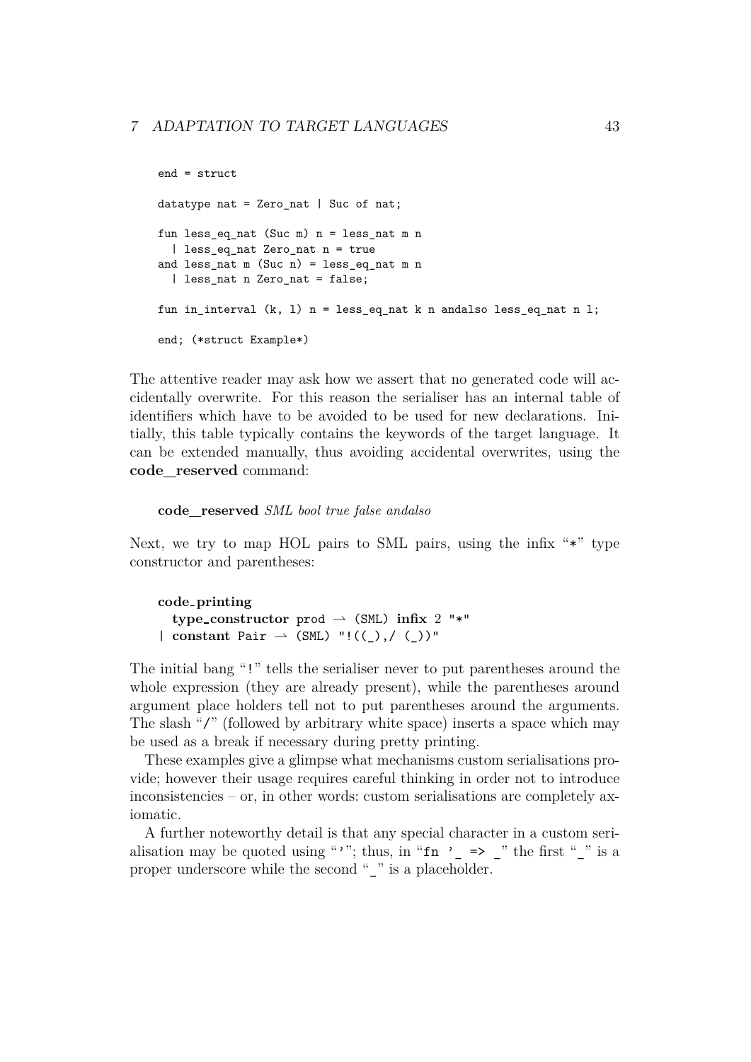```
end = struct

datatype nat = Zero_nat | Suc of nat;

fun less_eq_nat (Suc m) n = less_nat m n
  | less_eq_nat Zero_nat n = true
and less_nat m (Suc n) = less_eq_nat m n
  | less_nat n Zero_nat = false;

fun in_interval (k, l) n = less_eq_nat k n andalso less_eq_nat n l;

end; (*struct Example*)
```

The attentive reader may ask how we assert that no generated code will accidentally overwrite. For this reason the serialiser has an internal table of identifiers which have to be avoided to be used for new declarations. Initially, this table typically contains the keywords of the target language. It can be extended manually, thus avoiding accidental overwrites, using the **code_reserved** command:

**code_reserved** *SML bool true false andalso*

Next, we try to map HOL pairs to SML pairs, using the infix "`*`" type constructor and parentheses:

```
code_printing
  type_constructor prod ⇀ (SML) infix 2 "*"
| constant Pair ⇀ (SML) "!((_),/ (_))"
```

The initial bang "`!`" tells the serialiser never to put parentheses around the whole expression (they are already present), while the parentheses around argument place holders tell not to put parentheses around the arguments. The slash "`/`" (followed by arbitrary white space) inserts a space which may be used as a break if necessary during pretty printing.

These examples give a glimpse what mechanisms custom serialisations provide; however their usage requires careful thinking in order not to introduce inconsistencies – or, in other words: custom serialisations are completely axiomatic.

A further noteworthy detail is that any special character in a custom serialisation may be quoted using "`'`"; thus, in "`fn '_ => _`" the first "`_`" is a proper underscore while the second "`_`" is a placeholder.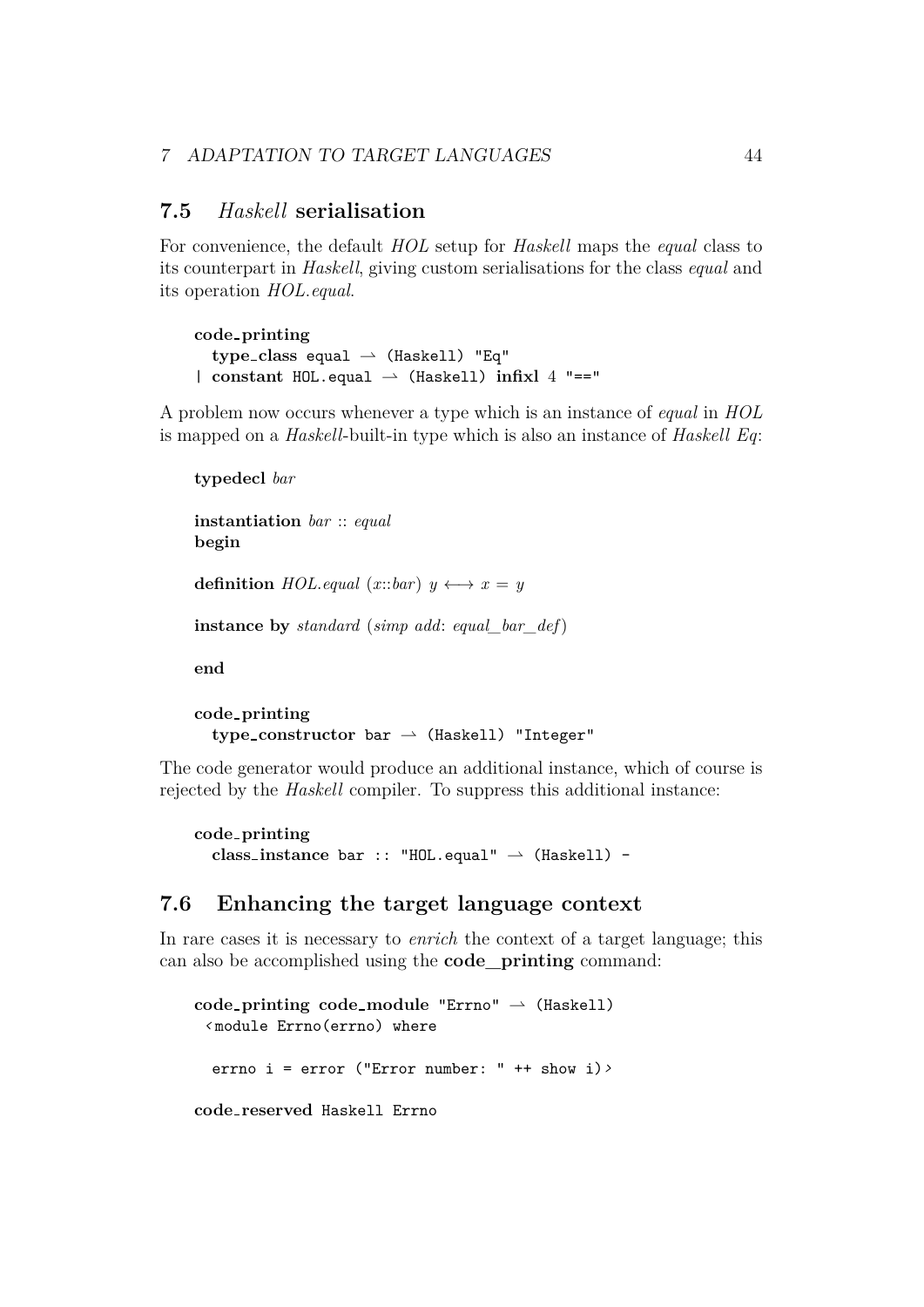## 7.5 *Haskell* serialisation

For convenience, the default *HOL* setup for *Haskell* maps the *equal* class to its counterpart in *Haskell*, giving custom serialisations for the class *equal* and its operation *HOL.equal*.

```
code_printing
  type_class equal ⇀ (Haskell) "Eq"
| constant HOL.equal ⇀ (Haskell) infixl 4 "=="
```

A problem now occurs whenever a type which is an instance of *equal* in *HOL* is mapped on a *Haskell*-built-in type which is also an instance of *Haskell Eq*:

```
typedecl bar

instantiation bar :: equal
begin

definition HOL.equal (x::bar) y ⟷ x = y

instance by standard (simp add: equal_bar_def)

end

code_printing
  type_constructor bar ⇀ (Haskell) "Integer"
```

The code generator would produce an additional instance, which of course is rejected by the *Haskell* compiler. To suppress this additional instance:

```
code_printing
  class_instance bar :: "HOL.equal" ⇀ (Haskell) -
```

## 7.6 Enhancing the target language context

In rare cases it is necessary to *enrich* the context of a target language; this can also be accomplished using the **code_printing** command:

```
code_printing code_module "Errno" ⇀ (Haskell)
 ‹module Errno(errno) where

  errno i = error ("Error number: " ++ show i)›

code_reserved Haskell Errno
```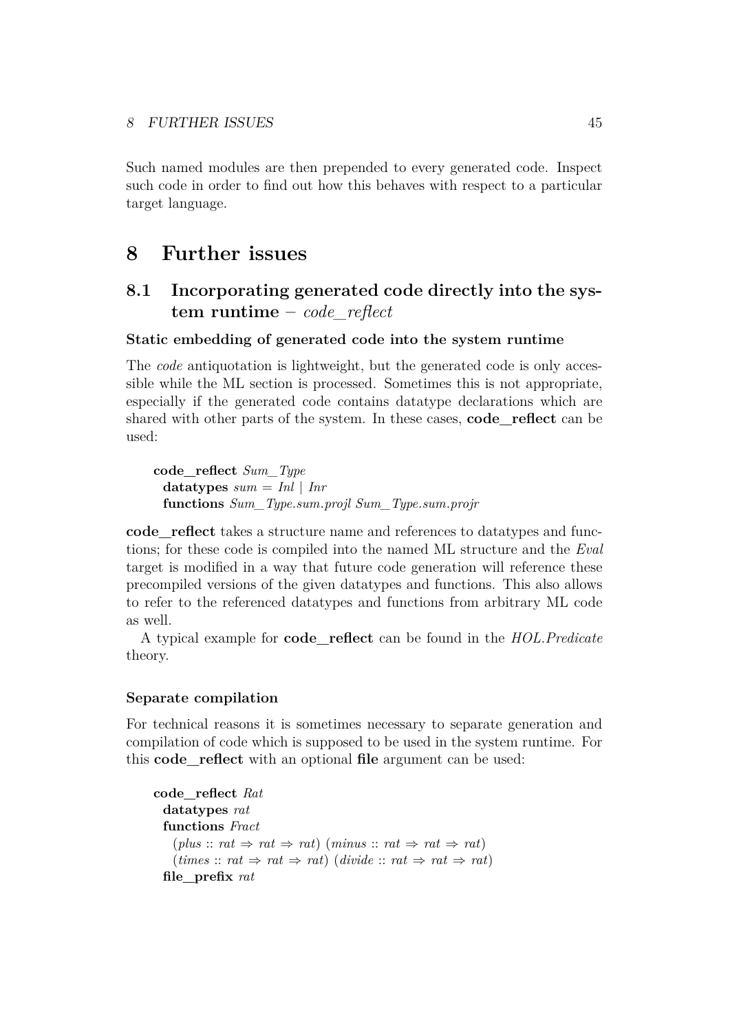Such named modules are then prepended to every generated code. Inspect such code in order to find out how this behaves with respect to a particular target language.

# 8 Further issues

## 8.1 Incorporating generated code directly into the system runtime – *code_reflect*

### Static embedding of generated code into the system runtime

The *code* antiquotation is lightweight, but the generated code is only accessible while the ML section is processed. Sometimes this is not appropriate, especially if the generated code contains datatype declarations which are shared with other parts of the system. In these cases, **code_reflect** can be used:

```
code_reflect Sum_Type
  datatypes sum = Inl | Inr
  functions Sum_Type.sum.projl Sum_Type.sum.projr
```

**code_reflect** takes a structure name and references to datatypes and functions; for these code is compiled into the named ML structure and the *Eval* target is modified in a way that future code generation will reference these precompiled versions of the given datatypes and functions. This also allows to refer to the referenced datatypes and functions from arbitrary ML code as well.

A typical example for **code_reflect** can be found in the *HOL.Predicate* theory.

### Separate compilation

For technical reasons it is sometimes necessary to separate generation and compilation of code which is supposed to be used in the system runtime. For this **code_reflect** with an optional **file** argument can be used:

```
code_reflect Rat
  datatypes rat
  functions Fract
    (plus :: rat ⇒ rat ⇒ rat) (minus :: rat ⇒ rat ⇒ rat)
    (times :: rat ⇒ rat ⇒ rat) (divide :: rat ⇒ rat ⇒ rat)
  file_prefix rat
```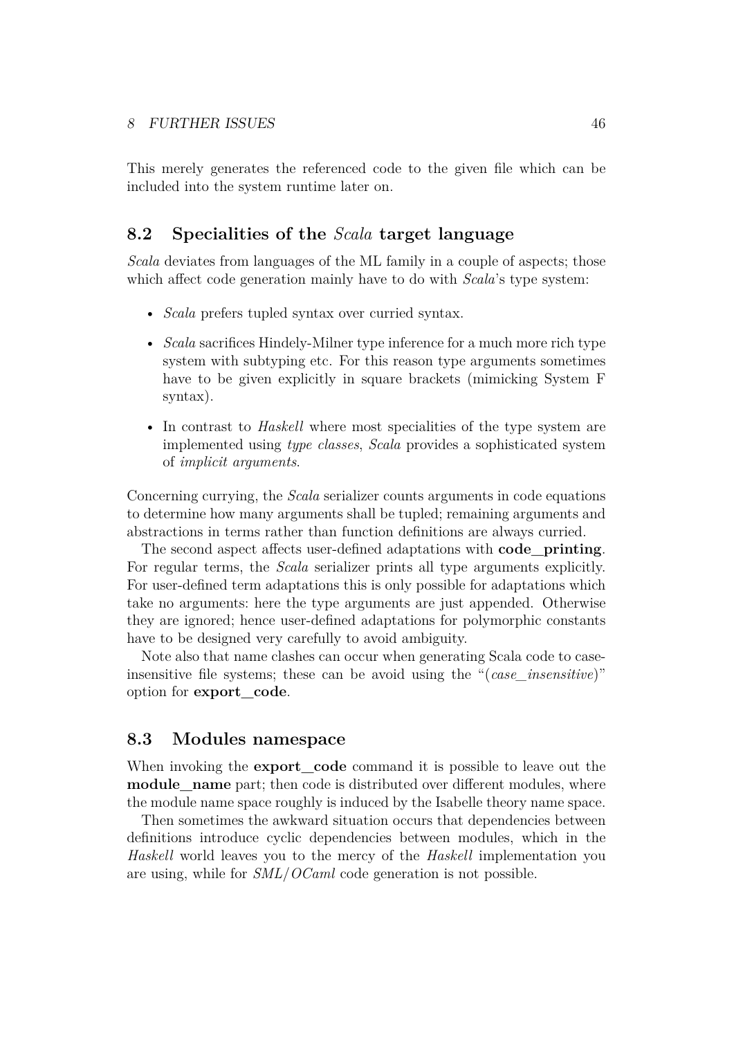This merely generates the referenced code to the given file which can be included into the system runtime later on.

## 8.2 Specialities of the *Scala* target language

*Scala* deviates from languages of the ML family in a couple of aspects; those which affect code generation mainly have to do with *Scala*'s type system:

- *Scala* prefers tupled syntax over curried syntax.
- *Scala* sacrifices Hindely-Milner type inference for a much more rich type system with subtyping etc. For this reason type arguments sometimes have to be given explicitly in square brackets (mimicking System F syntax).
- In contrast to *Haskell* where most specialities of the type system are implemented using *type classes*, *Scala* provides a sophisticated system of *implicit arguments*.

Concerning currying, the *Scala* serializer counts arguments in code equations to determine how many arguments shall be tupled; remaining arguments and abstractions in terms rather than function definitions are always curried.

The second aspect affects user-defined adaptations with **code_printing**. For regular terms, the *Scala* serializer prints all type arguments explicitly. For user-defined term adaptations this is only possible for adaptations which take no arguments: here the type arguments are just appended. Otherwise they are ignored; hence user-defined adaptations for polymorphic constants have to be designed very carefully to avoid ambiguity.

Note also that name clashes can occur when generating Scala code to case-insensitive file systems; these can be avoid using the "(*case_insensitive*)" option for **export_code**.

## 8.3 Modules namespace

When invoking the **export_code** command it is possible to leave out the **module_name** part; then code is distributed over different modules, where the module name space roughly is induced by the Isabelle theory name space.

Then sometimes the awkward situation occurs that dependencies between definitions introduce cyclic dependencies between modules, which in the *Haskell* world leaves you to the mercy of the *Haskell* implementation you are using, while for *SML*/*OCaml* code generation is not possible.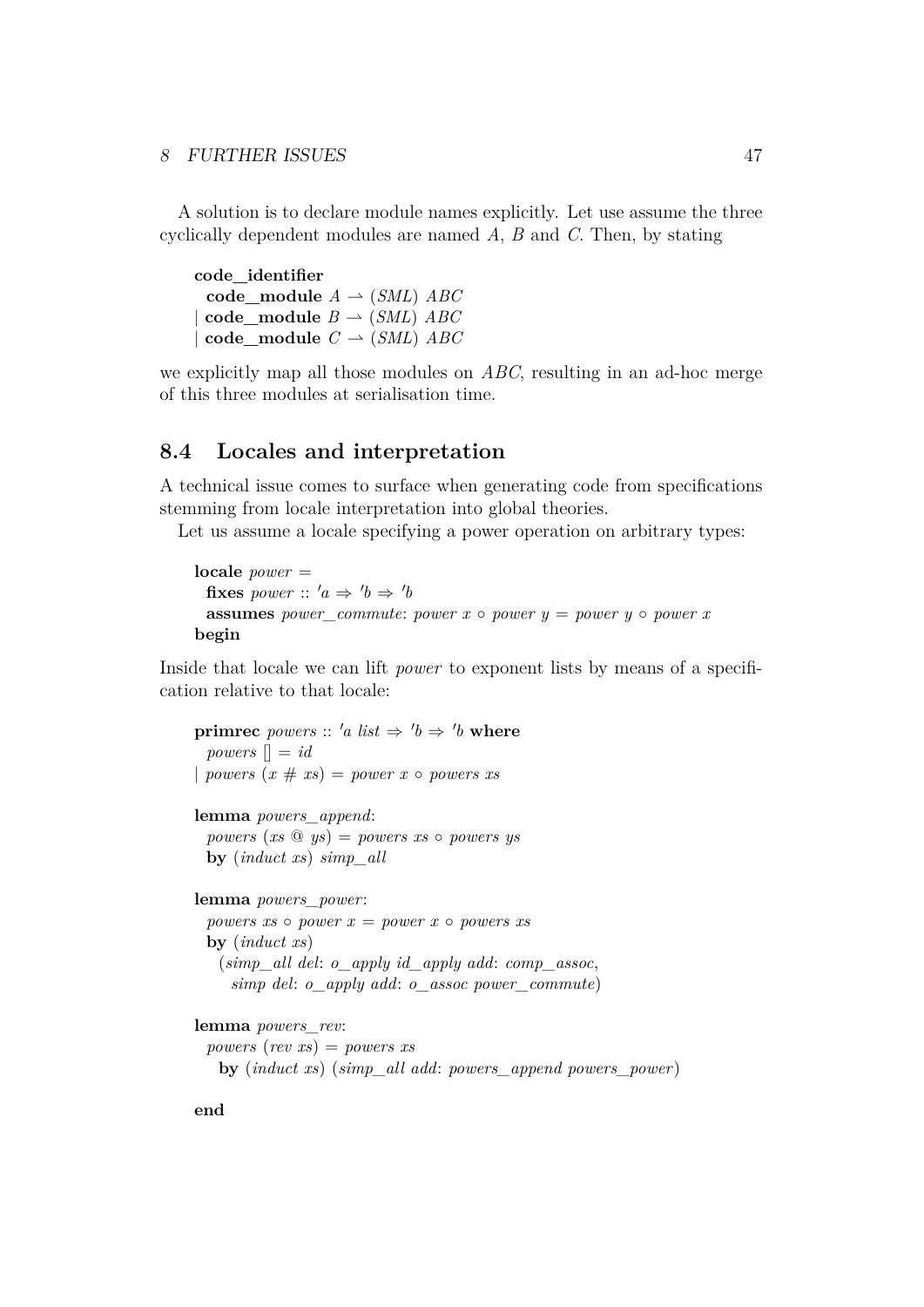A solution is to declare module names explicitly. Let use assume the three cyclically dependent modules are named *A*, *B* and *C*. Then, by stating

```
code_identifier
  code_module A ⇀ (SML) ABC
| code_module B ⇀ (SML) ABC
| code_module C ⇀ (SML) ABC
```

we explicitly map all those modules on *ABC*, resulting in an ad-hoc merge of this three modules at serialisation time.

## 8.4 Locales and interpretation

A technical issue comes to surface when generating code from specifications stemming from locale interpretation into global theories.

Let us assume a locale specifying a power operation on arbitrary types:

```
locale power =
  fixes power :: 'a ⇒ 'b ⇒ 'b
  assumes power_commute: power x ∘ power y = power y ∘ power x
begin
```

Inside that locale we can lift *power* to exponent lists by means of a specification relative to that locale:

```
primrec powers :: 'a list ⇒ 'b ⇒ 'b where
  powers [] = id
| powers (x # xs) = power x ∘ powers xs

lemma powers_append:
  powers (xs @ ys) = powers xs ∘ powers ys
  by (induct xs) simp_all

lemma powers_power:
  powers xs ∘ power x = power x ∘ powers xs
  by (induct xs)
    (simp_all del: o_apply id_apply add: comp_assoc,
      simp del: o_apply add: o_assoc power_commute)

lemma powers_rev:
  powers (rev xs) = powers xs
    by (induct xs) (simp_all add: powers_append powers_power)

end
```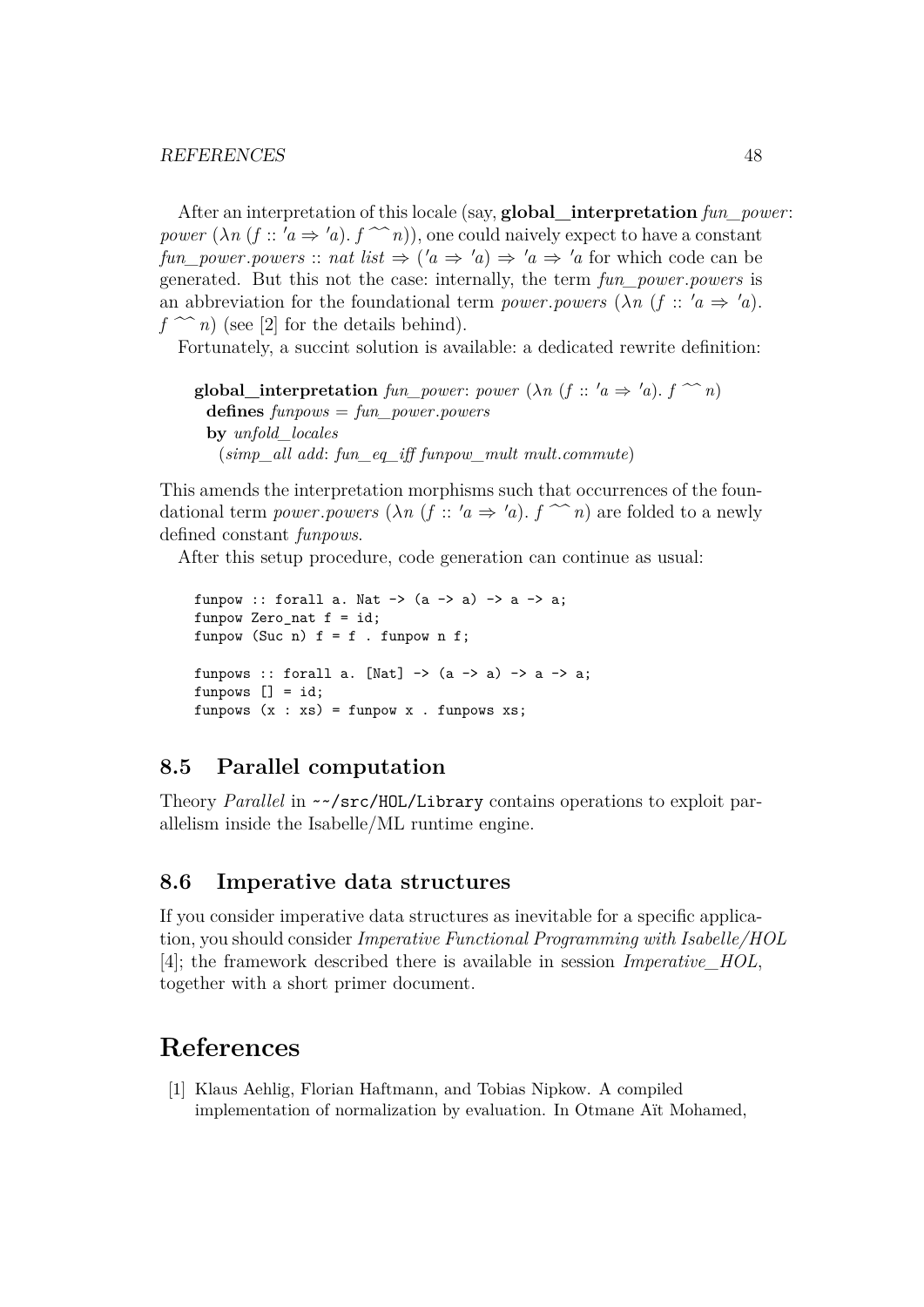After an interpretation of this locale (say, **global_interpretation** *fun_power*: *power* ($\lambda n$ ($f$ :: $'a \Rightarrow 'a$). $f$ ^^ $n$)), one could naively expect to have a constant *fun_power.powers* :: *nat list* $\Rightarrow$ ($'a \Rightarrow 'a$) $\Rightarrow$ $'a \Rightarrow 'a$ for which code can be generated. But this not the case: internally, the term *fun_power.powers* is an abbreviation for the foundational term *power.powers* ($\lambda n$ ($f$ :: $'a \Rightarrow 'a$). $f$ ^^ $n$) (see [2] for the details behind).

Fortunately, a succint solution is available: a dedicated rewrite definition:

**global_interpretation** *fun_power*: *power* ($\lambda n$ ($f$ :: $'a \Rightarrow 'a$). $f$ ^^ $n$)
  **defines** *funpows* = *fun_power.powers*
  **by** *unfold_locales*
    (*simp_all add*: *fun_eq_iff funpow_mult mult.commute*)

This amends the interpretation morphisms such that occurrences of the foundational term *power.powers* ($\lambda n$ ($f$ :: $'a \Rightarrow 'a$). $f$ ^^ $n$) are folded to a newly defined constant *funpows*.

After this setup procedure, code generation can continue as usual:

```
funpow :: forall a. Nat -> (a -> a) -> a -> a;
funpow Zero_nat f = id;
funpow (Suc n) f = f . funpow n f;

funpows :: forall a. [Nat] -> (a -> a) -> a -> a;
funpows [] = id;
funpows (x : xs) = funpow x . funpows xs;
```

## 8.5 Parallel computation

Theory *Parallel* in `~~/src/HOL/Library` contains operations to exploit parallelism inside the Isabelle/ML runtime engine.

## 8.6 Imperative data structures

If you consider imperative data structures as inevitable for a specific application, you should consider *Imperative Functional Programming with Isabelle/HOL* [4]; the framework described there is available in session *Imperative_HOL*, together with a short primer document.

# References

[1] Klaus Aehlig, Florian Haftmann, and Tobias Nipkow. A compiled implementation of normalization by evaluation. In Otmane Aït Mohamed,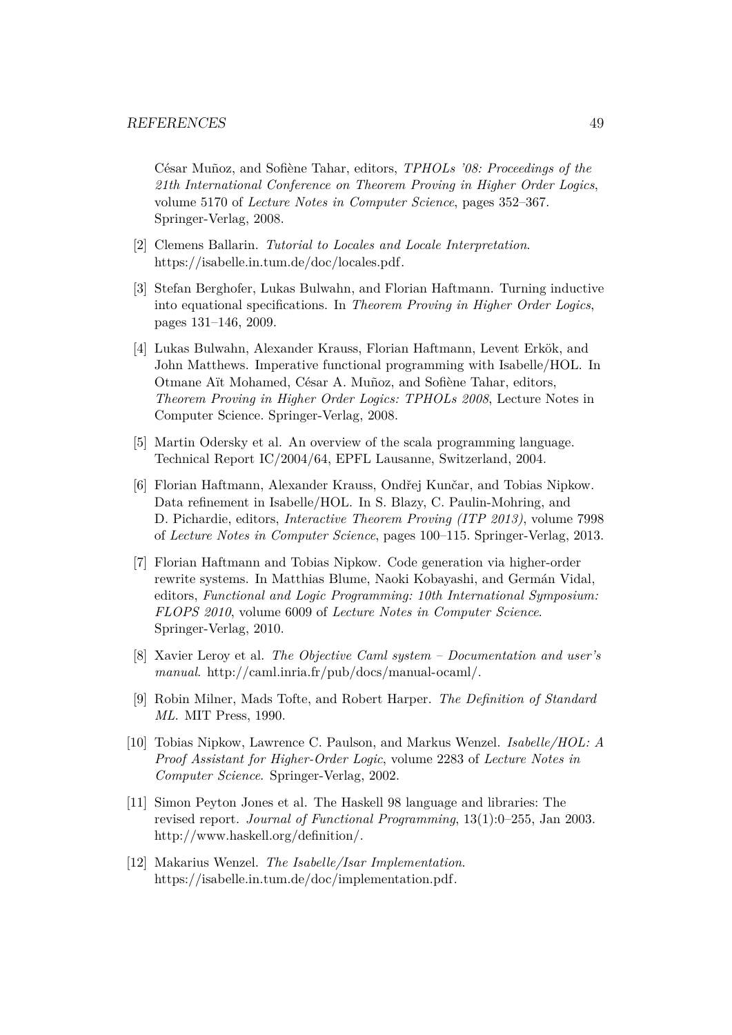César Muñoz, and Sofiène Tahar, editors, *TPHOLs '08: Proceedings of the 21th International Conference on Theorem Proving in Higher Order Logics*, volume 5170 of *Lecture Notes in Computer Science*, pages 352–367. Springer-Verlag, 2008.

[2] Clemens Ballarin. *Tutorial to Locales and Locale Interpretation*. https://isabelle.in.tum.de/doc/locales.pdf.

[3] Stefan Berghofer, Lukas Bulwahn, and Florian Haftmann. Turning inductive into equational specifications. In *Theorem Proving in Higher Order Logics*, pages 131–146, 2009.

[4] Lukas Bulwahn, Alexander Krauss, Florian Haftmann, Levent Erkök, and John Matthews. Imperative functional programming with Isabelle/HOL. In Otmane Aït Mohamed, César A. Muñoz, and Sofiène Tahar, editors, *Theorem Proving in Higher Order Logics: TPHOLs 2008*, Lecture Notes in Computer Science. Springer-Verlag, 2008.

[5] Martin Odersky et al. An overview of the scala programming language. Technical Report IC/2004/64, EPFL Lausanne, Switzerland, 2004.

[6] Florian Haftmann, Alexander Krauss, Ondřej Kunčar, and Tobias Nipkow. Data refinement in Isabelle/HOL. In S. Blazy, C. Paulin-Mohring, and D. Pichardie, editors, *Interactive Theorem Proving (ITP 2013)*, volume 7998 of *Lecture Notes in Computer Science*, pages 100–115. Springer-Verlag, 2013.

[7] Florian Haftmann and Tobias Nipkow. Code generation via higher-order rewrite systems. In Matthias Blume, Naoki Kobayashi, and Germán Vidal, editors, *Functional and Logic Programming: 10th International Symposium: FLOPS 2010*, volume 6009 of *Lecture Notes in Computer Science*. Springer-Verlag, 2010.

[8] Xavier Leroy et al. *The Objective Caml system – Documentation and user's manual*. http://caml.inria.fr/pub/docs/manual-ocaml/.

[9] Robin Milner, Mads Tofte, and Robert Harper. *The Definition of Standard ML*. MIT Press, 1990.

[10] Tobias Nipkow, Lawrence C. Paulson, and Markus Wenzel. *Isabelle/HOL: A Proof Assistant for Higher-Order Logic*, volume 2283 of *Lecture Notes in Computer Science*. Springer-Verlag, 2002.

[11] Simon Peyton Jones et al. The Haskell 98 language and libraries: The revised report. *Journal of Functional Programming*, 13(1):0–255, Jan 2003. http://www.haskell.org/definition/.

[12] Makarius Wenzel. *The Isabelle/Isar Implementation*. https://isabelle.in.tum.de/doc/implementation.pdf.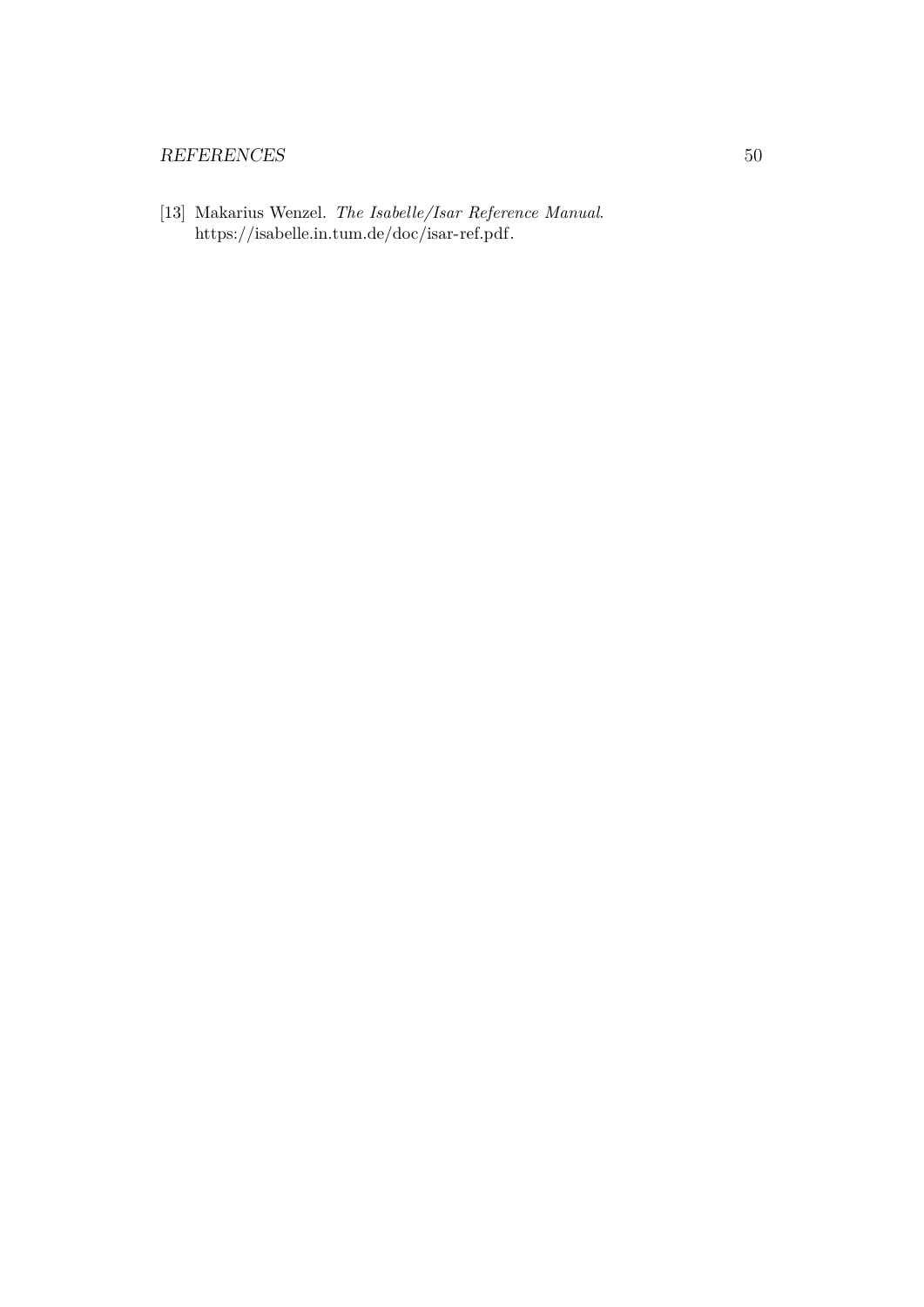[13] Makarius Wenzel. *The Isabelle/Isar Reference Manual*. https://isabelle.in.tum.de/doc/isar-ref.pdf.